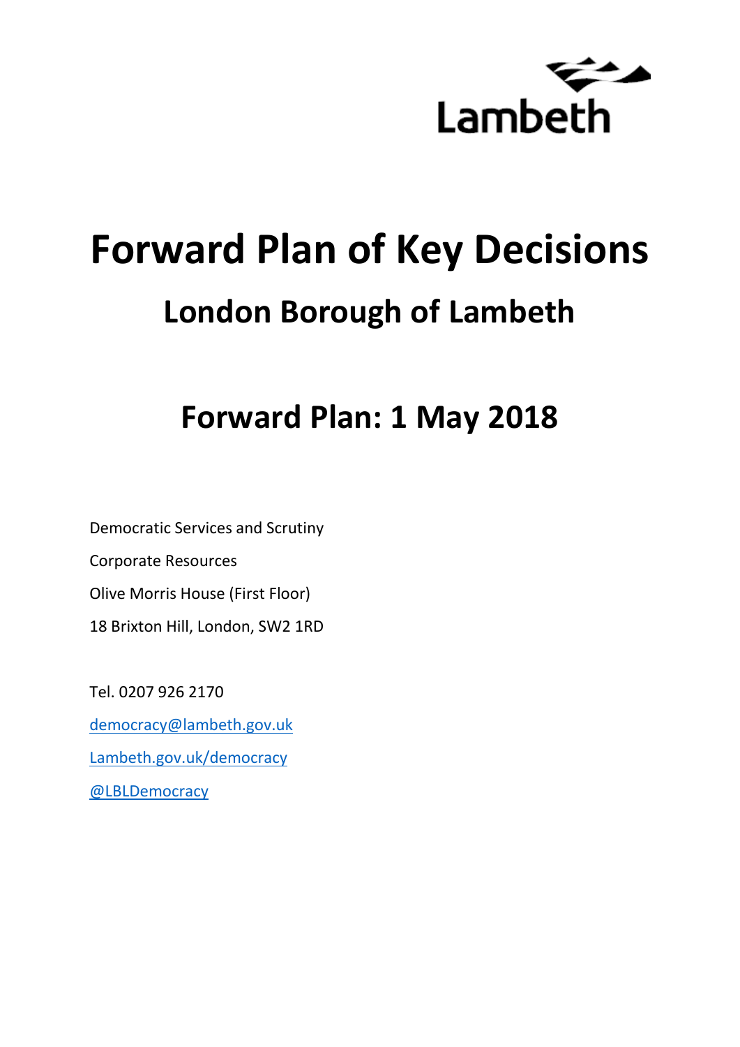Lambeth

# Forward Plan of Key Decisions

## London Borough of Lambeth

## Forward Plan: 1 May 2018

Democratic Services and Scrutiny

Corporate Resources

Olive Morris House (First Floor)

18 Brixton Hill, London, SW2 1RD

Tel. 0207 926 2170

[democracy@lambeth.gov.uk](mailto:democracy@lambeth.gov.uk)

[Lambeth.gov.uk/democracy](Lambeth.gov.uk/democracy)

[@LBLDemocracy](@LBLDemocracy)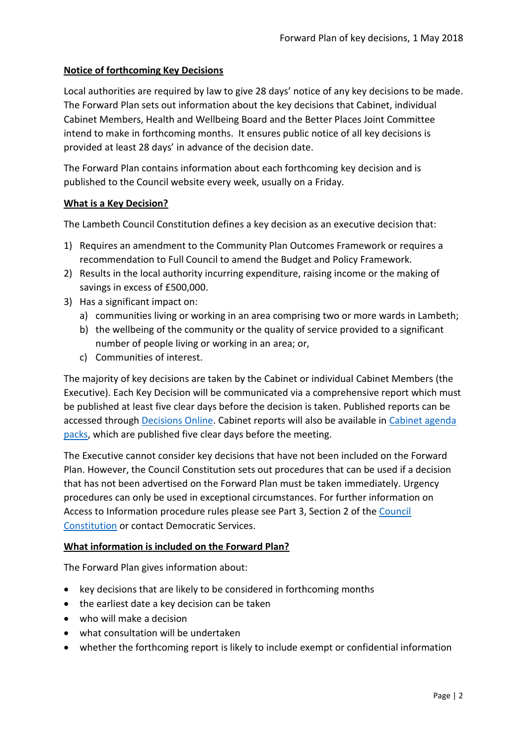## Notice of forthcoming Key Decisions

Local authorities are required by law to give 28 days' notice of any key decisions to be made. The Forward Plan sets out information about the key decisions that Cabinet, individual Cabinet Members, Health and Wellbeing Board and the Better Places Joint Committee intend to make in forthcoming months. It ensures public notice of all key decisions is provided at least 28 days' in advance of the decision date.

The Forward Plan contains information about each forthcoming key decision and is published to the Council website every week, usually on a Friday.

## What is a Key Decision?

The Lambeth Council Constitution defines a key decision as an executive decision that:

1) Requires an amendment to the Community Plan Outcomes Framework or requires a recommendation to Full Council to amend the Budget and Policy Framework.
2) Results in the local authority incurring expenditure, raising income or the making of savings in excess of £500,000.
3) Has a significant impact on:
   a) communities living or working in an area comprising two or more wards in Lambeth;
   b) the wellbeing of the community or the quality of service provided to a significant number of people living or working in an area; or,
   c) Communities of interest.

The majority of key decisions are taken by the Cabinet or individual Cabinet Members (the Executive). Each Key Decision will be communicated via a comprehensive report which must be published at least five clear days before the decision is taken. Published reports can be accessed through Decisions Online. Cabinet reports will also be available in Cabinet agenda packs, which are published five clear days before the meeting.

The Executive cannot consider key decisions that have not been included on the Forward Plan. However, the Council Constitution sets out procedures that can be used if a decision that has not been advertised on the Forward Plan must be taken immediately. Urgency procedures can only be used in exceptional circumstances. For further information on Access to Information procedure rules please see Part 3, Section 2 of the Council Constitution or contact Democratic Services.

## What information is included on the Forward Plan?

The Forward Plan gives information about:

- key decisions that are likely to be considered in forthcoming months
- the earliest date a key decision can be taken
- who will make a decision
- what consultation will be undertaken
- whether the forthcoming report is likely to include exempt or confidential information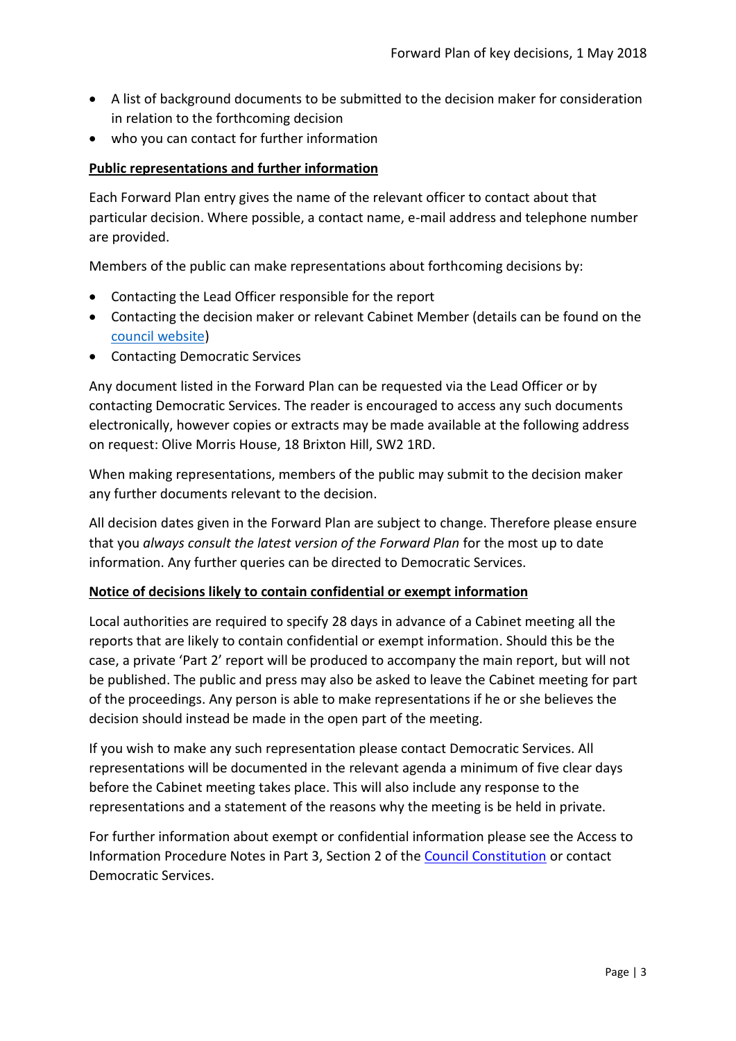- A list of background documents to be submitted to the decision maker for consideration in relation to the forthcoming decision
- who you can contact for further information

**Public representations and further information**

Each Forward Plan entry gives the name of the relevant officer to contact about that particular decision. Where possible, a contact name, e-mail address and telephone number are provided.

Members of the public can make representations about forthcoming decisions by:

- Contacting the Lead Officer responsible for the report
- Contacting the decision maker or relevant Cabinet Member (details can be found on the council website)
- Contacting Democratic Services

Any document listed in the Forward Plan can be requested via the Lead Officer or by contacting Democratic Services. The reader is encouraged to access any such documents electronically, however copies or extracts may be made available at the following address on request: Olive Morris House, 18 Brixton Hill, SW2 1RD.

When making representations, members of the public may submit to the decision maker any further documents relevant to the decision.

All decision dates given in the Forward Plan are subject to change. Therefore please ensure that you *always consult the latest version of the Forward Plan* for the most up to date information. Any further queries can be directed to Democratic Services.

**Notice of decisions likely to contain confidential or exempt information**

Local authorities are required to specify 28 days in advance of a Cabinet meeting all the reports that are likely to contain confidential or exempt information. Should this be the case, a private 'Part 2' report will be produced to accompany the main report, but will not be published. The public and press may also be asked to leave the Cabinet meeting for part of the proceedings. Any person is able to make representations if he or she believes the decision should instead be made in the open part of the meeting.

If you wish to make any such representation please contact Democratic Services. All representations will be documented in the relevant agenda a minimum of five clear days before the Cabinet meeting takes place. This will also include any response to the representations and a statement of the reasons why the meeting is be held in private.

For further information about exempt or confidential information please see the Access to Information Procedure Notes in Part 3, Section 2 of the Council Constitution or contact Democratic Services.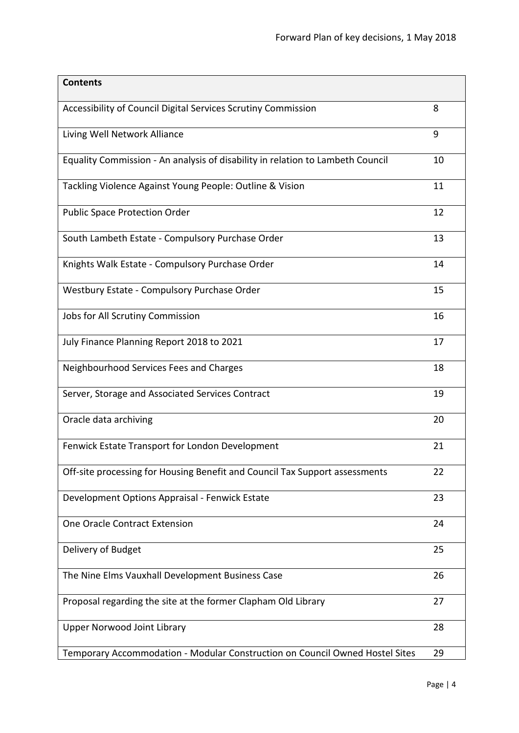| Contents | |
|---|---|
| Accessibility of Council Digital Services Scrutiny Commission | 8 |
| Living Well Network Alliance | 9 |
| Equality Commission - An analysis of disability in relation to Lambeth Council | 10 |
| Tackling Violence Against Young People: Outline & Vision | 11 |
| Public Space Protection Order | 12 |
| South Lambeth Estate - Compulsory Purchase Order | 13 |
| Knights Walk Estate - Compulsory Purchase Order | 14 |
| Westbury Estate - Compulsory Purchase Order | 15 |
| Jobs for All Scrutiny Commission | 16 |
| July Finance Planning Report 2018 to 2021 | 17 |
| Neighbourhood Services Fees and Charges | 18 |
| Server, Storage and Associated Services Contract | 19 |
| Oracle data archiving | 20 |
| Fenwick Estate Transport for London Development | 21 |
| Off-site processing for Housing Benefit and Council Tax Support assessments | 22 |
| Development Options Appraisal - Fenwick Estate | 23 |
| One Oracle Contract Extension | 24 |
| Delivery of Budget | 25 |
| The Nine Elms Vauxhall Development Business Case | 26 |
| Proposal regarding the site at the former Clapham Old Library | 27 |
| Upper Norwood Joint Library | 28 |
| Temporary Accommodation - Modular Construction on Council Owned Hostel Sites | 29 |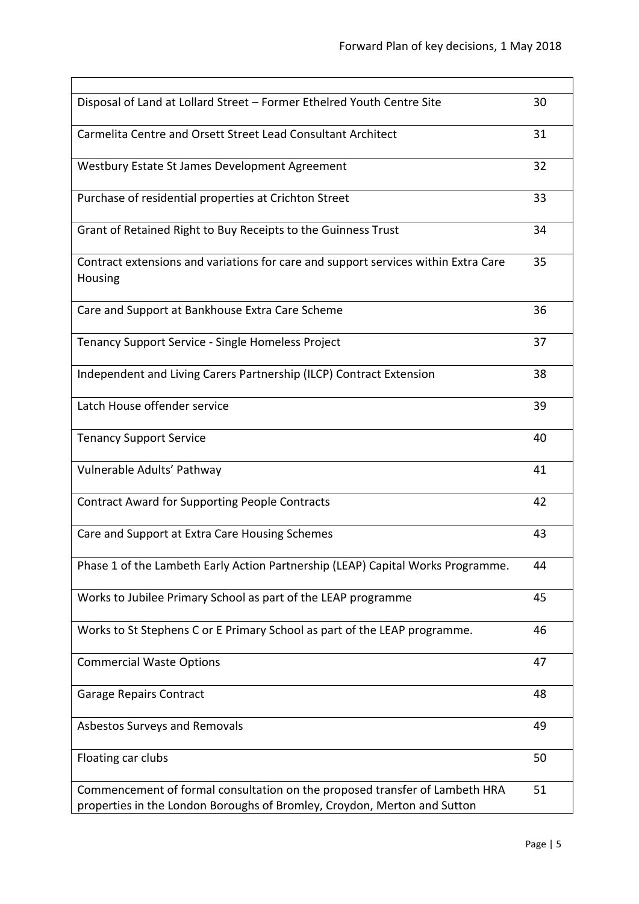| | |
|---|---|
| Disposal of Land at Lollard Street – Former Ethelred Youth Centre Site | 30 |
| Carmelita Centre and Orsett Street Lead Consultant Architect | 31 |
| Westbury Estate St James Development Agreement | 32 |
| Purchase of residential properties at Crichton Street | 33 |
| Grant of Retained Right to Buy Receipts to the Guinness Trust | 34 |
| Contract extensions and variations for care and support services within Extra Care Housing | 35 |
| Care and Support at Bankhouse Extra Care Scheme | 36 |
| Tenancy Support Service - Single Homeless Project | 37 |
| Independent and Living Carers Partnership (ILCP) Contract Extension | 38 |
| Latch House offender service | 39 |
| Tenancy Support Service | 40 |
| Vulnerable Adults' Pathway | 41 |
| Contract Award for Supporting People Contracts | 42 |
| Care and Support at Extra Care Housing Schemes | 43 |
| Phase 1 of the Lambeth Early Action Partnership (LEAP) Capital Works Programme. | 44 |
| Works to Jubilee Primary School as part of the LEAP programme | 45 |
| Works to St Stephens C or E Primary School as part of the LEAP programme. | 46 |
| Commercial Waste Options | 47 |
| Garage Repairs Contract | 48 |
| Asbestos Surveys and Removals | 49 |
| Floating car clubs | 50 |
| Commencement of formal consultation on the proposed transfer of Lambeth HRA properties in the London Boroughs of Bromley, Croydon, Merton and Sutton | 51 |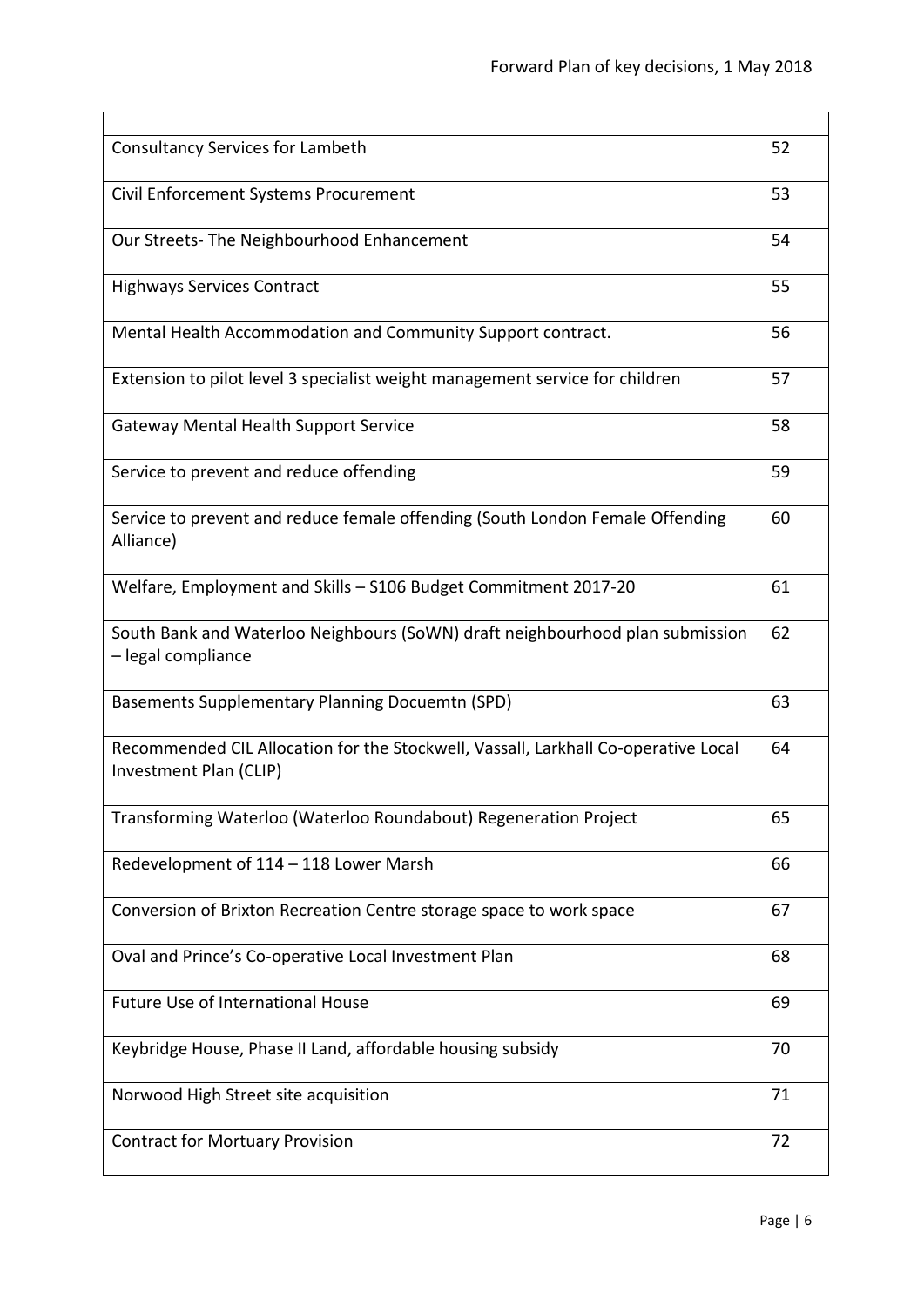| | |
|---|---|
| Consultancy Services for Lambeth | 52 |
| Civil Enforcement Systems Procurement | 53 |
| Our Streets- The Neighbourhood Enhancement | 54 |
| Highways Services Contract | 55 |
| Mental Health Accommodation and Community Support contract. | 56 |
| Extension to pilot level 3 specialist weight management service for children | 57 |
| Gateway Mental Health Support Service | 58 |
| Service to prevent and reduce offending | 59 |
| Service to prevent and reduce female offending (South London Female Offending Alliance) | 60 |
| Welfare, Employment and Skills – S106 Budget Commitment 2017-20 | 61 |
| South Bank and Waterloo Neighbours (SoWN) draft neighbourhood plan submission – legal compliance | 62 |
| Basements Supplementary Planning Docuemtn (SPD) | 63 |
| Recommended CIL Allocation for the Stockwell, Vassall, Larkhall Co-operative Local Investment Plan (CLIP) | 64 |
| Transforming Waterloo (Waterloo Roundabout) Regeneration Project | 65 |
| Redevelopment of 114 – 118 Lower Marsh | 66 |
| Conversion of Brixton Recreation Centre storage space to work space | 67 |
| Oval and Prince's Co-operative Local Investment Plan | 68 |
| Future Use of International House | 69 |
| Keybridge House, Phase II Land, affordable housing subsidy | 70 |
| Norwood High Street site acquisition | 71 |
| Contract for Mortuary Provision | 72 |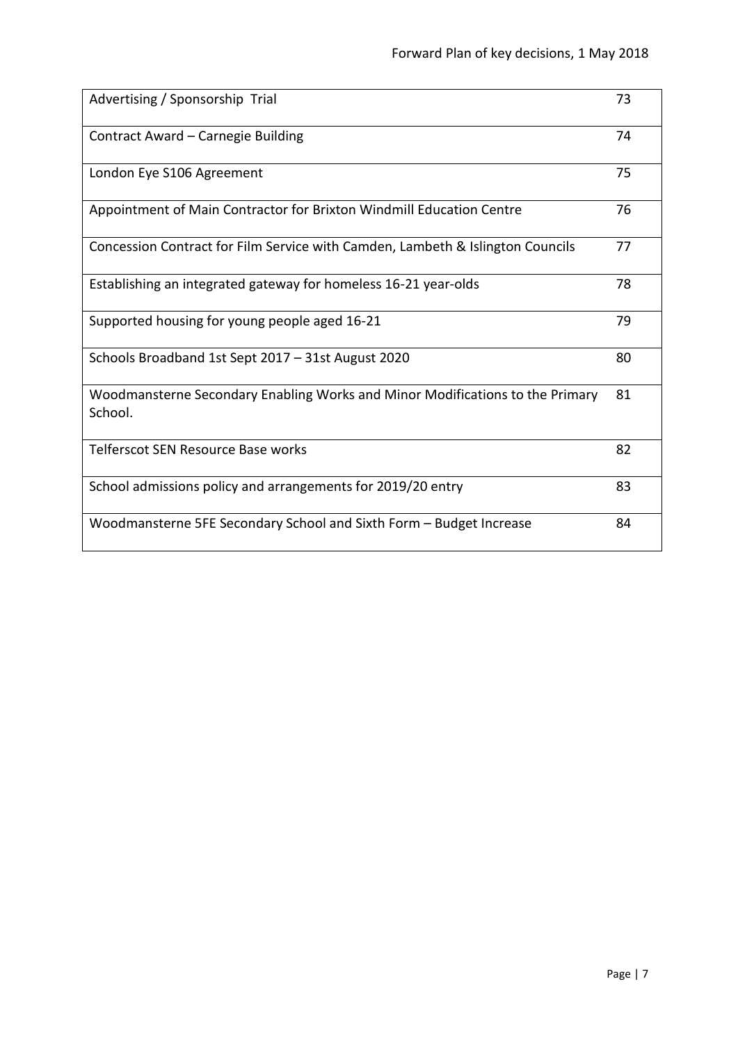| | |
|---|---|
| Advertising / Sponsorship Trial | 73 |
| Contract Award – Carnegie Building | 74 |
| London Eye S106 Agreement | 75 |
| Appointment of Main Contractor for Brixton Windmill Education Centre | 76 |
| Concession Contract for Film Service with Camden, Lambeth & Islington Councils | 77 |
| Establishing an integrated gateway for homeless 16-21 year-olds | 78 |
| Supported housing for young people aged 16-21 | 79 |
| Schools Broadband 1st Sept 2017 – 31st August 2020 | 80 |
| Woodmansterne Secondary Enabling Works and Minor Modifications to the Primary School. | 81 |
| Telferscot SEN Resource Base works | 82 |
| School admissions policy and arrangements for 2019/20 entry | 83 |
| Woodmansterne 5FE Secondary School and Sixth Form – Budget Increase | 84 |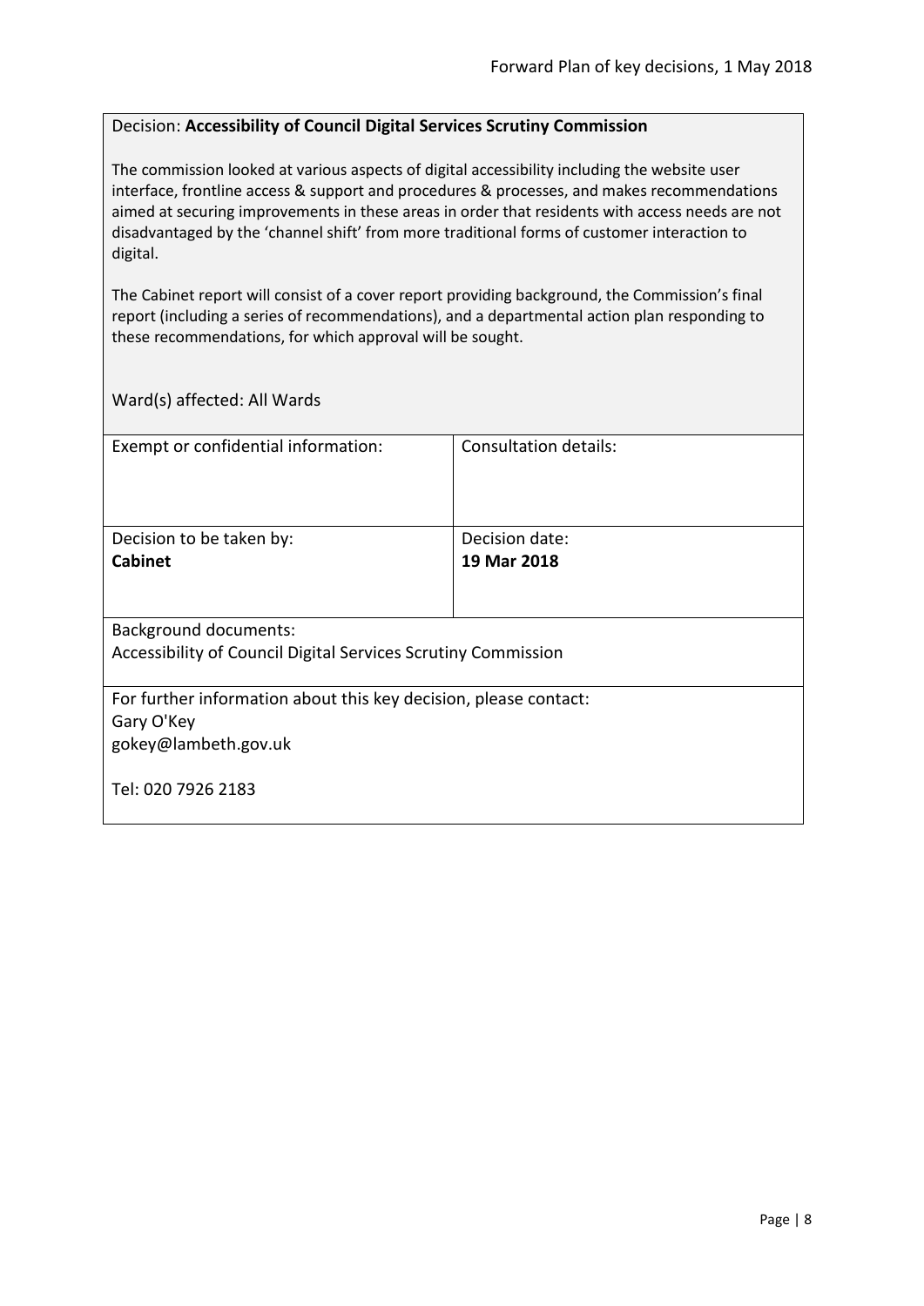Decision: **Accessibility of Council Digital Services Scrutiny Commission**

The commission looked at various aspects of digital accessibility including the website user interface, frontline access & support and procedures & processes, and makes recommendations aimed at securing improvements in these areas in order that residents with access needs are not disadvantaged by the 'channel shift' from more traditional forms of customer interaction to digital.

The Cabinet report will consist of a cover report providing background, the Commission's final report (including a series of recommendations), and a departmental action plan responding to these recommendations, for which approval will be sought.

Ward(s) affected: All Wards

| Exempt or confidential information: | Consultation details: |
|---|---|
| Decision to be taken by:<br>**Cabinet** | Decision date:<br>**19 Mar 2018** |

Background documents:
Accessibility of Council Digital Services Scrutiny Commission

For further information about this key decision, please contact:
Gary O'Key
gokey@lambeth.gov.uk

Tel: 020 7926 2183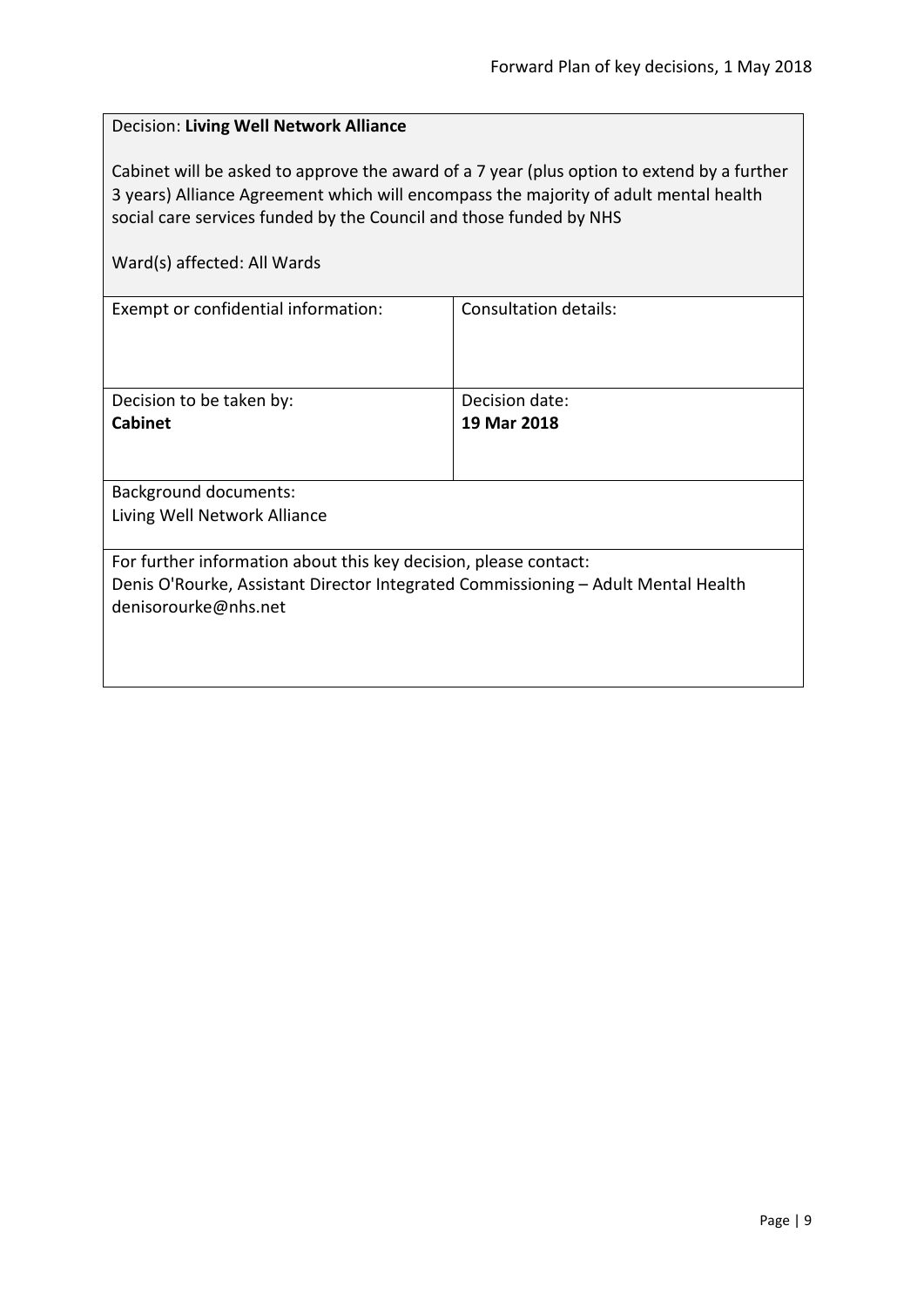Decision: **Living Well Network Alliance**

Cabinet will be asked to approve the award of a 7 year (plus option to extend by a further 3 years) Alliance Agreement which will encompass the majority of adult mental health social care services funded by the Council and those funded by NHS

Ward(s) affected: All Wards

| Exempt or confidential information: | Consultation details: |
| --- | --- |
| Decision to be taken by: **Cabinet** | Decision date: **19 Mar 2018** |

Background documents:
Living Well Network Alliance

For further information about this key decision, please contact:
Denis O'Rourke, Assistant Director Integrated Commissioning – Adult Mental Health
denisorourke@nhs.net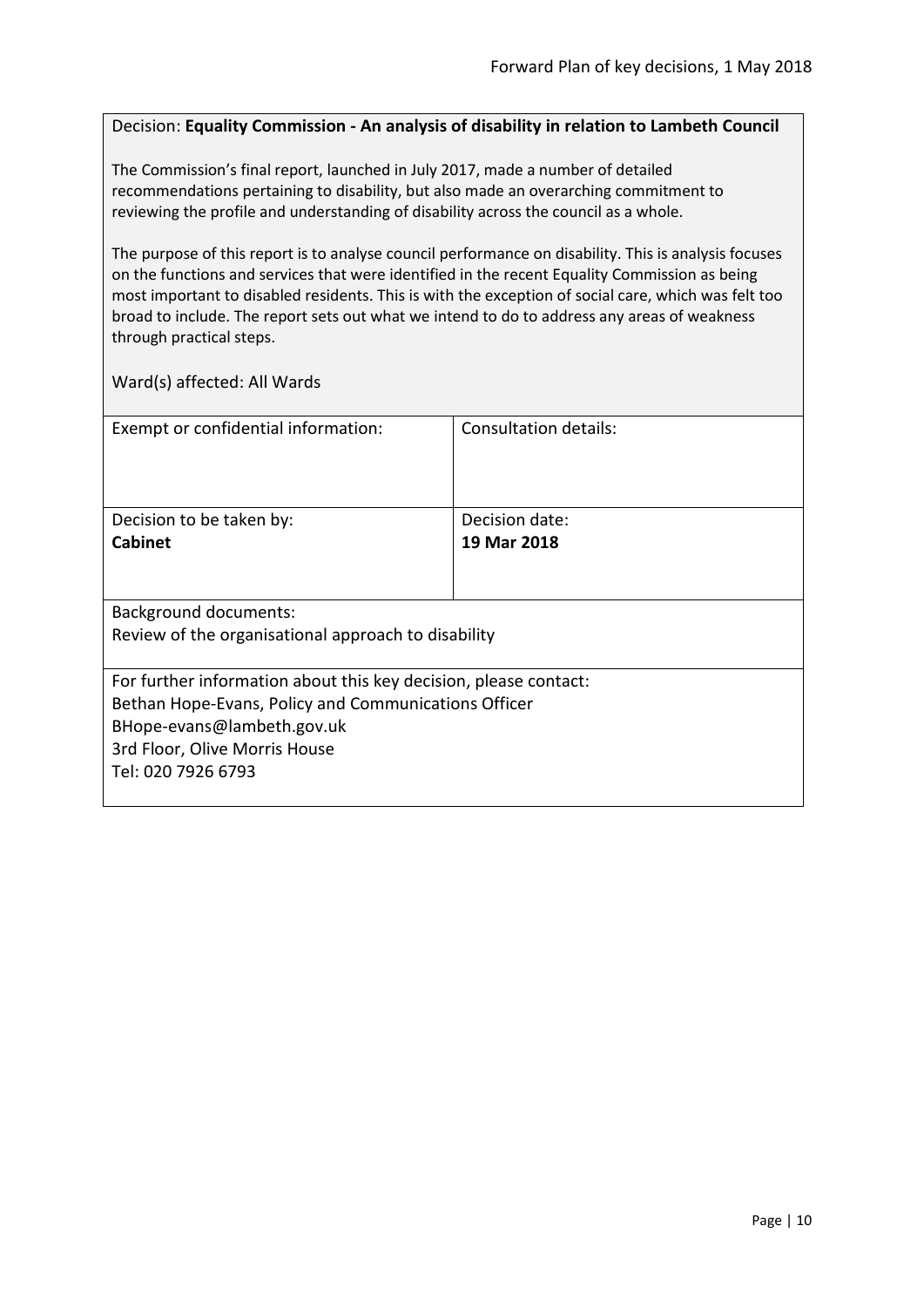Decision: **Equality Commission - An analysis of disability in relation to Lambeth Council**

The Commission's final report, launched in July 2017, made a number of detailed recommendations pertaining to disability, but also made an overarching commitment to reviewing the profile and understanding of disability across the council as a whole.

The purpose of this report is to analyse council performance on disability. This is analysis focuses on the functions and services that were identified in the recent Equality Commission as being most important to disabled residents. This is with the exception of social care, which was felt too broad to include. The report sets out what we intend to do to address any areas of weakness through practical steps.

Ward(s) affected: All Wards

| Exempt or confidential information: | Consultation details: |
|---|---|
| Decision to be taken by:<br>**Cabinet** | Decision date:<br>**19 Mar 2018** |

Background documents:
Review of the organisational approach to disability

For further information about this key decision, please contact:
Bethan Hope-Evans, Policy and Communications Officer
BHope-evans@lambeth.gov.uk
3rd Floor, Olive Morris House
Tel: 020 7926 6793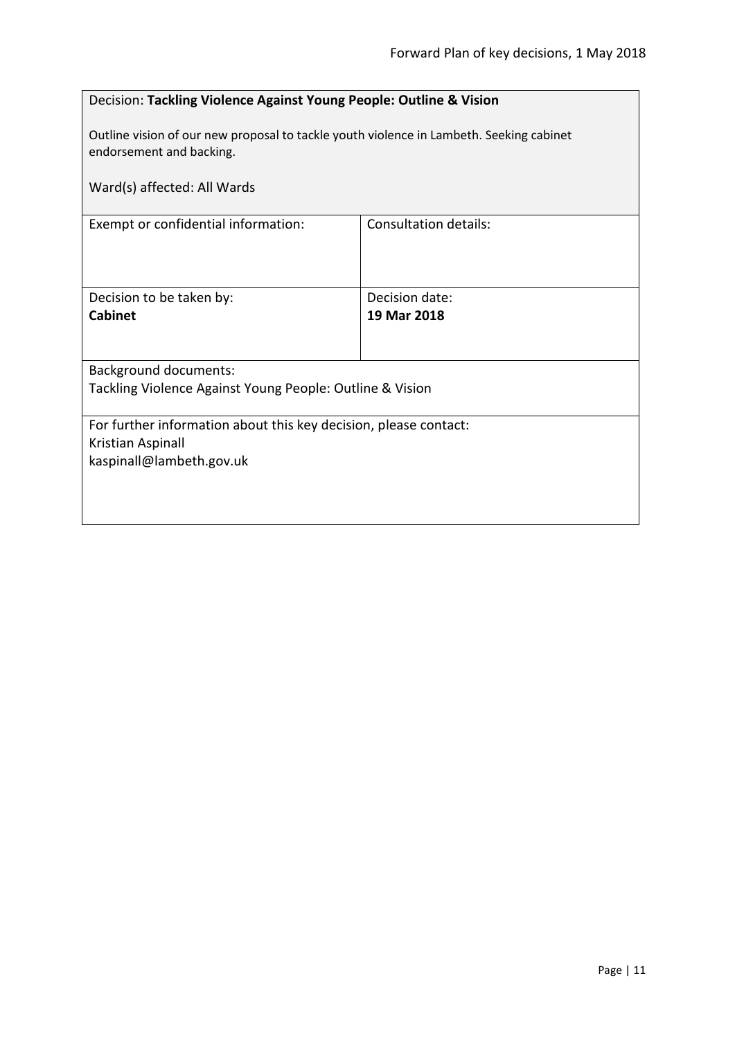Decision: **Tackling Violence Against Young People: Outline & Vision**

Outline vision of our new proposal to tackle youth violence in Lambeth. Seeking cabinet endorsement and backing.

Ward(s) affected: All Wards

| Exempt or confidential information: | Consultation details: |
|---|---|
| | |

| Decision to be taken by: | Decision date: |
|---|---|
| **Cabinet** | **19 Mar 2018** |

Background documents:
Tackling Violence Against Young People: Outline & Vision

For further information about this key decision, please contact:
Kristian Aspinall
kaspinall@lambeth.gov.uk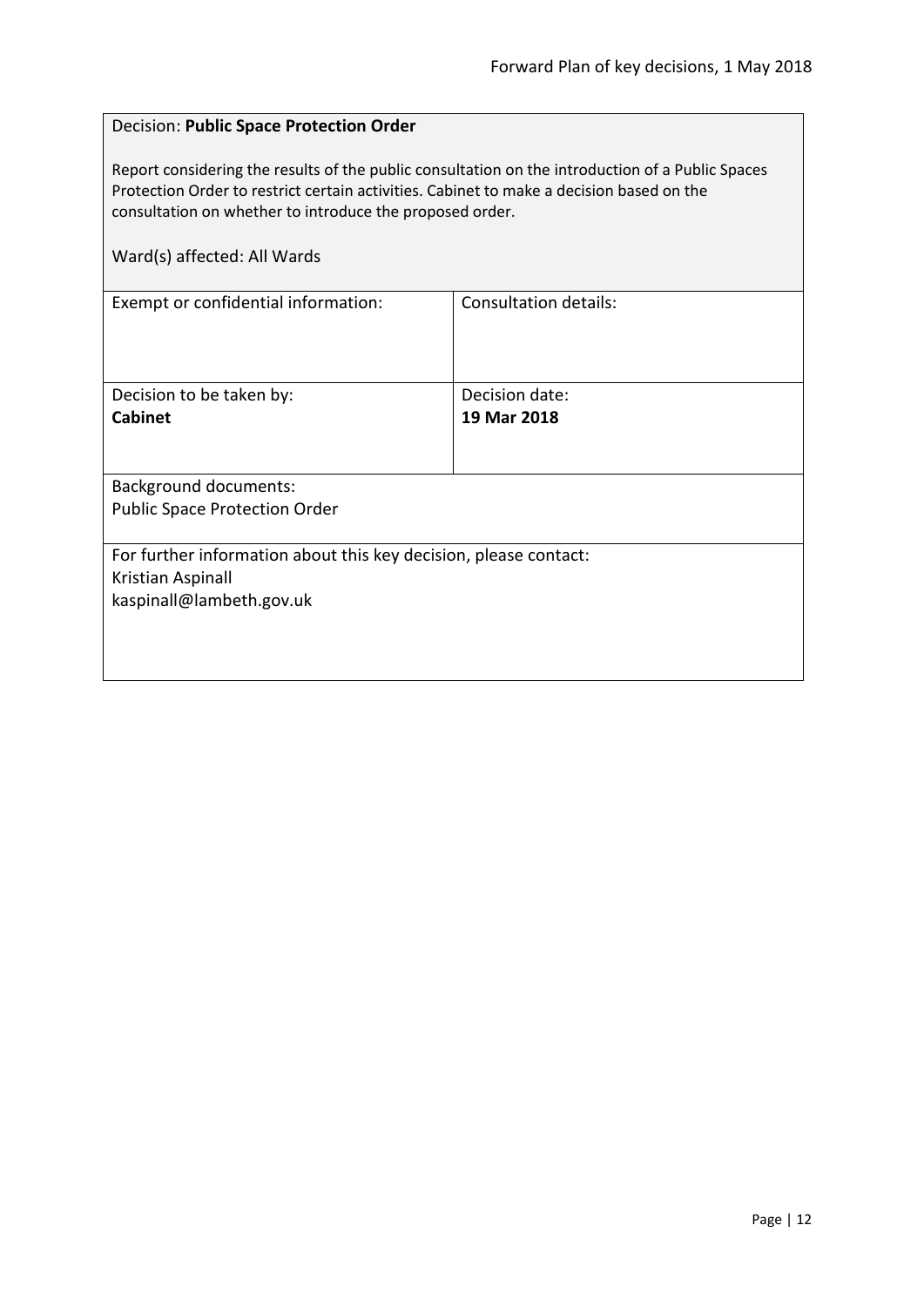Decision: **Public Space Protection Order**

Report considering the results of the public consultation on the introduction of a Public Spaces Protection Order to restrict certain activities. Cabinet to make a decision based on the consultation on whether to introduce the proposed order.

Ward(s) affected: All Wards

| Exempt or confidential information: | Consultation details: |
|---|---|
| Decision to be taken by:<br>**Cabinet** | Decision date:<br>**19 Mar 2018** |

Background documents:
Public Space Protection Order

For further information about this key decision, please contact:
Kristian Aspinall
kaspinall@lambeth.gov.uk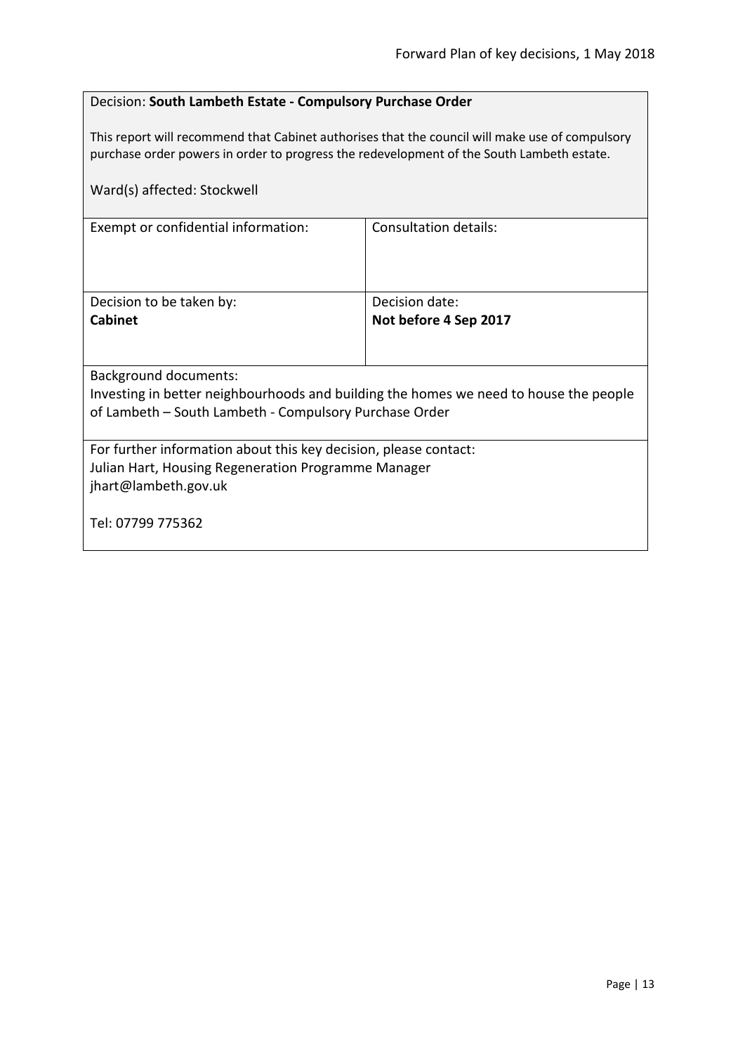Decision: **South Lambeth Estate - Compulsory Purchase Order**

This report will recommend that Cabinet authorises that the council will make use of compulsory purchase order powers in order to progress the redevelopment of the South Lambeth estate.

Ward(s) affected: Stockwell

| Exempt or confidential information: | Consultation details: |
| --- | --- |
| Decision to be taken by:<br>**Cabinet** | Decision date:<br>**Not before 4 Sep 2017** |

Background documents:
Investing in better neighbourhoods and building the homes we need to house the people of Lambeth – South Lambeth - Compulsory Purchase Order

For further information about this key decision, please contact:
Julian Hart, Housing Regeneration Programme Manager
jhart@lambeth.gov.uk

Tel: 07799 775362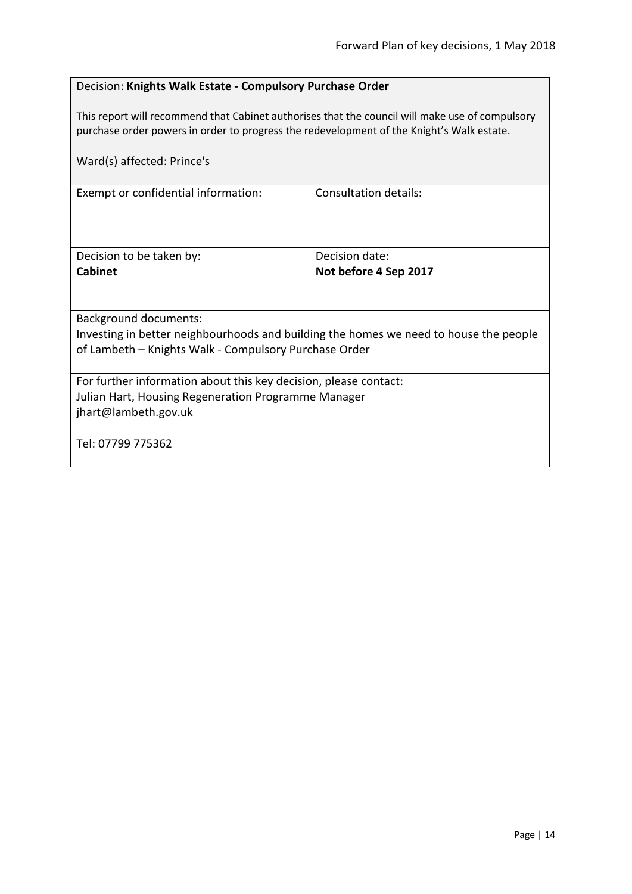Decision: **Knights Walk Estate - Compulsory Purchase Order**

This report will recommend that Cabinet authorises that the council will make use of compulsory purchase order powers in order to progress the redevelopment of the Knight's Walk estate.

Ward(s) affected: Prince's

| Exempt or confidential information: | Consultation details: |
| --- | --- |
| Decision to be taken by:<br>**Cabinet** | Decision date:<br>**Not before 4 Sep 2017** |

Background documents:
Investing in better neighbourhoods and building the homes we need to house the people of Lambeth – Knights Walk - Compulsory Purchase Order

For further information about this key decision, please contact:
Julian Hart, Housing Regeneration Programme Manager
jhart@lambeth.gov.uk

Tel: 07799 775362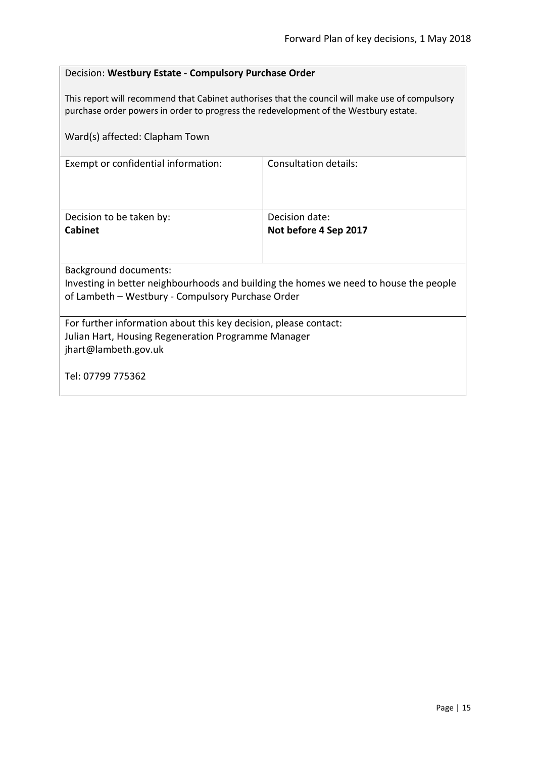Decision: **Westbury Estate - Compulsory Purchase Order**

This report will recommend that Cabinet authorises that the council will make use of compulsory purchase order powers in order to progress the redevelopment of the Westbury estate.

Ward(s) affected: Clapham Town

| Exempt or confidential information: | Consultation details: |
|---|---|
| Decision to be taken by:<br>**Cabinet** | Decision date:<br>**Not before 4 Sep 2017** |

Background documents:
Investing in better neighbourhoods and building the homes we need to house the people of Lambeth – Westbury - Compulsory Purchase Order

For further information about this key decision, please contact:
Julian Hart, Housing Regeneration Programme Manager
jhart@lambeth.gov.uk

Tel: 07799 775362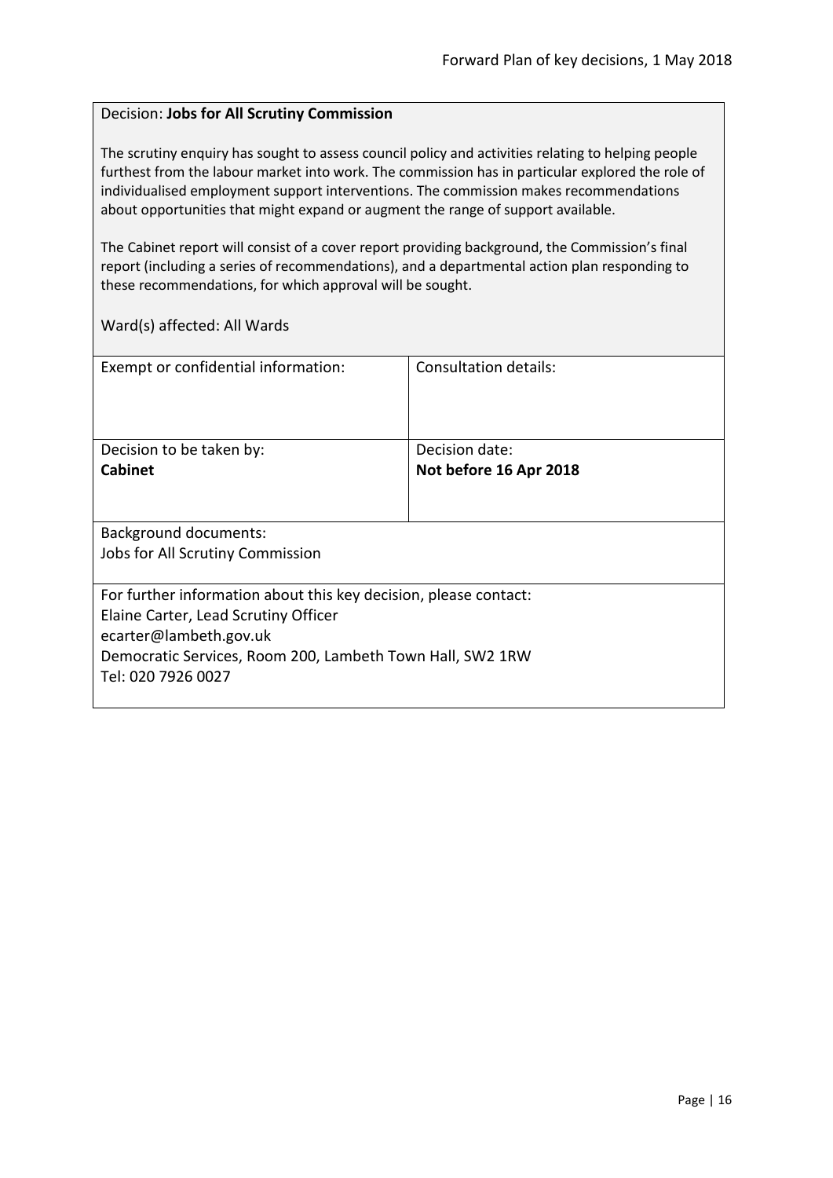Decision: **Jobs for All Scrutiny Commission**

The scrutiny enquiry has sought to assess council policy and activities relating to helping people furthest from the labour market into work. The commission has in particular explored the role of individualised employment support interventions. The commission makes recommendations about opportunities that might expand or augment the range of support available.

The Cabinet report will consist of a cover report providing background, the Commission's final report (including a series of recommendations), and a departmental action plan responding to these recommendations, for which approval will be sought.

Ward(s) affected: All Wards

| Exempt or confidential information: | Consultation details: |
| --- | --- |
| Decision to be taken by:<br>**Cabinet** | Decision date:<br>**Not before 16 Apr 2018** |

Background documents:
Jobs for All Scrutiny Commission

For further information about this key decision, please contact:
Elaine Carter, Lead Scrutiny Officer
ecarter@lambeth.gov.uk
Democratic Services, Room 200, Lambeth Town Hall, SW2 1RW
Tel: 020 7926 0027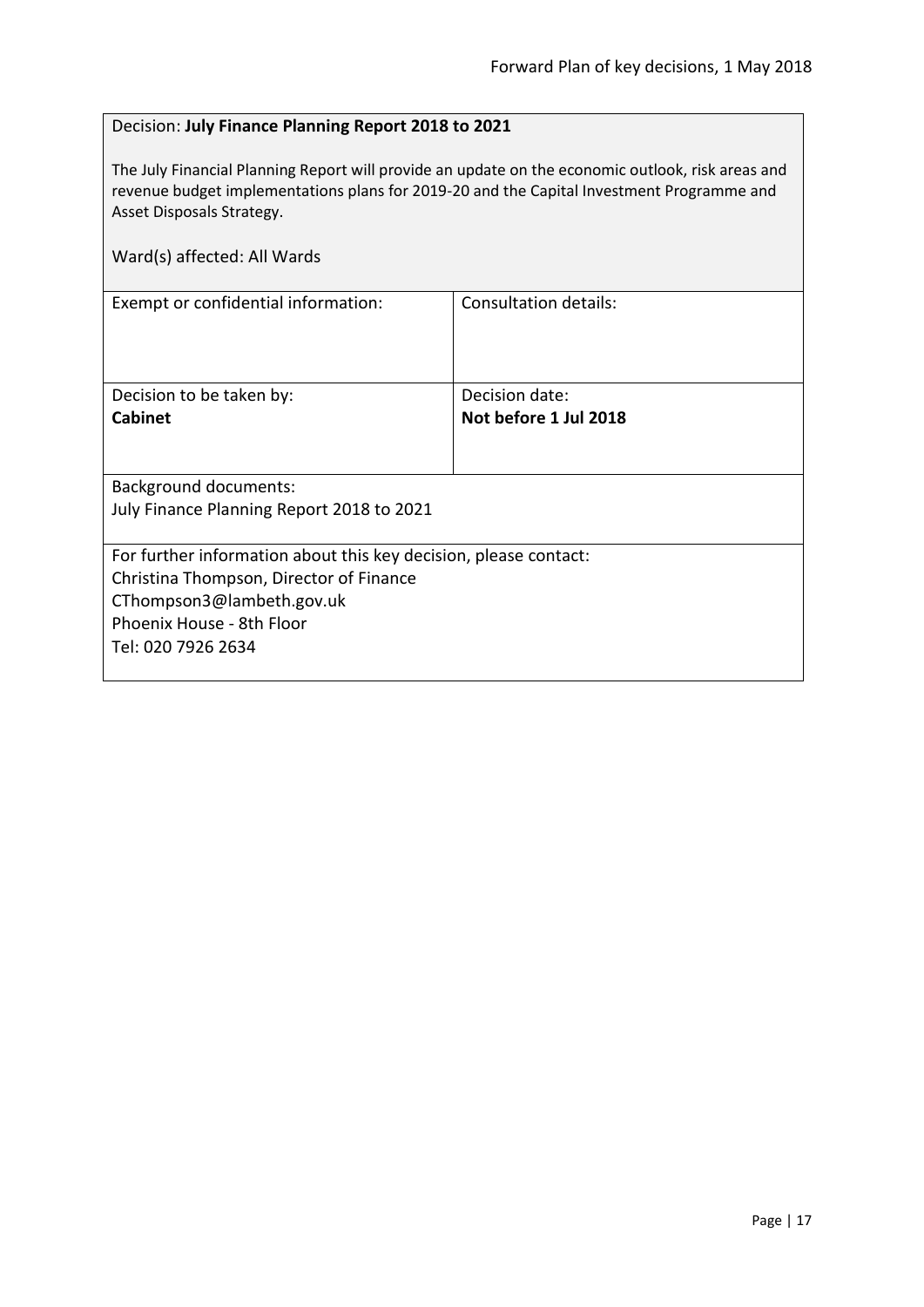Decision: **July Finance Planning Report 2018 to 2021**

The July Financial Planning Report will provide an update on the economic outlook, risk areas and revenue budget implementations plans for 2019-20 and the Capital Investment Programme and Asset Disposals Strategy.

Ward(s) affected: All Wards

| Exempt or confidential information: | Consultation details: |
|---|---|
| Decision to be taken by:<br>**Cabinet** | Decision date:<br>**Not before 1 Jul 2018** |

Background documents:
July Finance Planning Report 2018 to 2021

For further information about this key decision, please contact:
Christina Thompson, Director of Finance
CThompson3@lambeth.gov.uk
Phoenix House - 8th Floor
Tel: 020 7926 2634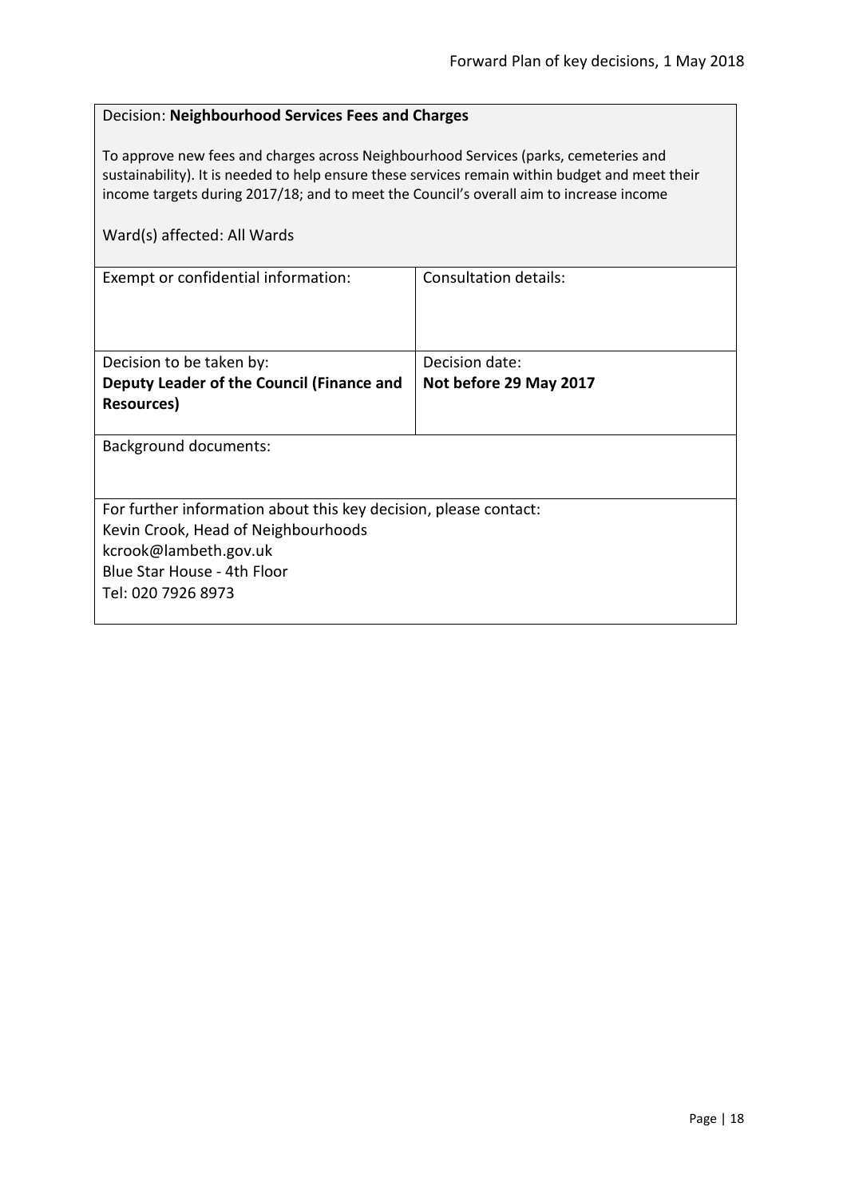Decision: **Neighbourhood Services Fees and Charges**

To approve new fees and charges across Neighbourhood Services (parks, cemeteries and sustainability). It is needed to help ensure these services remain within budget and meet their income targets during 2017/18; and to meet the Council's overall aim to increase income

Ward(s) affected: All Wards

| Exempt or confidential information: | Consultation details: |
| --- | --- |
| Decision to be taken by:<br>**Deputy Leader of the Council (Finance and Resources)** | Decision date:<br>**Not before 29 May 2017** |

Background documents:

For further information about this key decision, please contact:
Kevin Crook, Head of Neighbourhoods
kcrook@lambeth.gov.uk
Blue Star House - 4th Floor
Tel: 020 7926 8973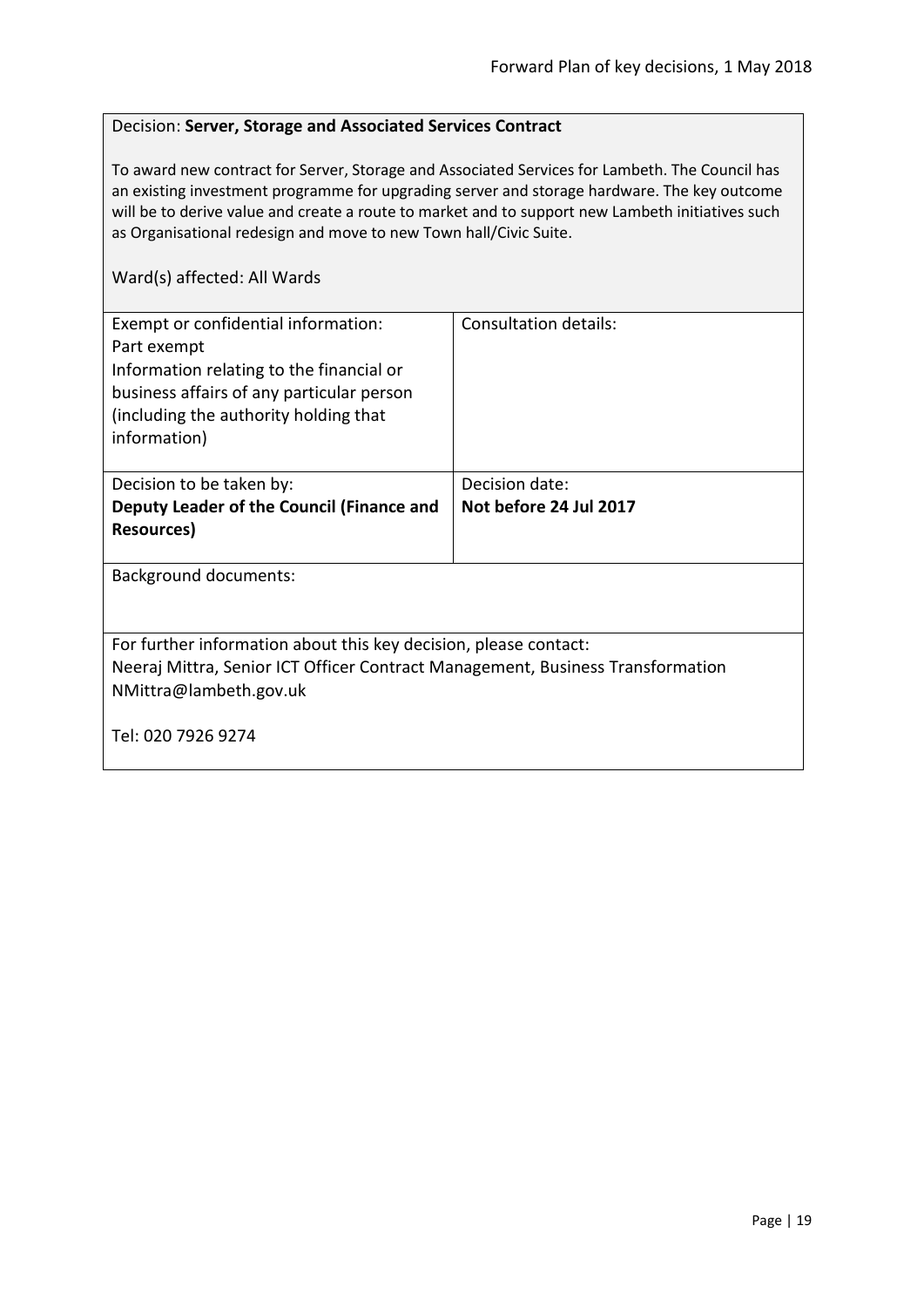Decision: **Server, Storage and Associated Services Contract**

To award new contract for Server, Storage and Associated Services for Lambeth. The Council has an existing investment programme for upgrading server and storage hardware. The key outcome will be to derive value and create a route to market and to support new Lambeth initiatives such as Organisational redesign and move to new Town hall/Civic Suite.

Ward(s) affected: All Wards

| Exempt or confidential information:<br>Part exempt<br>Information relating to the financial or business affairs of any particular person (including the authority holding that information) | Consultation details: |
|---|---|
| Decision to be taken by:<br>**Deputy Leader of the Council (Finance and Resources)** | Decision date:<br>**Not before 24 Jul 2017** |

Background documents:

For further information about this key decision, please contact:
Neeraj Mittra, Senior ICT Officer Contract Management, Business Transformation
NMittra@lambeth.gov.uk

Tel: 020 7926 9274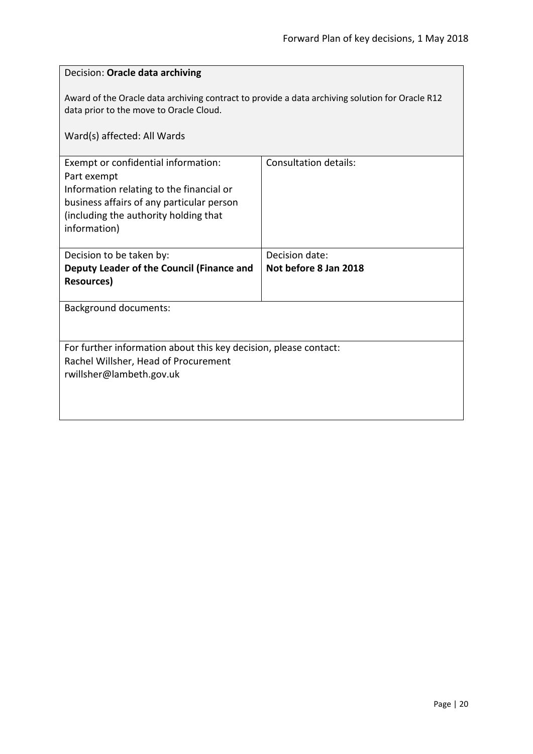Decision: **Oracle data archiving**

Award of the Oracle data archiving contract to provide a data archiving solution for Oracle R12 data prior to the move to Oracle Cloud.

Ward(s) affected: All Wards

| Exempt or confidential information: Part exempt Information relating to the financial or business affairs of any particular person (including the authority holding that information) | Consultation details: |
|---|---|
| Decision to be taken by: **Deputy Leader of the Council (Finance and Resources)** | Decision date: **Not before 8 Jan 2018** |

Background documents:

For further information about this key decision, please contact:
Rachel Willsher, Head of Procurement
rwillsher@lambeth.gov.uk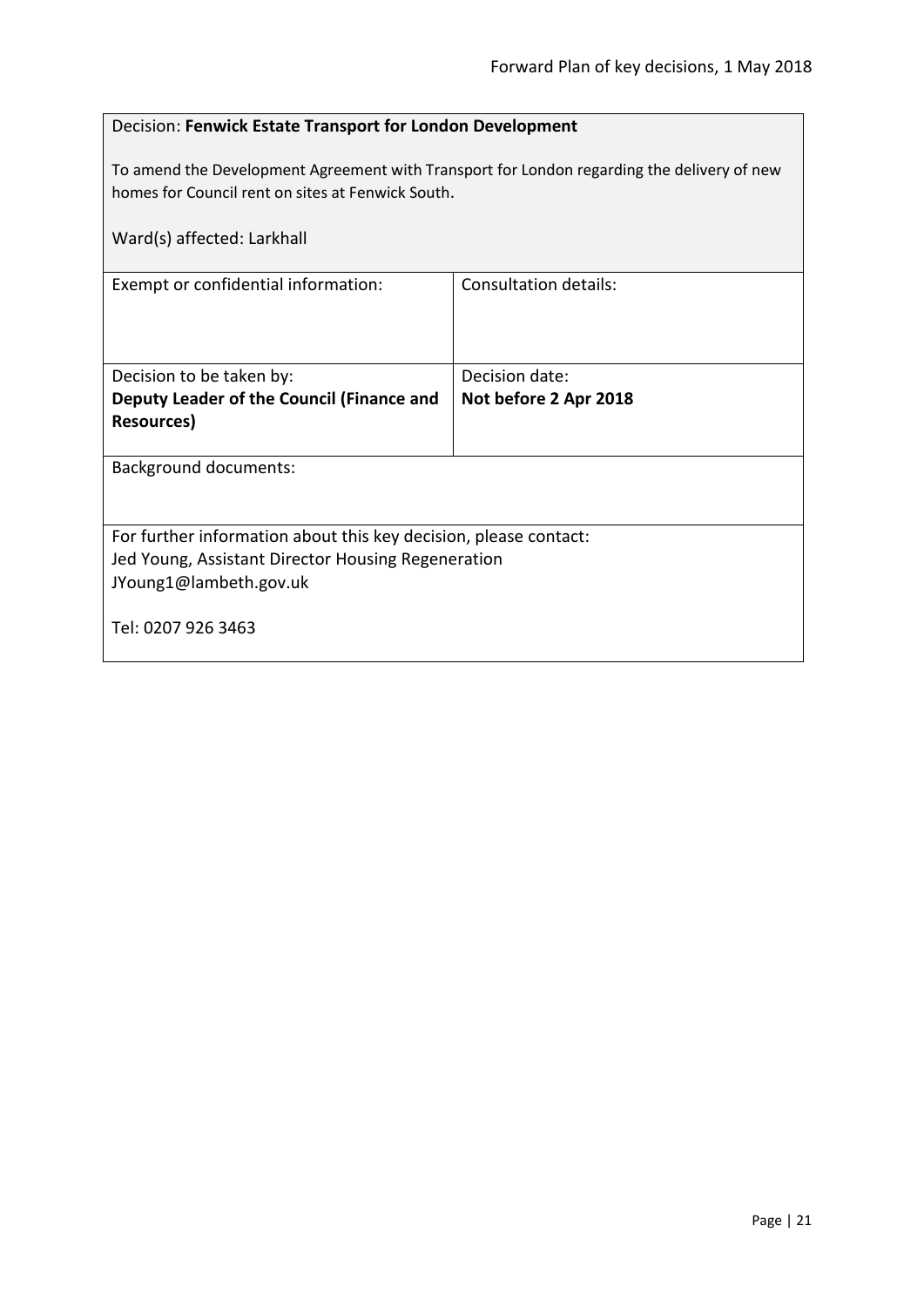Decision: **Fenwick Estate Transport for London Development**

To amend the Development Agreement with Transport for London regarding the delivery of new homes for Council rent on sites at Fenwick South.

Ward(s) affected: Larkhall

| Exempt or confidential information: | Consultation details: |
|---|---|
| Decision to be taken by:<br>**Deputy Leader of the Council (Finance and Resources)** | Decision date:<br>**Not before 2 Apr 2018** |

Background documents:

For further information about this key decision, please contact:
Jed Young, Assistant Director Housing Regeneration
JYoung1@lambeth.gov.uk

Tel: 0207 926 3463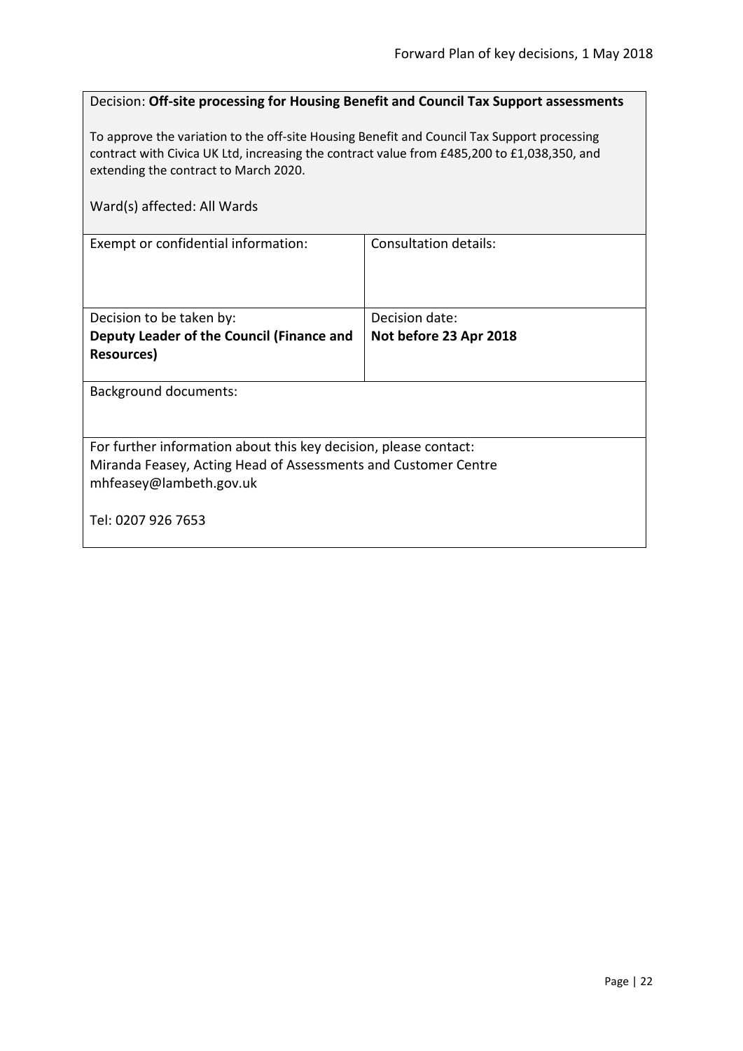Decision: **Off-site processing for Housing Benefit and Council Tax Support assessments**

To approve the variation to the off-site Housing Benefit and Council Tax Support processing contract with Civica UK Ltd, increasing the contract value from £485,200 to £1,038,350, and extending the contract to March 2020.

Ward(s) affected: All Wards

| Exempt or confidential information: | Consultation details: |
|---|---|
| Decision to be taken by:<br>**Deputy Leader of the Council (Finance and Resources)** | Decision date:<br>**Not before 23 Apr 2018** |

Background documents:

For further information about this key decision, please contact:
Miranda Feasey, Acting Head of Assessments and Customer Centre
mhfeasey@lambeth.gov.uk

Tel: 0207 926 7653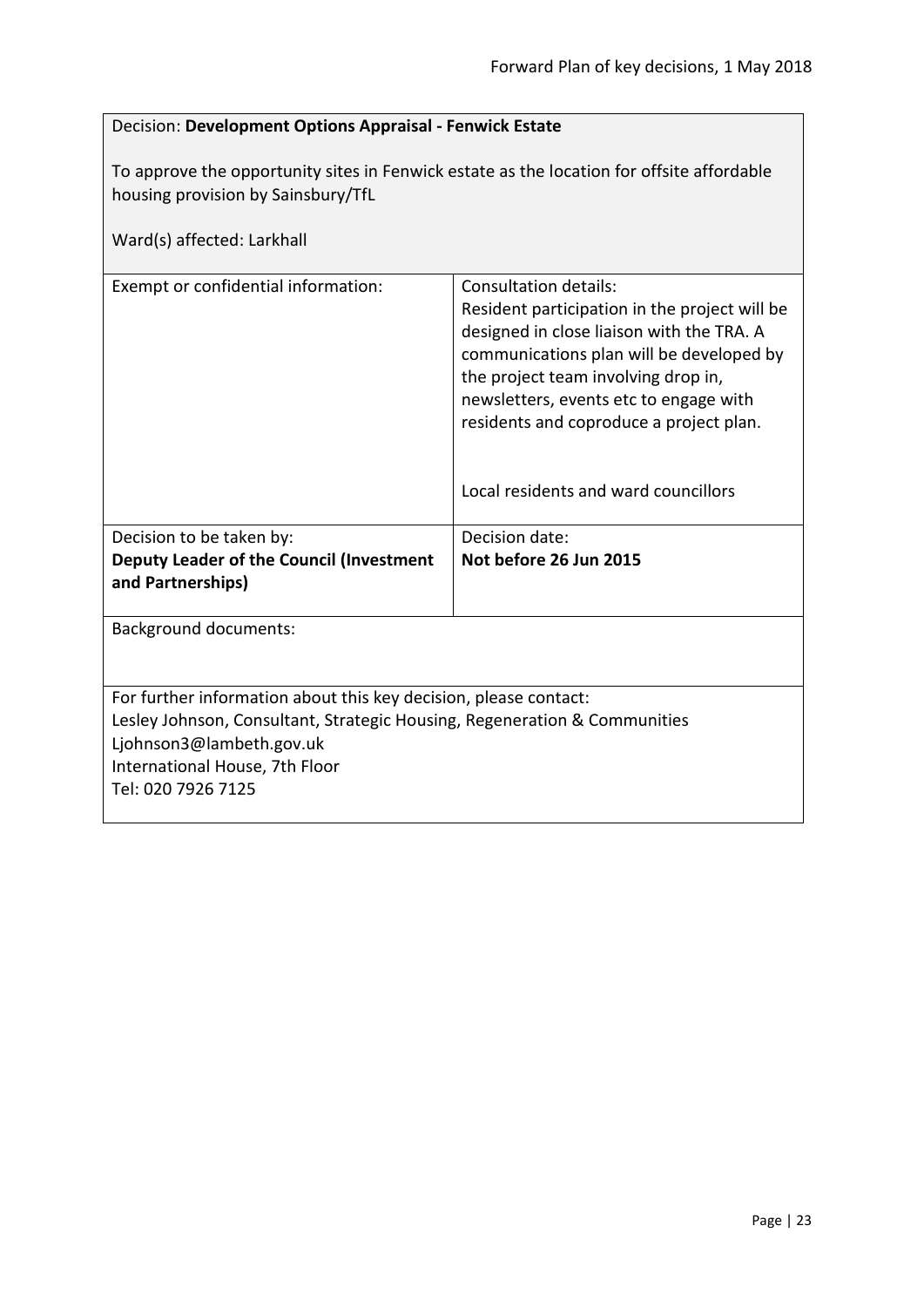Decision: **Development Options Appraisal - Fenwick Estate**

To approve the opportunity sites in Fenwick estate as the location for offsite affordable housing provision by Sainsbury/TfL

Ward(s) affected: Larkhall

| Exempt or confidential information: | Consultation details:<br>Resident participation in the project will be designed in close liaison with the TRA. A communications plan will be developed by the project team involving drop in, newsletters, events etc to engage with residents and coproduce a project plan.<br><br>Local residents and ward councillors |
|---|---|
| Decision to be taken by:<br>**Deputy Leader of the Council (Investment and Partnerships)** | Decision date:<br>**Not before 26 Jun 2015** |

Background documents:

For further information about this key decision, please contact:
Lesley Johnson, Consultant, Strategic Housing, Regeneration & Communities
Ljohnson3@lambeth.gov.uk
International House, 7th Floor
Tel: 020 7926 7125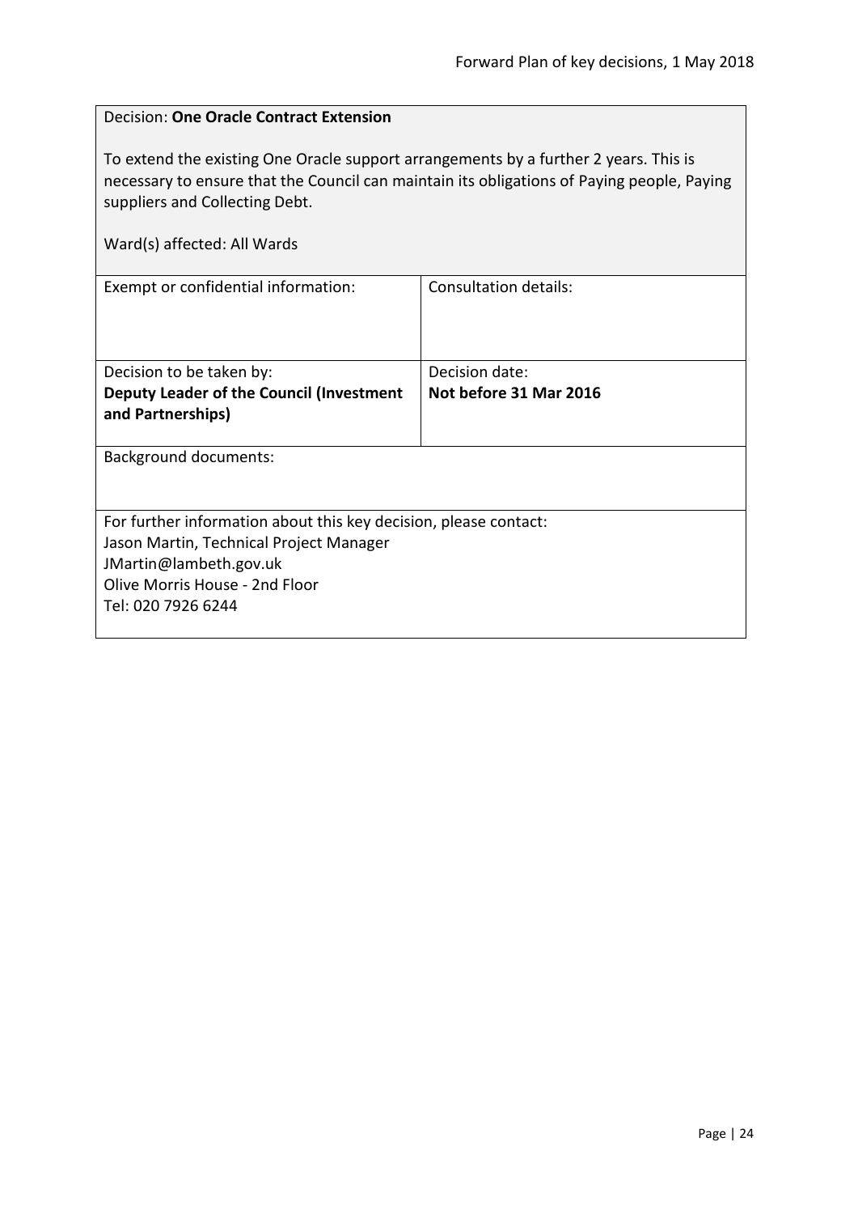Decision: **One Oracle Contract Extension**

To extend the existing One Oracle support arrangements by a further 2 years. This is necessary to ensure that the Council can maintain its obligations of Paying people, Paying suppliers and Collecting Debt.

Ward(s) affected: All Wards

| Exempt or confidential information: | Consultation details: |
|---|---|
| Decision to be taken by:<br>**Deputy Leader of the Council (Investment and Partnerships)** | Decision date:<br>**Not before 31 Mar 2016** |

Background documents:

For further information about this key decision, please contact:
Jason Martin, Technical Project Manager
JMartin@lambeth.gov.uk
Olive Morris House - 2nd Floor
Tel: 020 7926 6244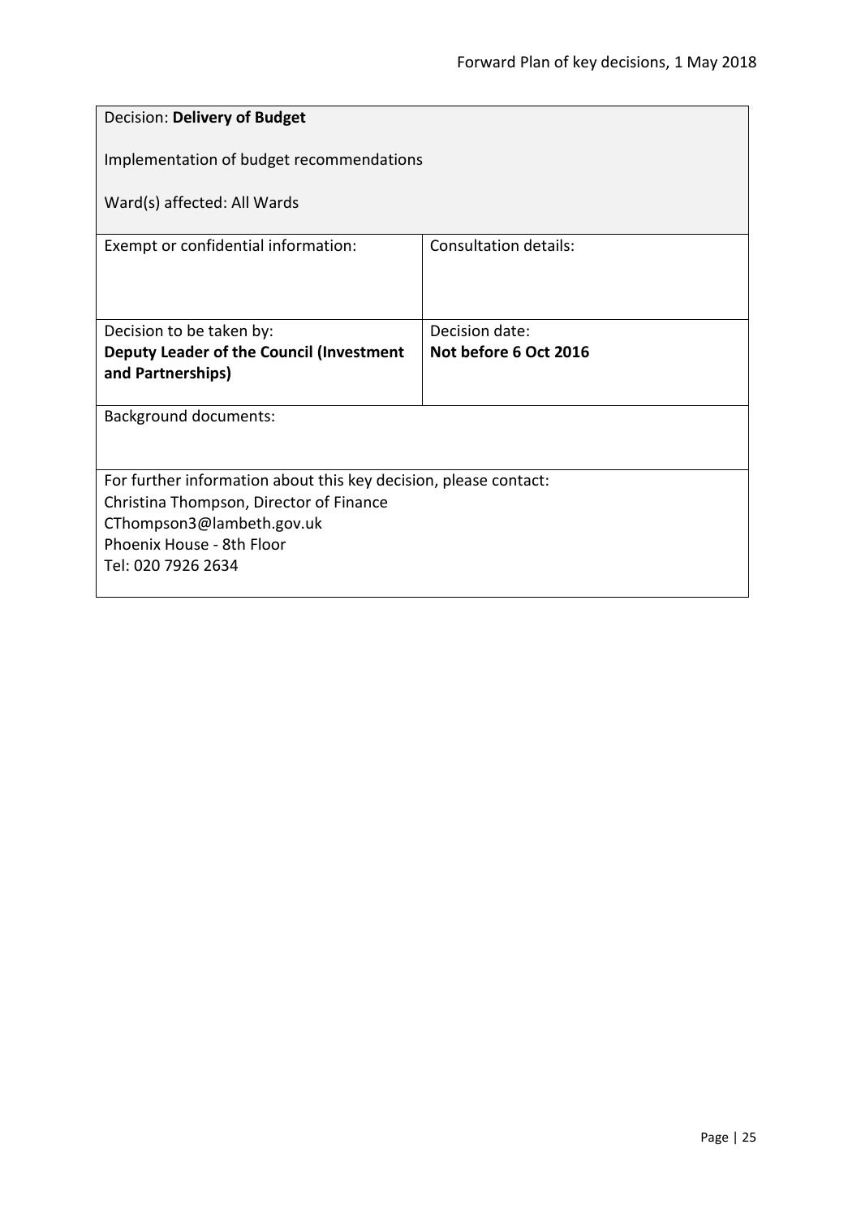Decision: **Delivery of Budget**

Implementation of budget recommendations

Ward(s) affected: All Wards

| Exempt or confidential information: | Consultation details: |
| --- | --- |
| Decision to be taken by:<br>**Deputy Leader of the Council (Investment and Partnerships)** | Decision date:<br>**Not before 6 Oct 2016** |

Background documents:

For further information about this key decision, please contact:
Christina Thompson, Director of Finance
CThompson3@lambeth.gov.uk
Phoenix House - 8th Floor
Tel: 020 7926 2634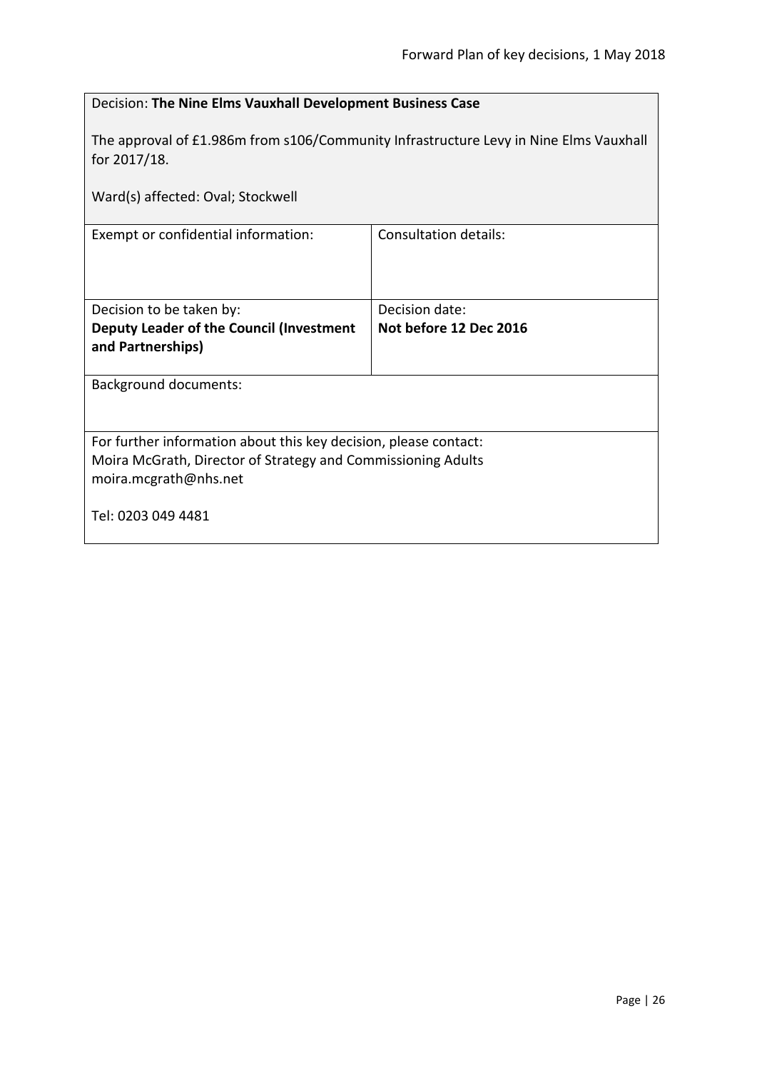Decision: **The Nine Elms Vauxhall Development Business Case**

The approval of £1.986m from s106/Community Infrastructure Levy in Nine Elms Vauxhall for 2017/18.

Ward(s) affected: Oval; Stockwell

| Exempt or confidential information: | Consultation details: |
|---|---|
| Decision to be taken by:<br>**Deputy Leader of the Council (Investment and Partnerships)** | Decision date:<br>**Not before 12 Dec 2016** |

Background documents:

For further information about this key decision, please contact:
Moira McGrath, Director of Strategy and Commissioning Adults
moira.mcgrath@nhs.net

Tel: 0203 049 4481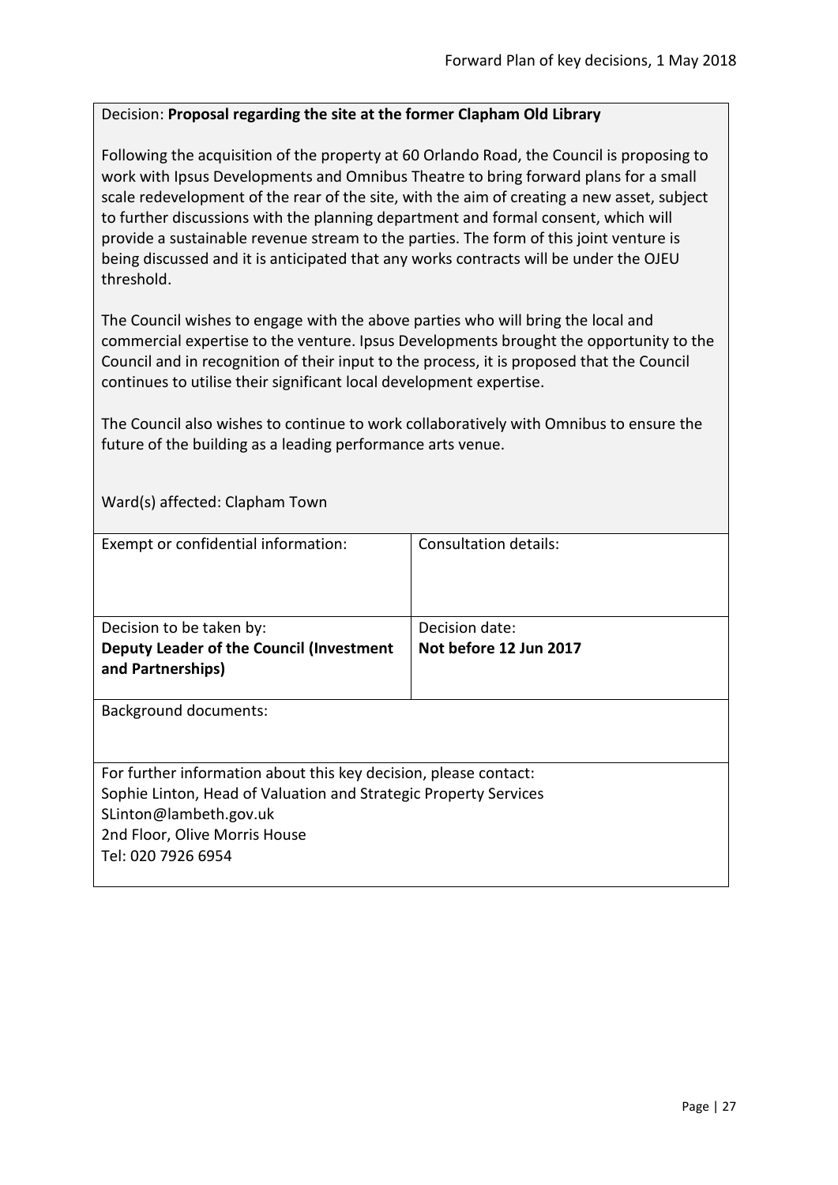Decision: **Proposal regarding the site at the former Clapham Old Library**

Following the acquisition of the property at 60 Orlando Road, the Council is proposing to work with Ipsus Developments and Omnibus Theatre to bring forward plans for a small scale redevelopment of the rear of the site, with the aim of creating a new asset, subject to further discussions with the planning department and formal consent, which will provide a sustainable revenue stream to the parties. The form of this joint venture is being discussed and it is anticipated that any works contracts will be under the OJEU threshold.

The Council wishes to engage with the above parties who will bring the local and commercial expertise to the venture. Ipsus Developments brought the opportunity to the Council and in recognition of their input to the process, it is proposed that the Council continues to utilise their significant local development expertise.

The Council also wishes to continue to work collaboratively with Omnibus to ensure the future of the building as a leading performance arts venue.

Ward(s) affected: Clapham Town

| Exempt or confidential information: | Consultation details: |
| --- | --- |
| Decision to be taken by:<br>**Deputy Leader of the Council (Investment and Partnerships)** | Decision date:<br>**Not before 12 Jun 2017** |

Background documents:

For further information about this key decision, please contact:
Sophie Linton, Head of Valuation and Strategic Property Services
SLinton@lambeth.gov.uk
2nd Floor, Olive Morris House
Tel: 020 7926 6954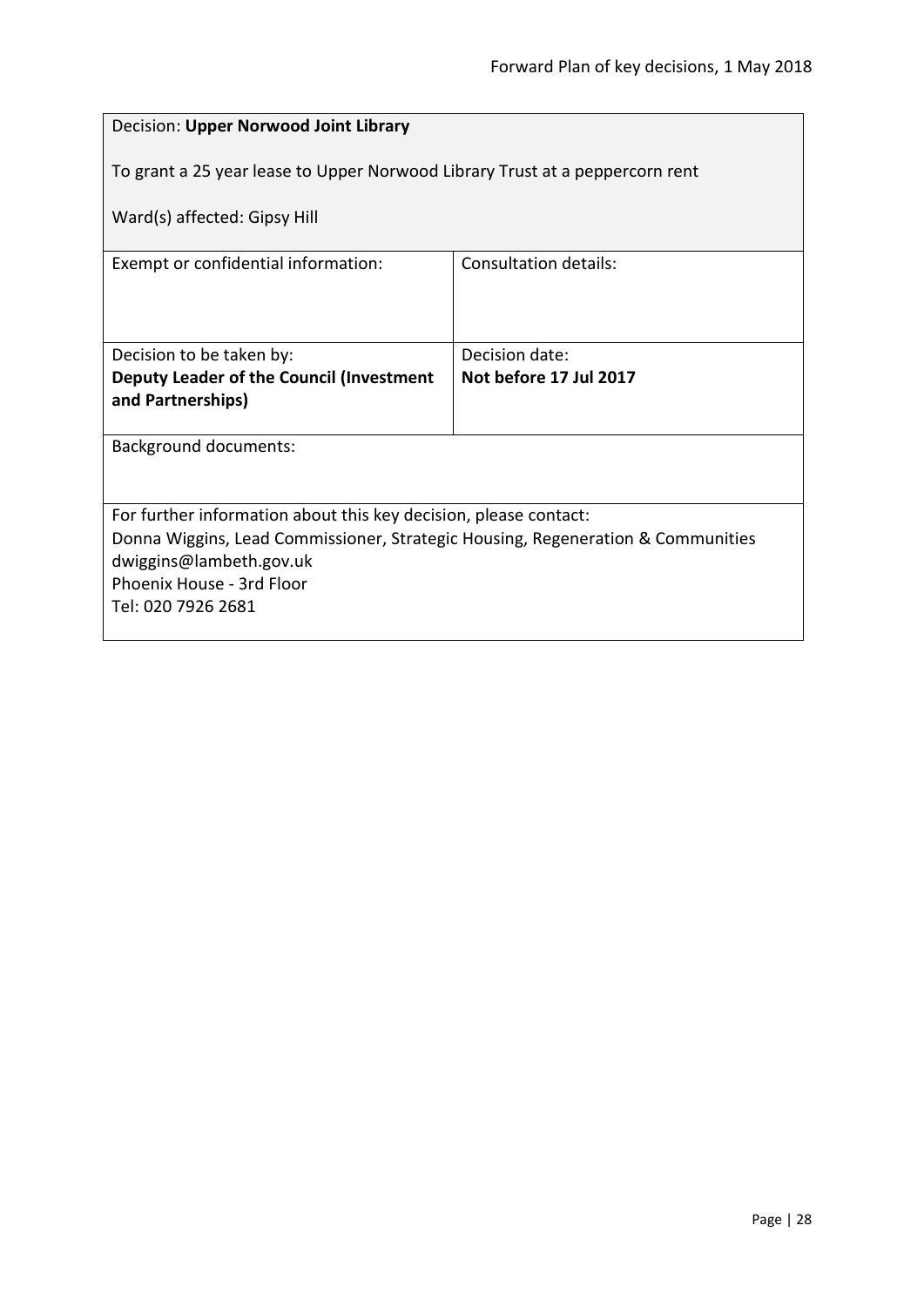| Decision: **Upper Norwood Joint Library**<br><br>To grant a 25 year lease to Upper Norwood Library Trust at a peppercorn rent<br><br>Ward(s) affected: Gipsy Hill | |
|---|---|
| Exempt or confidential information: | Consultation details: |
| Decision to be taken by:<br>**Deputy Leader of the Council (Investment and Partnerships)** | Decision date:<br>**Not before 17 Jul 2017** |
| Background documents: | |
| For further information about this key decision, please contact:<br>Donna Wiggins, Lead Commissioner, Strategic Housing, Regeneration & Communities<br>dwiggins@lambeth.gov.uk<br>Phoenix House - 3rd Floor<br>Tel: 020 7926 2681 | |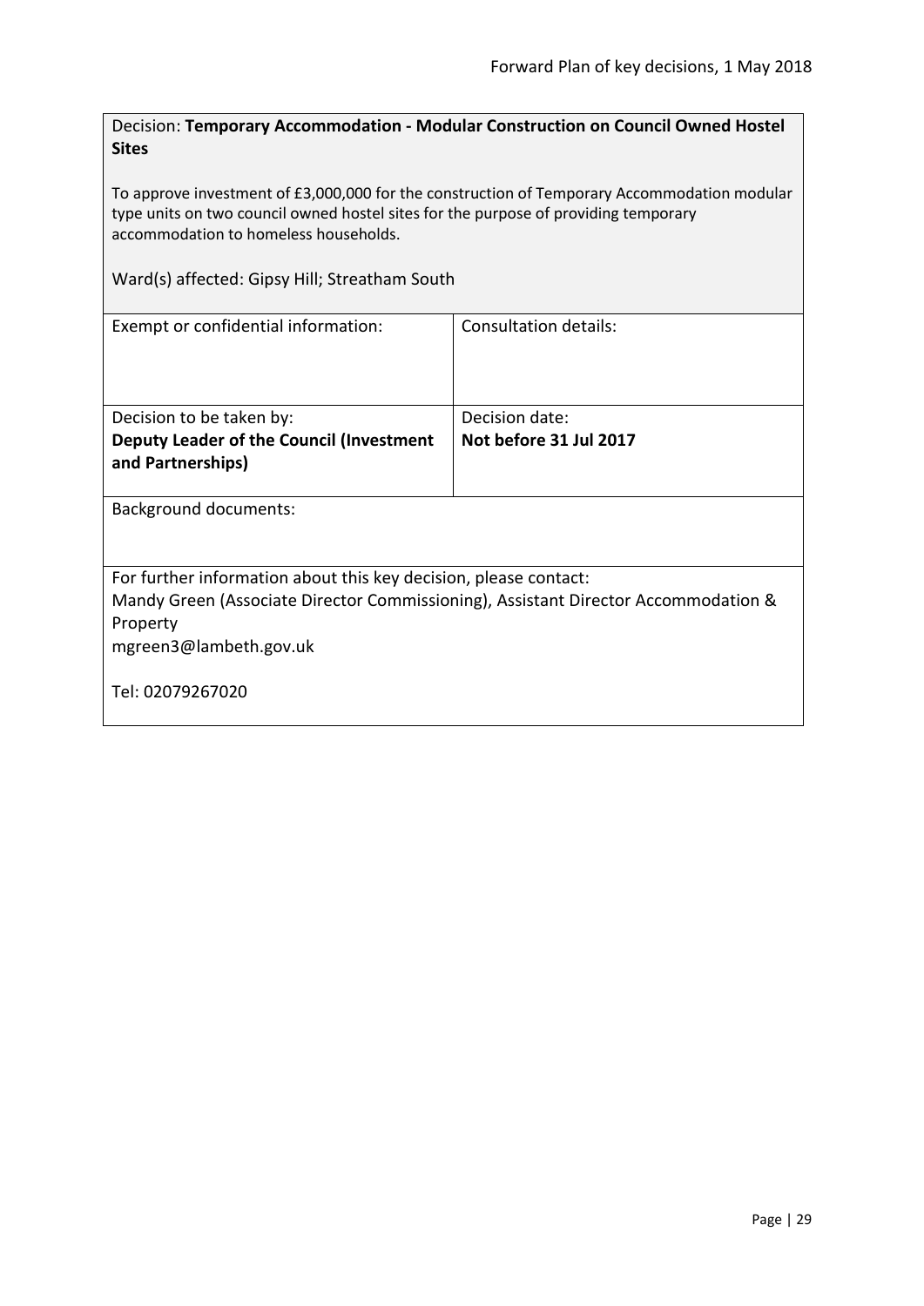Decision: **Temporary Accommodation - Modular Construction on Council Owned Hostel Sites**

To approve investment of £3,000,000 for the construction of Temporary Accommodation modular type units on two council owned hostel sites for the purpose of providing temporary accommodation to homeless households.

Ward(s) affected: Gipsy Hill; Streatham South

| Exempt or confidential information: | Consultation details: |
| --- | --- |
| Decision to be taken by:<br>**Deputy Leader of the Council (Investment and Partnerships)** | Decision date:<br>**Not before 31 Jul 2017** |

Background documents:

For further information about this key decision, please contact:
Mandy Green (Associate Director Commissioning), Assistant Director Accommodation & Property
mgreen3@lambeth.gov.uk

Tel: 02079267020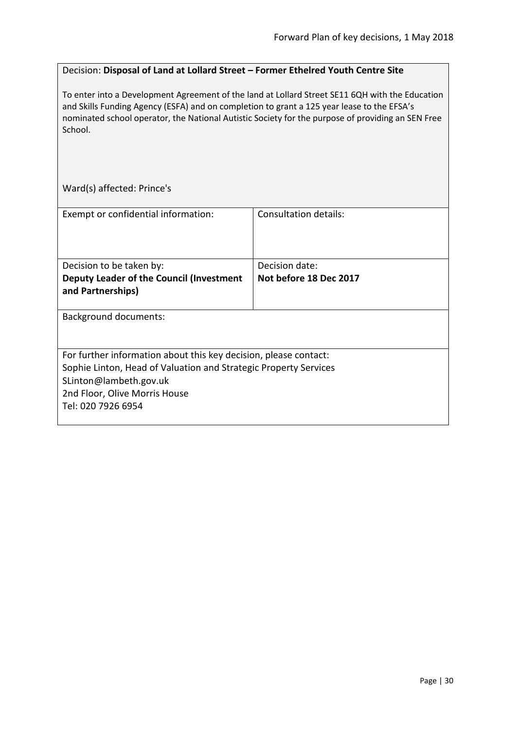Decision: **Disposal of Land at Lollard Street – Former Ethelred Youth Centre Site**

To enter into a Development Agreement of the land at Lollard Street SE11 6QH with the Education and Skills Funding Agency (ESFA) and on completion to grant a 125 year lease to the EFSA's nominated school operator, the National Autistic Society for the purpose of providing an SEN Free School.

Ward(s) affected: Prince's

| Exempt or confidential information: | Consultation details: |
|---|---|
| Decision to be taken by:<br>**Deputy Leader of the Council (Investment and Partnerships)** | Decision date:<br>**Not before 18 Dec 2017** |

Background documents:

For further information about this key decision, please contact:
Sophie Linton, Head of Valuation and Strategic Property Services
SLinton@lambeth.gov.uk
2nd Floor, Olive Morris House
Tel: 020 7926 6954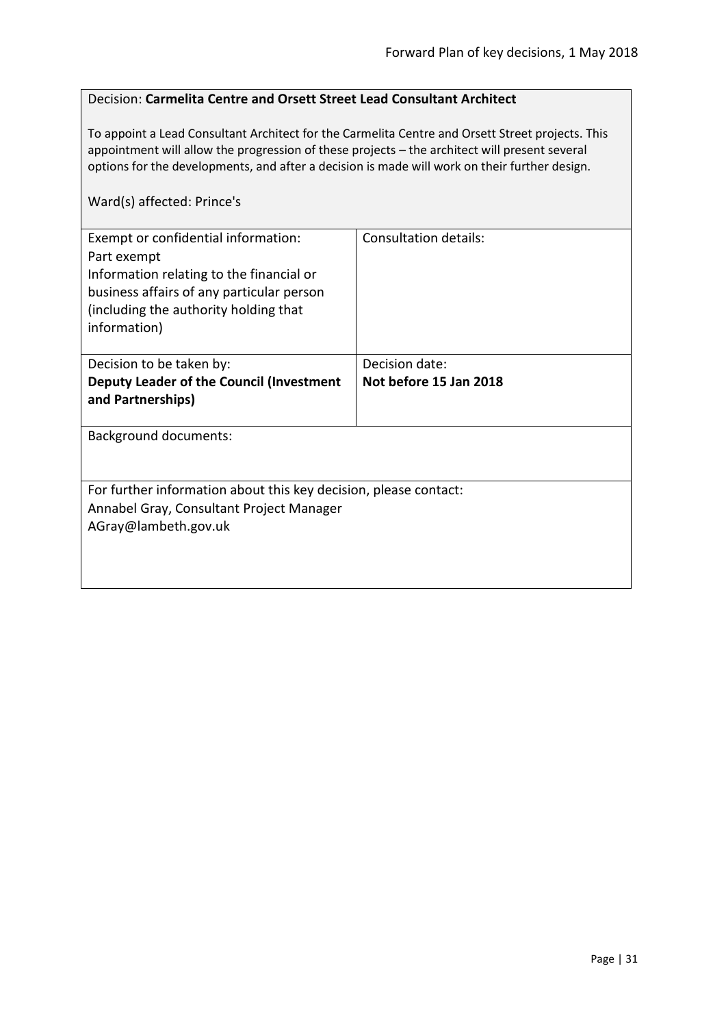Decision: **Carmelita Centre and Orsett Street Lead Consultant Architect**

To appoint a Lead Consultant Architect for the Carmelita Centre and Orsett Street projects. This appointment will allow the progression of these projects – the architect will present several options for the developments, and after a decision is made will work on their further design.

Ward(s) affected: Prince's

| Exempt or confidential information: | Consultation details: |
|---|---|
| Part exempt<br>Information relating to the financial or business affairs of any particular person (including the authority holding that information) | |
| Decision to be taken by:<br>**Deputy Leader of the Council (Investment and Partnerships)** | Decision date:<br>**Not before 15 Jan 2018** |

Background documents:

For further information about this key decision, please contact:
Annabel Gray, Consultant Project Manager
AGray@lambeth.gov.uk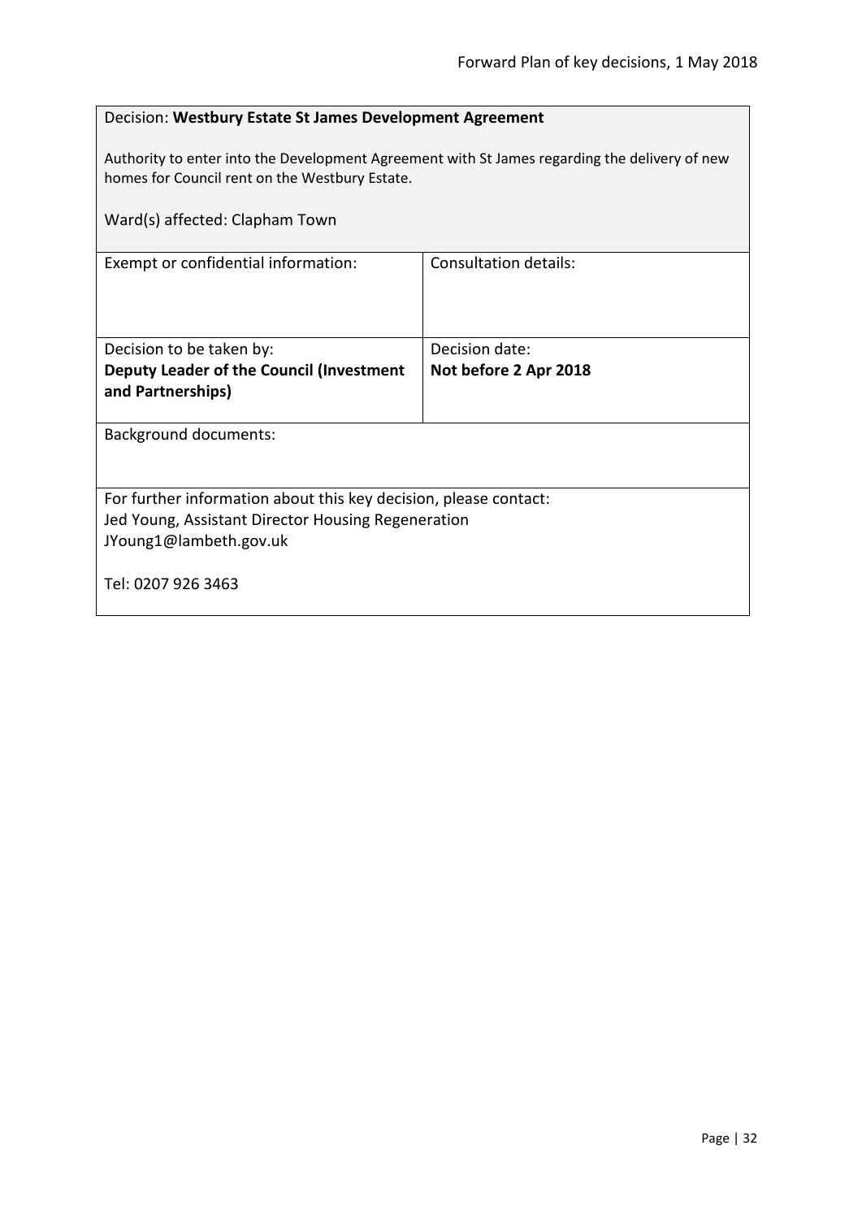Decision: **Westbury Estate St James Development Agreement**

Authority to enter into the Development Agreement with St James regarding the delivery of new homes for Council rent on the Westbury Estate.

Ward(s) affected: Clapham Town

| Exempt or confidential information: | Consultation details: |
|---|---|
| Decision to be taken by: **Deputy Leader of the Council (Investment and Partnerships)** | Decision date: **Not before 2 Apr 2018** |

Background documents:

For further information about this key decision, please contact:
Jed Young, Assistant Director Housing Regeneration
JYoung1@lambeth.gov.uk

Tel: 0207 926 3463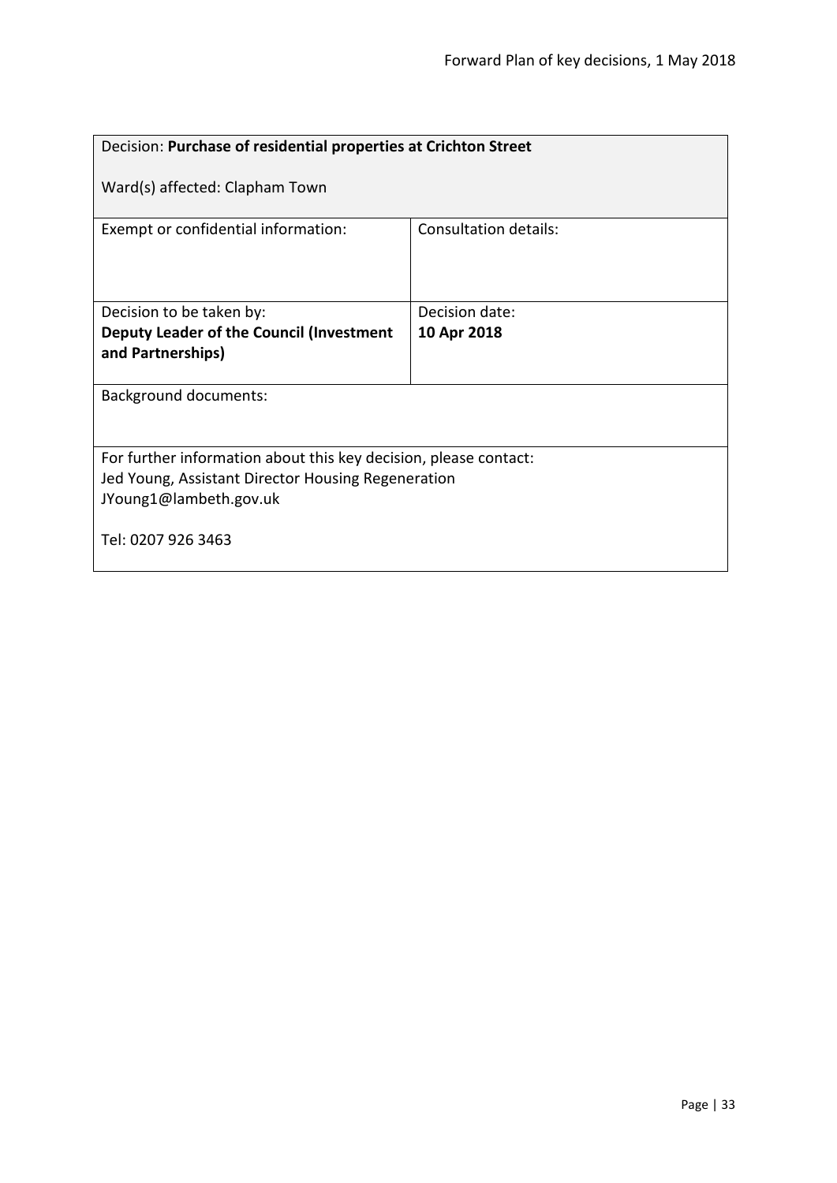Decision: **Purchase of residential properties at Crichton Street**

Ward(s) affected: Clapham Town

| Exempt or confidential information: | Consultation details: |
| --- | --- |
| Decision to be taken by: **Deputy Leader of the Council (Investment and Partnerships)** | Decision date: **10 Apr 2018** |

Background documents:

For further information about this key decision, please contact:
Jed Young, Assistant Director Housing Regeneration
JYoung1@lambeth.gov.uk

Tel: 0207 926 3463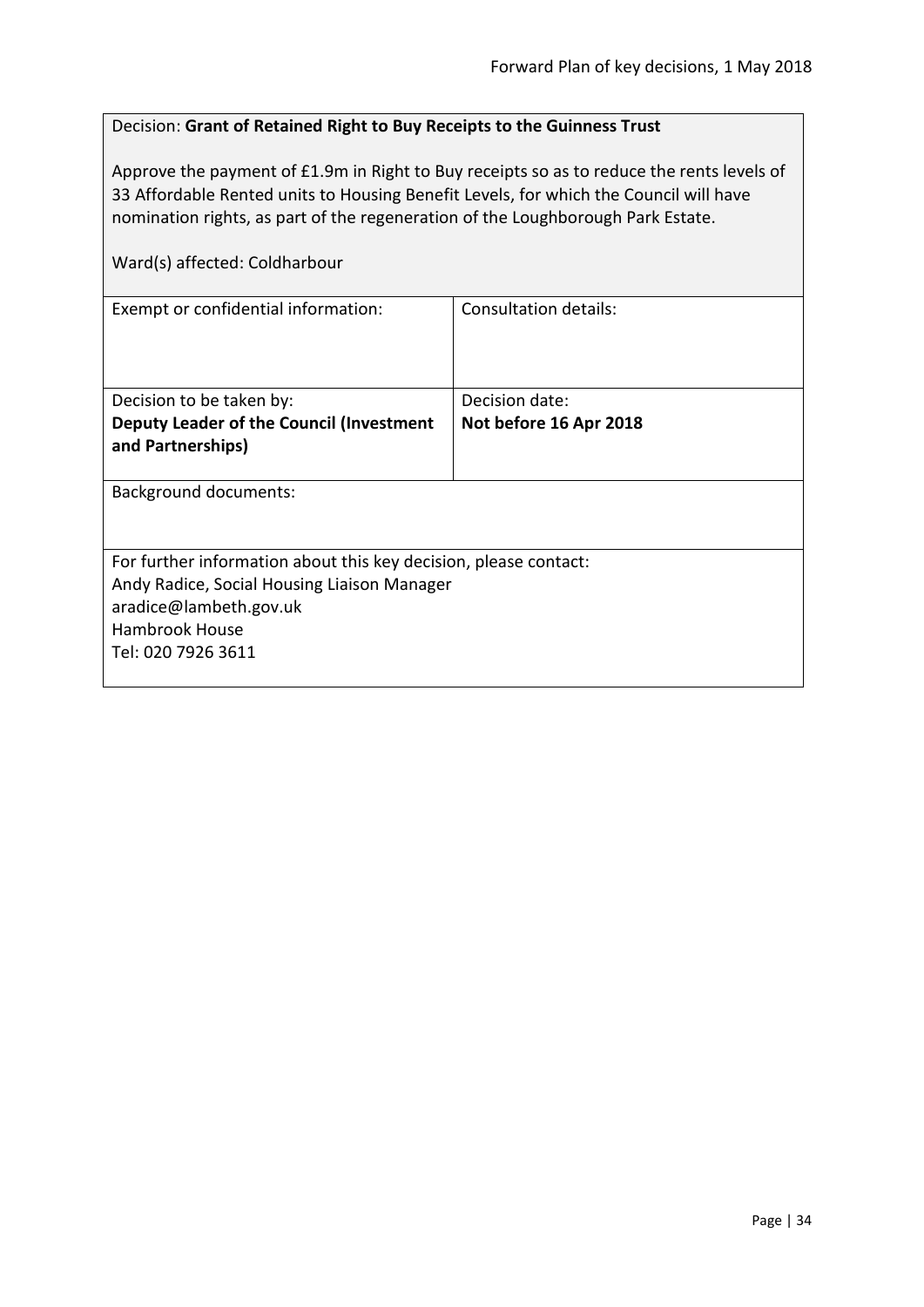Decision: **Grant of Retained Right to Buy Receipts to the Guinness Trust**

Approve the payment of £1.9m in Right to Buy receipts so as to reduce the rents levels of 33 Affordable Rented units to Housing Benefit Levels, for which the Council will have nomination rights, as part of the regeneration of the Loughborough Park Estate.

Ward(s) affected: Coldharbour

| Exempt or confidential information: | Consultation details: |
|---|---|
| Decision to be taken by:<br>**Deputy Leader of the Council (Investment and Partnerships)** | Decision date:<br>**Not before 16 Apr 2018** |

Background documents:

For further information about this key decision, please contact:
Andy Radice, Social Housing Liaison Manager
aradice@lambeth.gov.uk
Hambrook House
Tel: 020 7926 3611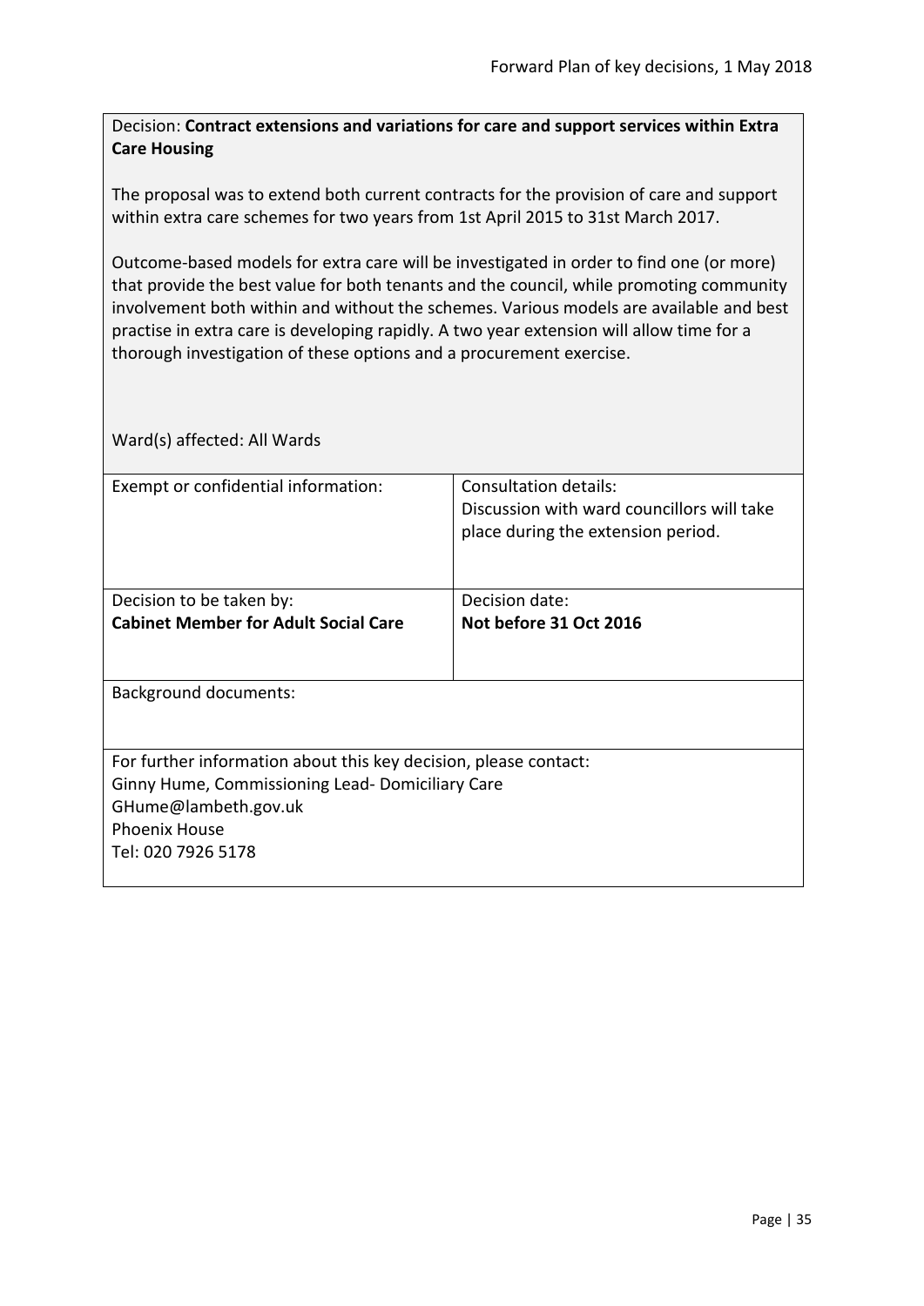Decision: **Contract extensions and variations for care and support services within Extra Care Housing**

The proposal was to extend both current contracts for the provision of care and support within extra care schemes for two years from 1st April 2015 to 31st March 2017.

Outcome-based models for extra care will be investigated in order to find one (or more) that provide the best value for both tenants and the council, while promoting community involvement both within and without the schemes. Various models are available and best practise in extra care is developing rapidly. A two year extension will allow time for a thorough investigation of these options and a procurement exercise.

Ward(s) affected: All Wards

| Exempt or confidential information: | Consultation details:<br>Discussion with ward councillors will take place during the extension period. |
|---|---|
| Decision to be taken by:<br>**Cabinet Member for Adult Social Care** | Decision date:<br>**Not before 31 Oct 2016** |

Background documents:

For further information about this key decision, please contact:
Ginny Hume, Commissioning Lead- Domiciliary Care
GHume@lambeth.gov.uk
Phoenix House
Tel: 020 7926 5178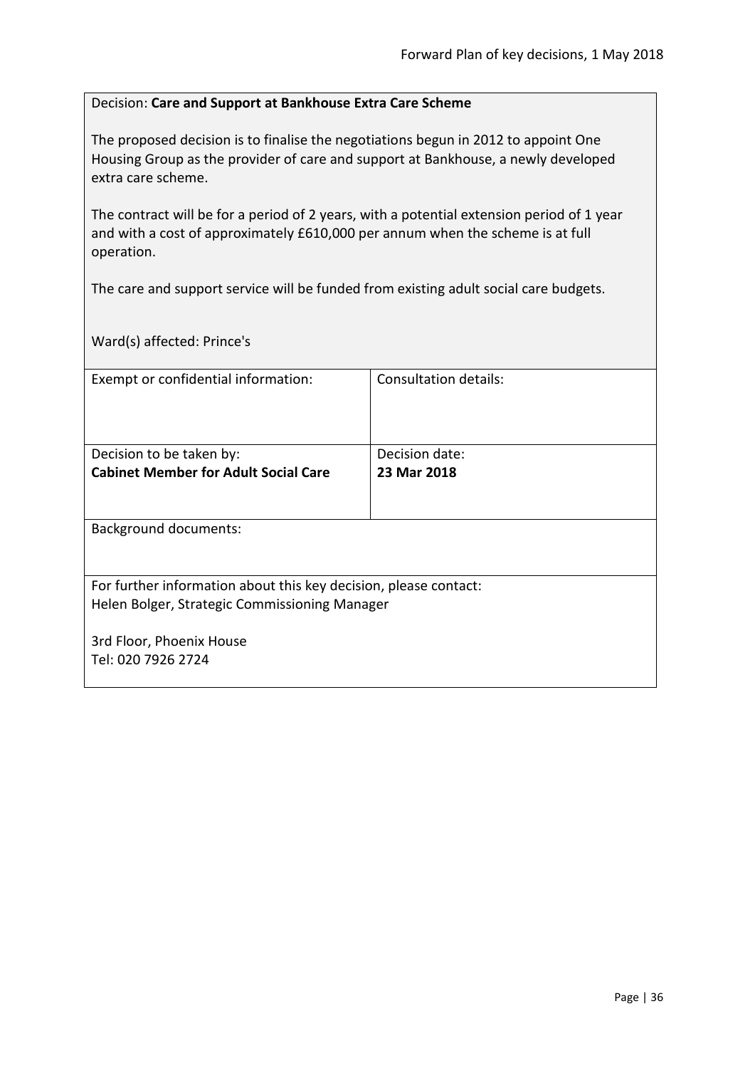Decision: **Care and Support at Bankhouse Extra Care Scheme**

The proposed decision is to finalise the negotiations begun in 2012 to appoint One Housing Group as the provider of care and support at Bankhouse, a newly developed extra care scheme.

The contract will be for a period of 2 years, with a potential extension period of 1 year and with a cost of approximately £610,000 per annum when the scheme is at full operation.

The care and support service will be funded from existing adult social care budgets.

Ward(s) affected: Prince's

| Exempt or confidential information: | Consultation details: |
|---|---|
| Decision to be taken by:<br>**Cabinet Member for Adult Social Care** | Decision date:<br>**23 Mar 2018** |

Background documents:

For further information about this key decision, please contact:
Helen Bolger, Strategic Commissioning Manager

3rd Floor, Phoenix House
Tel: 020 7926 2724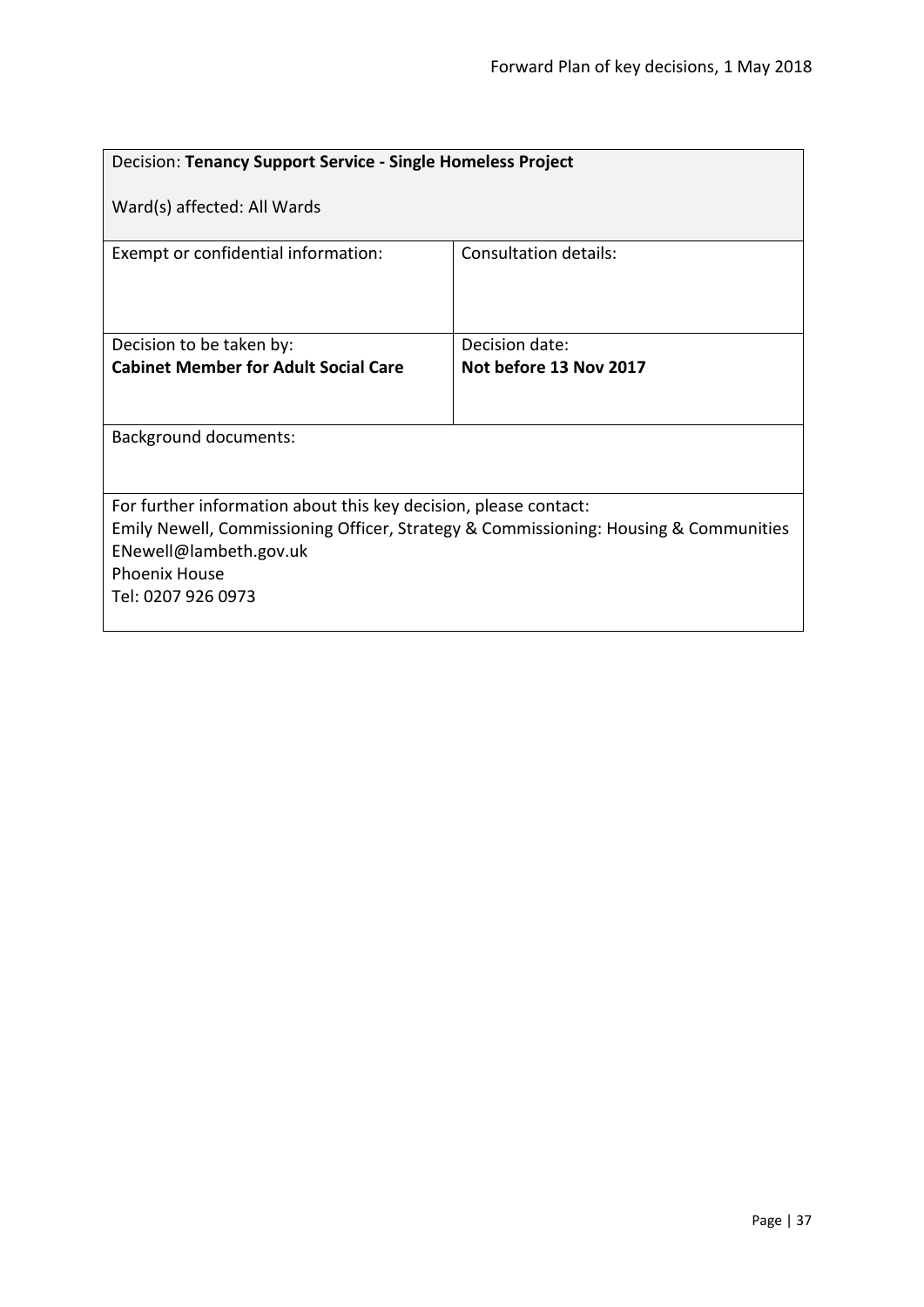| Decision: **Tenancy Support Service - Single Homeless Project**<br><br>Ward(s) affected: All Wards | |
|---|---|
| Exempt or confidential information: | Consultation details: |
| Decision to be taken by:<br>**Cabinet Member for Adult Social Care** | Decision date:<br>**Not before 13 Nov 2017** |
| Background documents: | |
| For further information about this key decision, please contact:<br>Emily Newell, Commissioning Officer, Strategy & Commissioning: Housing & Communities<br>ENewell@lambeth.gov.uk<br>Phoenix House<br>Tel: 0207 926 0973 | |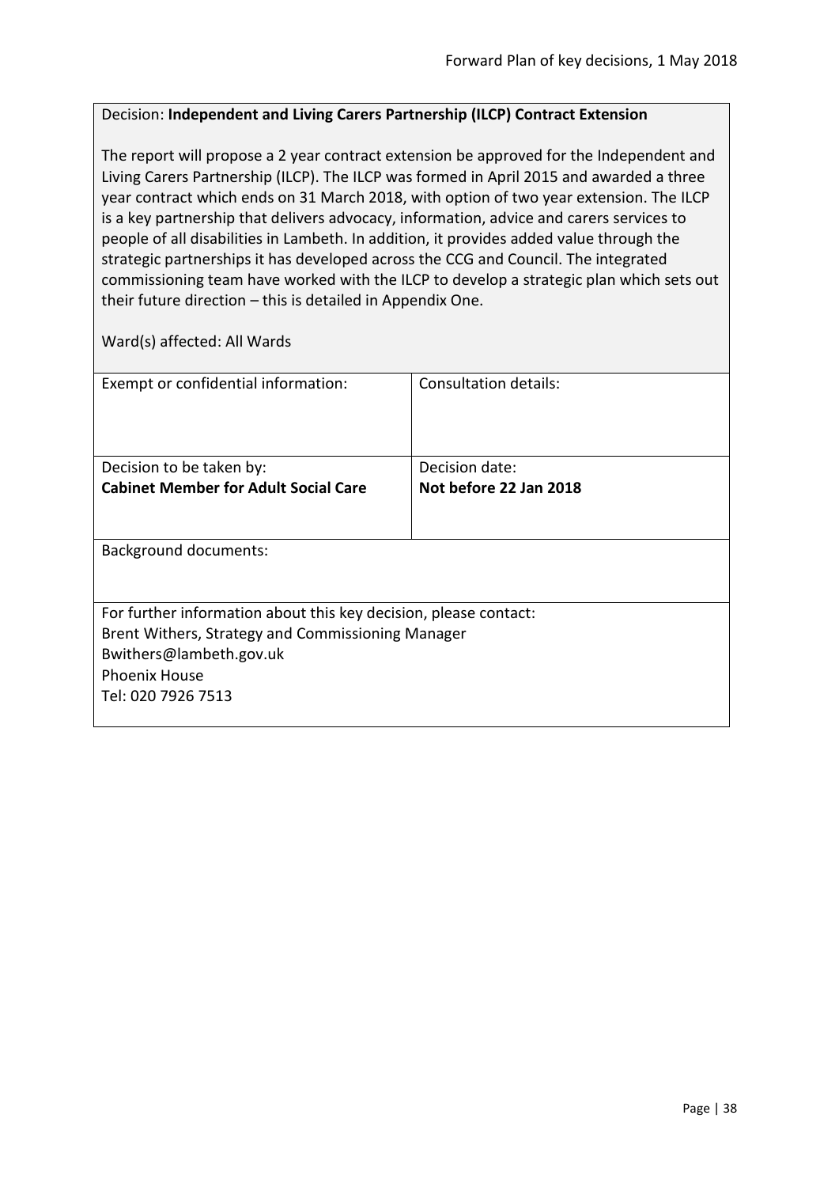Decision: **Independent and Living Carers Partnership (ILCP) Contract Extension**

The report will propose a 2 year contract extension be approved for the Independent and Living Carers Partnership (ILCP). The ILCP was formed in April 2015 and awarded a three year contract which ends on 31 March 2018, with option of two year extension. The ILCP is a key partnership that delivers advocacy, information, advice and carers services to people of all disabilities in Lambeth. In addition, it provides added value through the strategic partnerships it has developed across the CCG and Council. The integrated commissioning team have worked with the ILCP to develop a strategic plan which sets out their future direction – this is detailed in Appendix One.

Ward(s) affected: All Wards

| Exempt or confidential information: | Consultation details: |
|---|---|
| Decision to be taken by:<br>**Cabinet Member for Adult Social Care** | Decision date:<br>**Not before 22 Jan 2018** |

Background documents:

For further information about this key decision, please contact:
Brent Withers, Strategy and Commissioning Manager
Bwithers@lambeth.gov.uk
Phoenix House
Tel: 020 7926 7513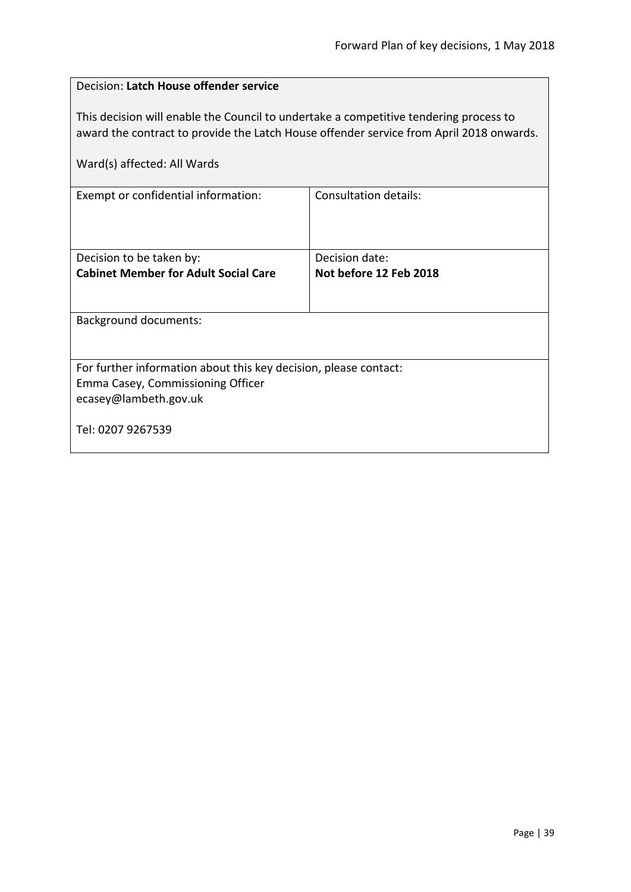Decision: **Latch House offender service**

This decision will enable the Council to undertake a competitive tendering process to award the contract to provide the Latch House offender service from April 2018 onwards.

Ward(s) affected: All Wards

| Exempt or confidential information: | Consultation details: |
| --- | --- |
| Decision to be taken by:<br>**Cabinet Member for Adult Social Care** | Decision date:<br>**Not before 12 Feb 2018** |

Background documents:

For further information about this key decision, please contact:
Emma Casey, Commissioning Officer
ecasey@lambeth.gov.uk

Tel: 0207 9267539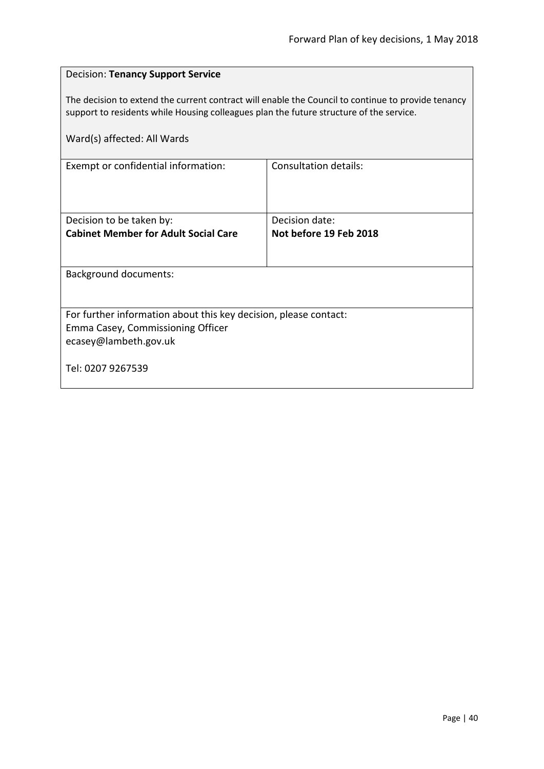Decision: **Tenancy Support Service**

The decision to extend the current contract will enable the Council to continue to provide tenancy support to residents while Housing colleagues plan the future structure of the service.

Ward(s) affected: All Wards

| Exempt or confidential information: | Consultation details: |
|---|---|
| Decision to be taken by:<br>**Cabinet Member for Adult Social Care** | Decision date:<br>**Not before 19 Feb 2018** |

Background documents:

For further information about this key decision, please contact:
Emma Casey, Commissioning Officer
ecasey@lambeth.gov.uk

Tel: 0207 9267539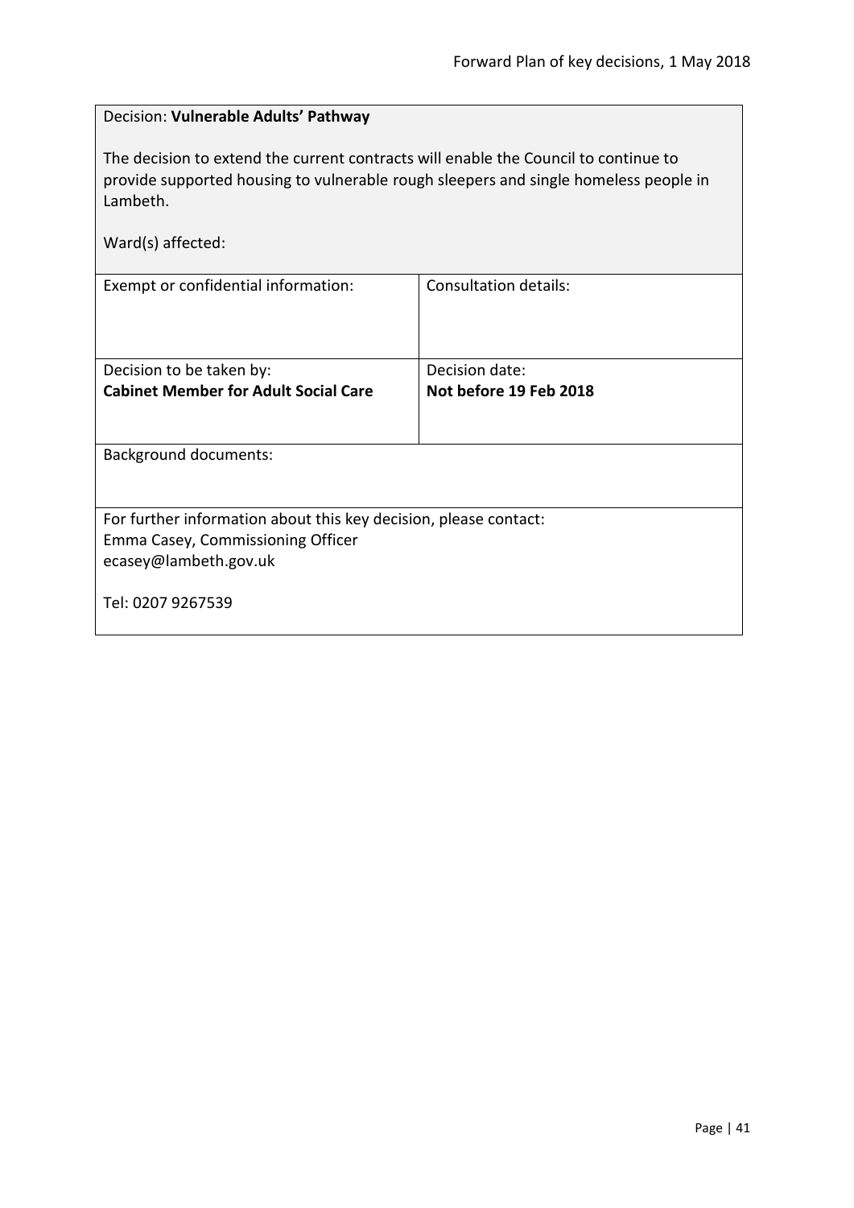Decision: **Vulnerable Adults' Pathway**

The decision to extend the current contracts will enable the Council to continue to provide supported housing to vulnerable rough sleepers and single homeless people in Lambeth.

Ward(s) affected:

| Exempt or confidential information: | Consultation details: |
|---|---|
| Decision to be taken by:<br>**Cabinet Member for Adult Social Care** | Decision date:<br>**Not before 19 Feb 2018** |

Background documents:

For further information about this key decision, please contact:
Emma Casey, Commissioning Officer
ecasey@lambeth.gov.uk

Tel: 0207 9267539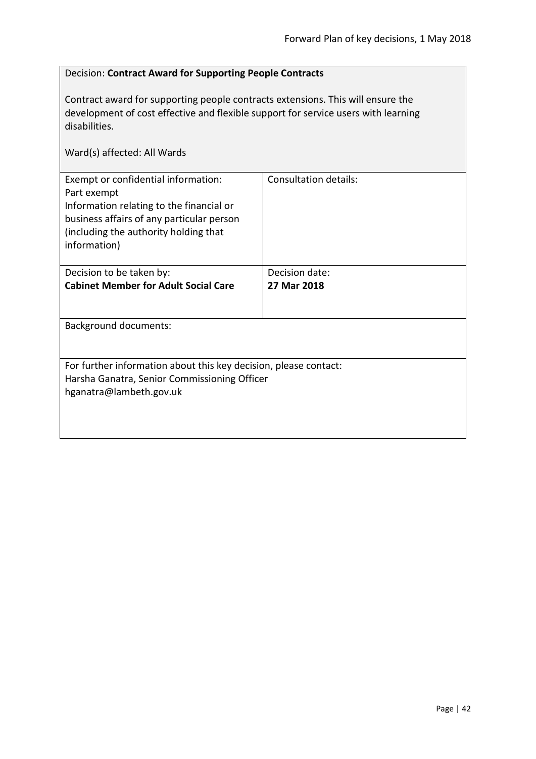Decision: **Contract Award for Supporting People Contracts**

Contract award for supporting people contracts extensions. This will ensure the development of cost effective and flexible support for service users with learning disabilities.

Ward(s) affected: All Wards

| Exempt or confidential information: | Consultation details: |
|---|---|
| Part exempt<br>Information relating to the financial or business affairs of any particular person (including the authority holding that information) | |
| Decision to be taken by:<br>**Cabinet Member for Adult Social Care** | Decision date:<br>**27 Mar 2018** |

Background documents:

For further information about this key decision, please contact:
Harsha Ganatra, Senior Commissioning Officer
hganatra@lambeth.gov.uk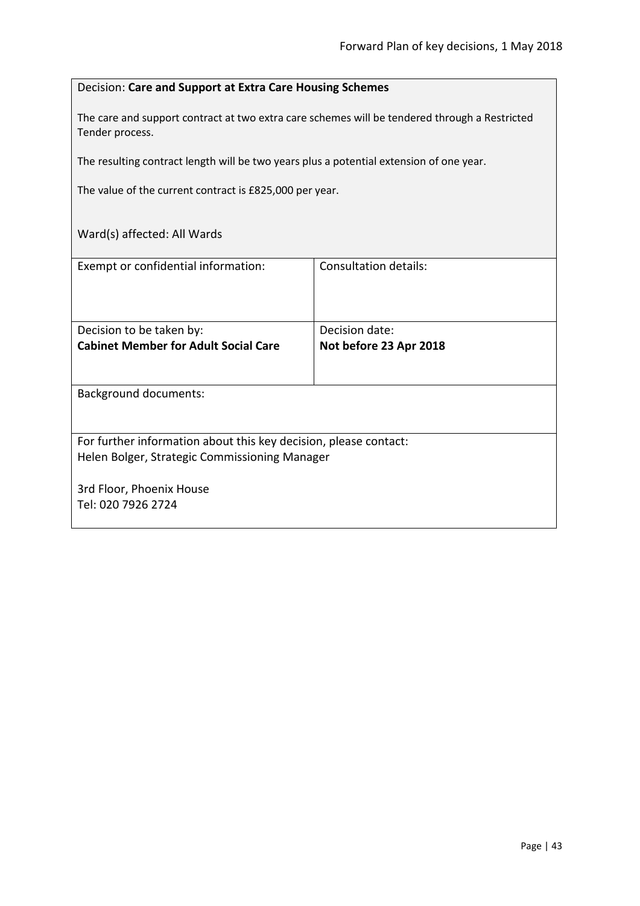Decision: **Care and Support at Extra Care Housing Schemes**

The care and support contract at two extra care schemes will be tendered through a Restricted Tender process.

The resulting contract length will be two years plus a potential extension of one year.

The value of the current contract is £825,000 per year.

Ward(s) affected: All Wards

| Exempt or confidential information: | Consultation details: |
|---|---|
| Decision to be taken by:<br>**Cabinet Member for Adult Social Care** | Decision date:<br>**Not before 23 Apr 2018** |

Background documents:

For further information about this key decision, please contact:
Helen Bolger, Strategic Commissioning Manager

3rd Floor, Phoenix House
Tel: 020 7926 2724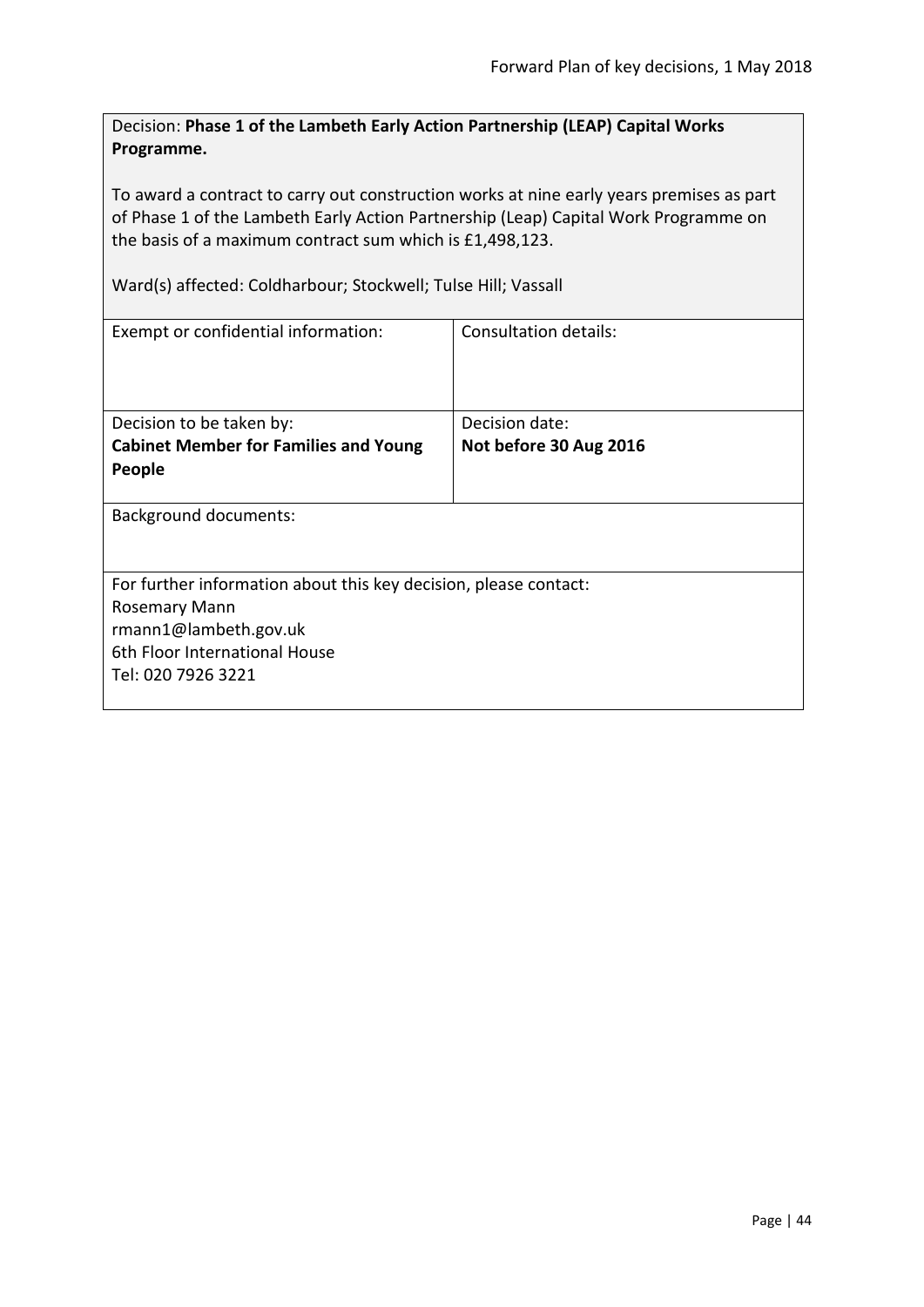Decision: **Phase 1 of the Lambeth Early Action Partnership (LEAP) Capital Works Programme.**

To award a contract to carry out construction works at nine early years premises as part of Phase 1 of the Lambeth Early Action Partnership (Leap) Capital Work Programme on the basis of a maximum contract sum which is £1,498,123.

Ward(s) affected: Coldharbour; Stockwell; Tulse Hill; Vassall

| Exempt or confidential information: | Consultation details: |
|---|---|
| Decision to be taken by:<br>**Cabinet Member for Families and Young People** | Decision date:<br>**Not before 30 Aug 2016** |

Background documents:

For further information about this key decision, please contact:
Rosemary Mann
rmann1@lambeth.gov.uk
6th Floor International House
Tel: 020 7926 3221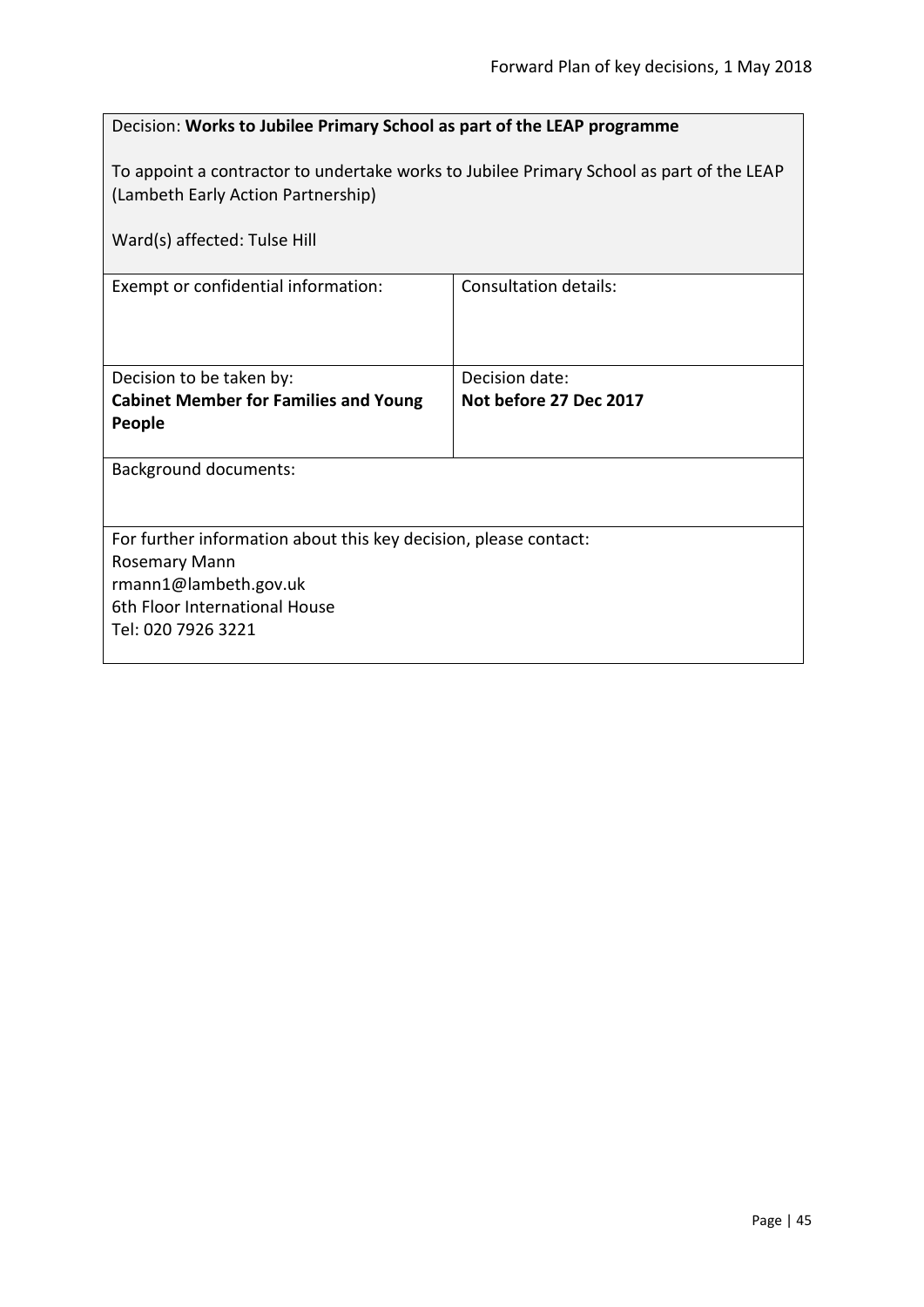Decision: **Works to Jubilee Primary School as part of the LEAP programme**

To appoint a contractor to undertake works to Jubilee Primary School as part of the LEAP (Lambeth Early Action Partnership)

Ward(s) affected: Tulse Hill

| Exempt or confidential information: | Consultation details: |
|---|---|
| Decision to be taken by:<br>**Cabinet Member for Families and Young People** | Decision date:<br>**Not before 27 Dec 2017** |

Background documents:

For further information about this key decision, please contact:
Rosemary Mann
rmann1@lambeth.gov.uk
6th Floor International House
Tel: 020 7926 3221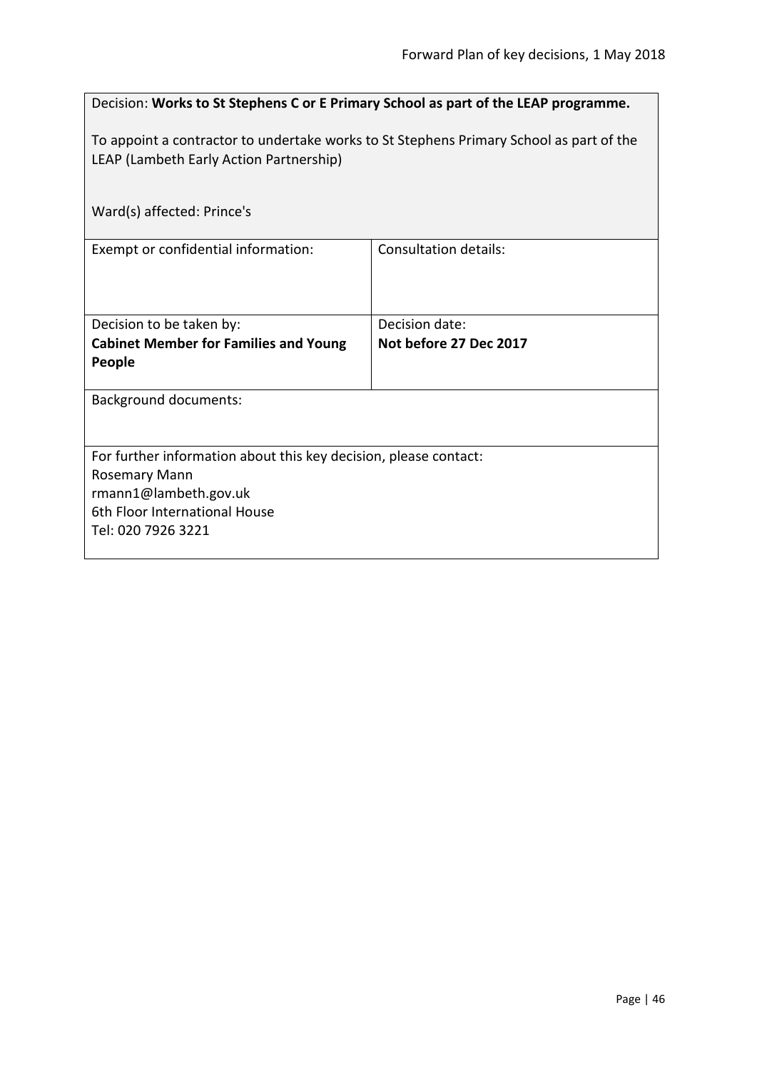Decision: **Works to St Stephens C or E Primary School as part of the LEAP programme.**

To appoint a contractor to undertake works to St Stephens Primary School as part of the LEAP (Lambeth Early Action Partnership)

Ward(s) affected: Prince's

| Exempt or confidential information: | Consultation details: |
|---|---|
| Decision to be taken by:<br>**Cabinet Member for Families and Young People** | Decision date:<br>**Not before 27 Dec 2017** |

Background documents:

For further information about this key decision, please contact:
Rosemary Mann
rmann1@lambeth.gov.uk
6th Floor International House
Tel: 020 7926 3221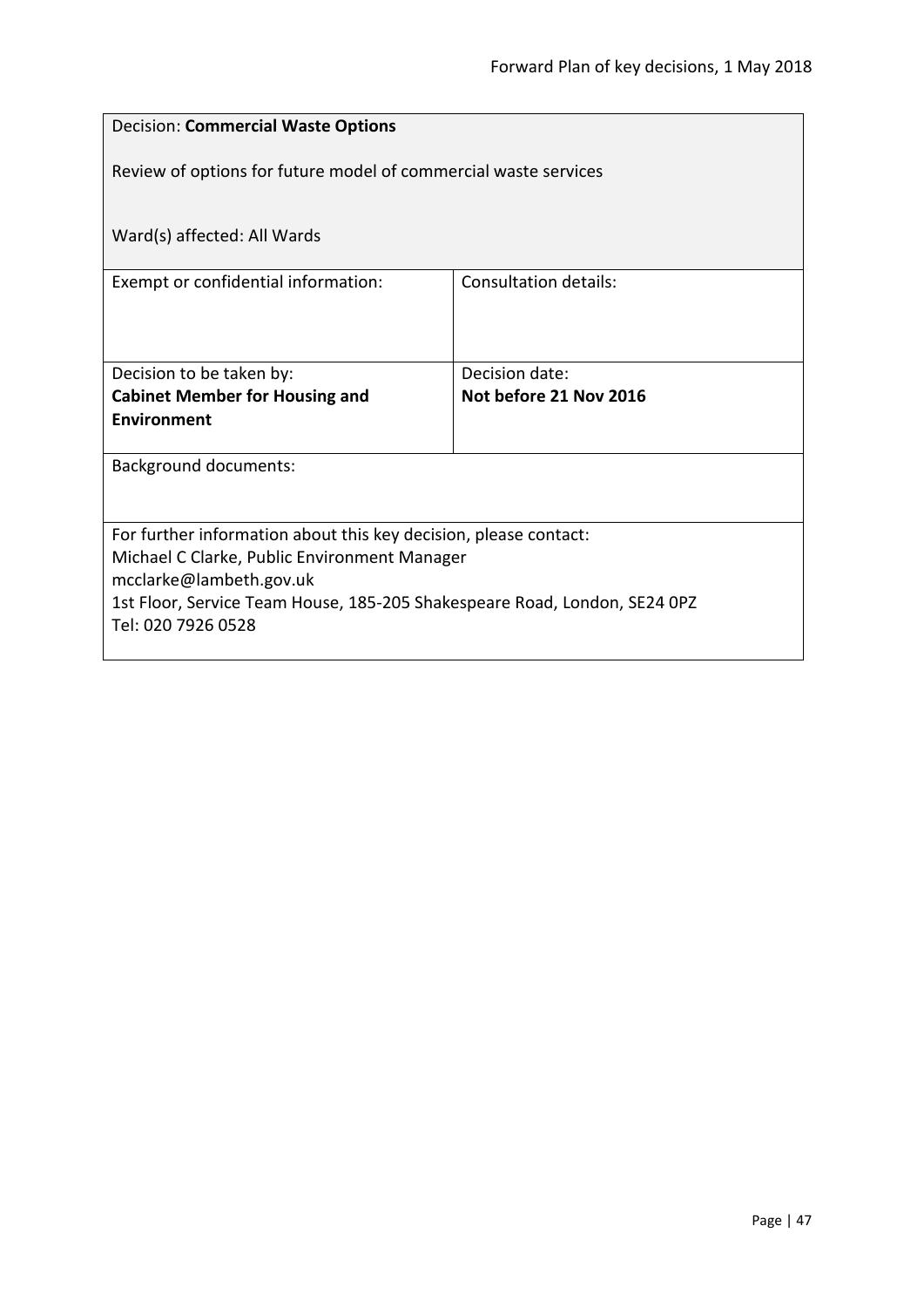Decision: **Commercial Waste Options**

Review of options for future model of commercial waste services

Ward(s) affected: All Wards

| Exempt or confidential information: | Consultation details: |
|---|---|
| Decision to be taken by:<br>**Cabinet Member for Housing and Environment** | Decision date:<br>**Not before 21 Nov 2016** |

Background documents:

For further information about this key decision, please contact:
Michael C Clarke, Public Environment Manager
mcclarke@lambeth.gov.uk
1st Floor, Service Team House, 185-205 Shakespeare Road, London, SE24 0PZ
Tel: 020 7926 0528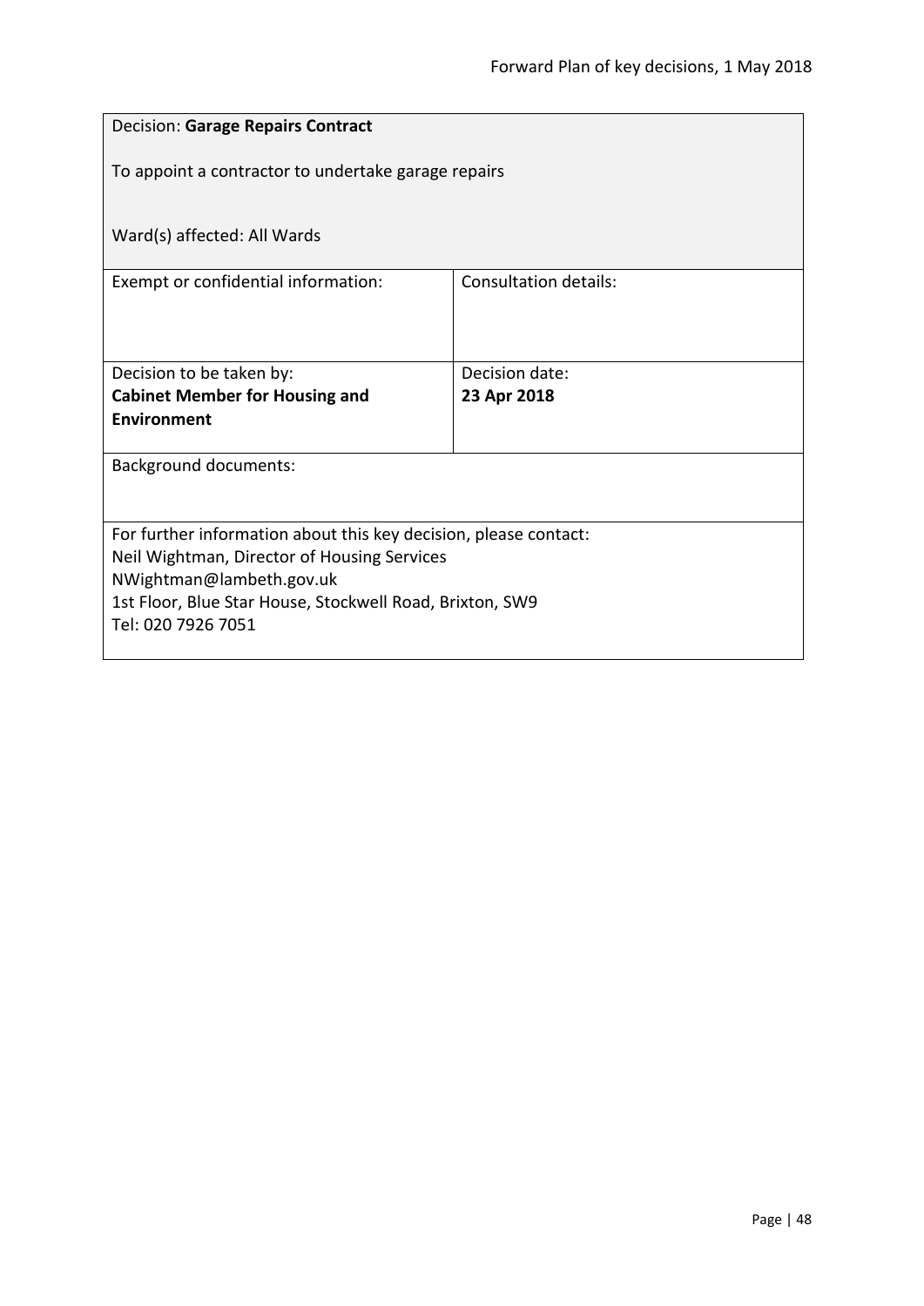| Decision: **Garage Repairs Contract**<br><br>To appoint a contractor to undertake garage repairs<br><br>Ward(s) affected: All Wards | |
|---|---|
| Exempt or confidential information: | Consultation details: |
| Decision to be taken by:<br>**Cabinet Member for Housing and Environment** | Decision date:<br>**23 Apr 2018** |
| Background documents: | |
| For further information about this key decision, please contact:<br>Neil Wightman, Director of Housing Services<br>NWightman@lambeth.gov.uk<br>1st Floor, Blue Star House, Stockwell Road, Brixton, SW9<br>Tel: 020 7926 7051 | |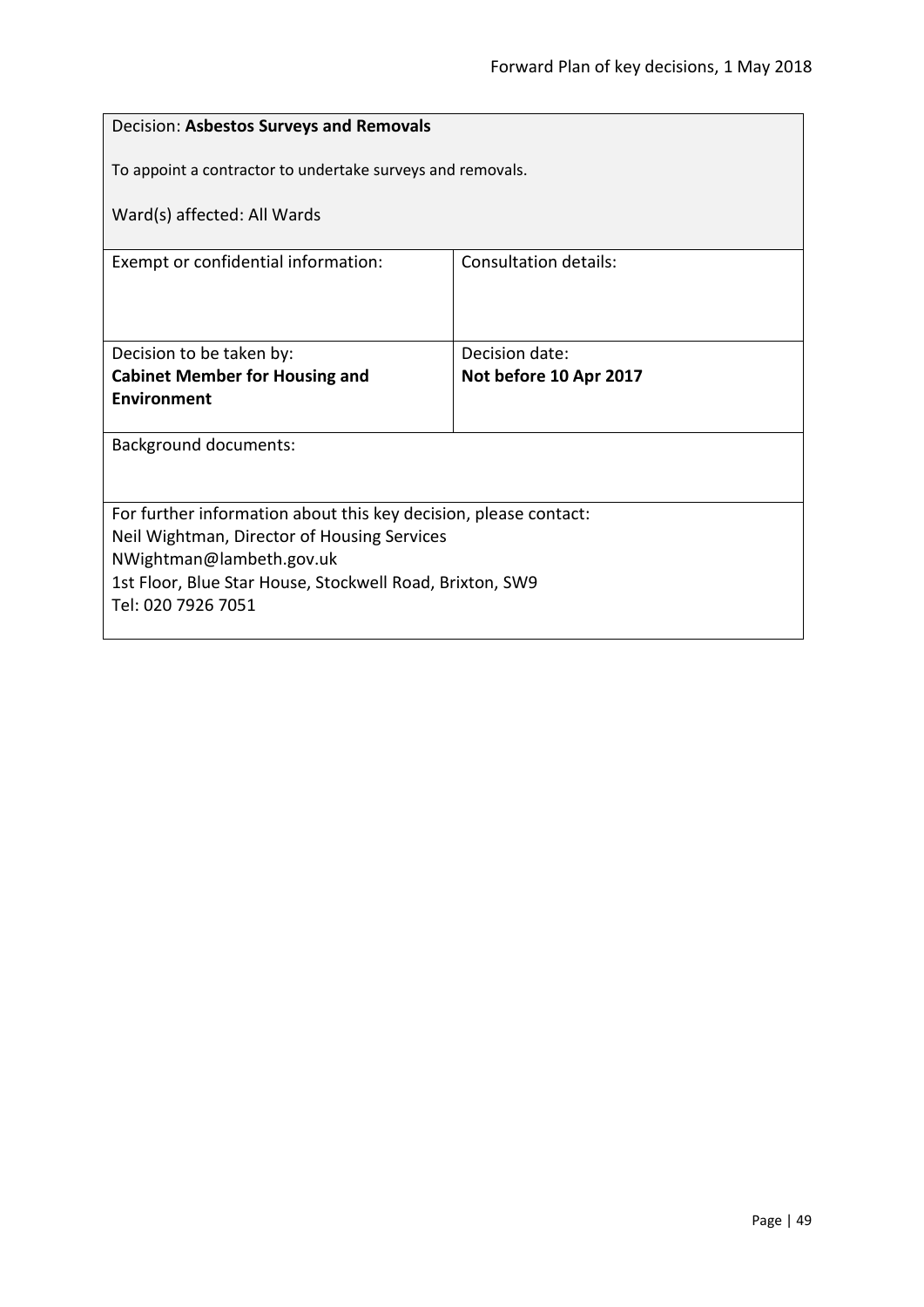Decision: **Asbestos Surveys and Removals**

To appoint a contractor to undertake surveys and removals.

Ward(s) affected: All Wards

| Exempt or confidential information: | Consultation details: |
| --- | --- |
| Decision to be taken by:<br>**Cabinet Member for Housing and Environment** | Decision date:<br>**Not before 10 Apr 2017** |

Background documents:

For further information about this key decision, please contact:
Neil Wightman, Director of Housing Services
NWightman@lambeth.gov.uk
1st Floor, Blue Star House, Stockwell Road, Brixton, SW9
Tel: 020 7926 7051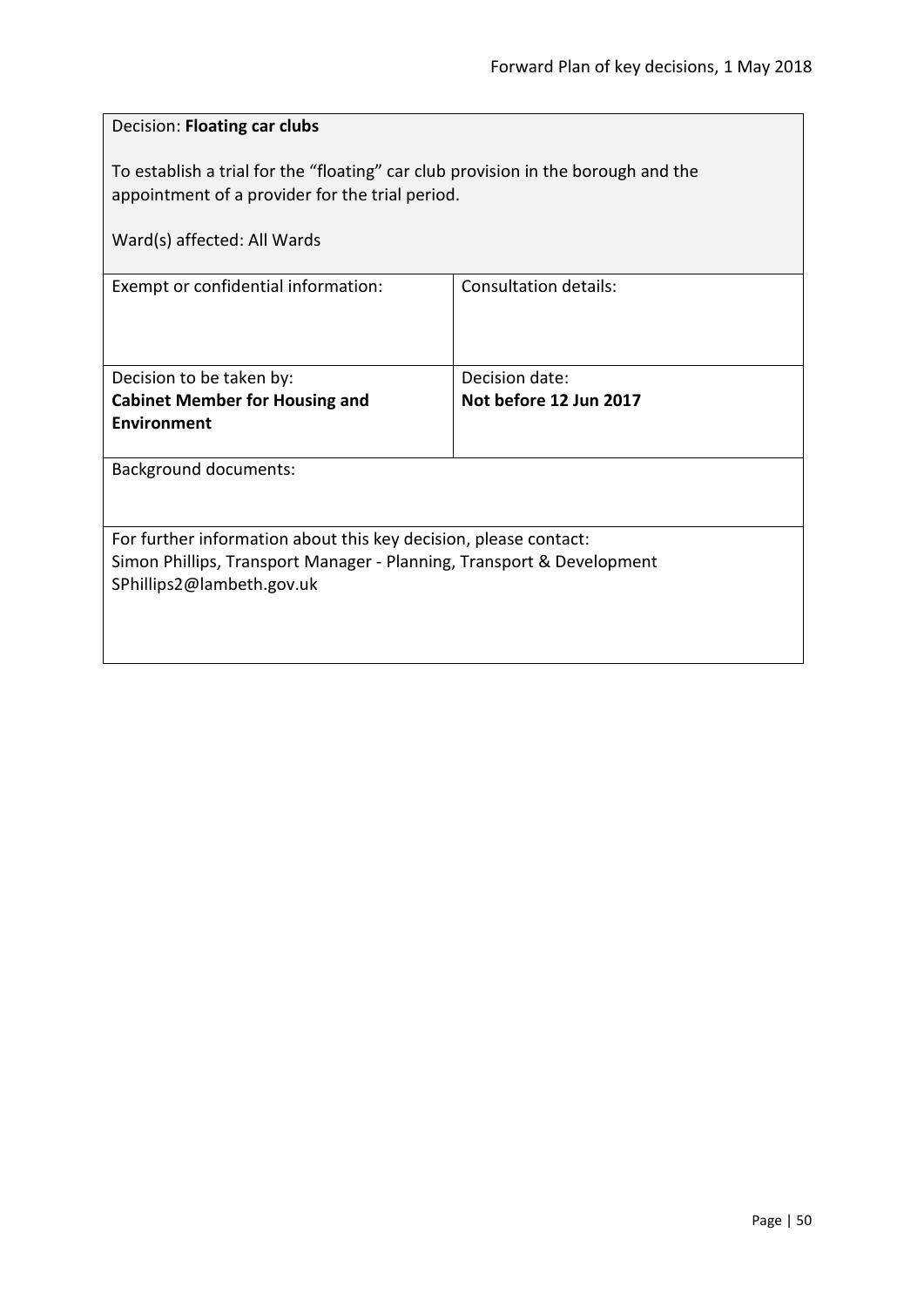Decision: **Floating car clubs**

To establish a trial for the “floating” car club provision in the borough and the appointment of a provider for the trial period.

Ward(s) affected: All Wards

| Exempt or confidential information: | Consultation details: |
| --- | --- |
| Decision to be taken by:<br>**Cabinet Member for Housing and Environment** | Decision date:<br>**Not before 12 Jun 2017** |

Background documents:

For further information about this key decision, please contact:
Simon Phillips, Transport Manager - Planning, Transport & Development
SPhillips2@lambeth.gov.uk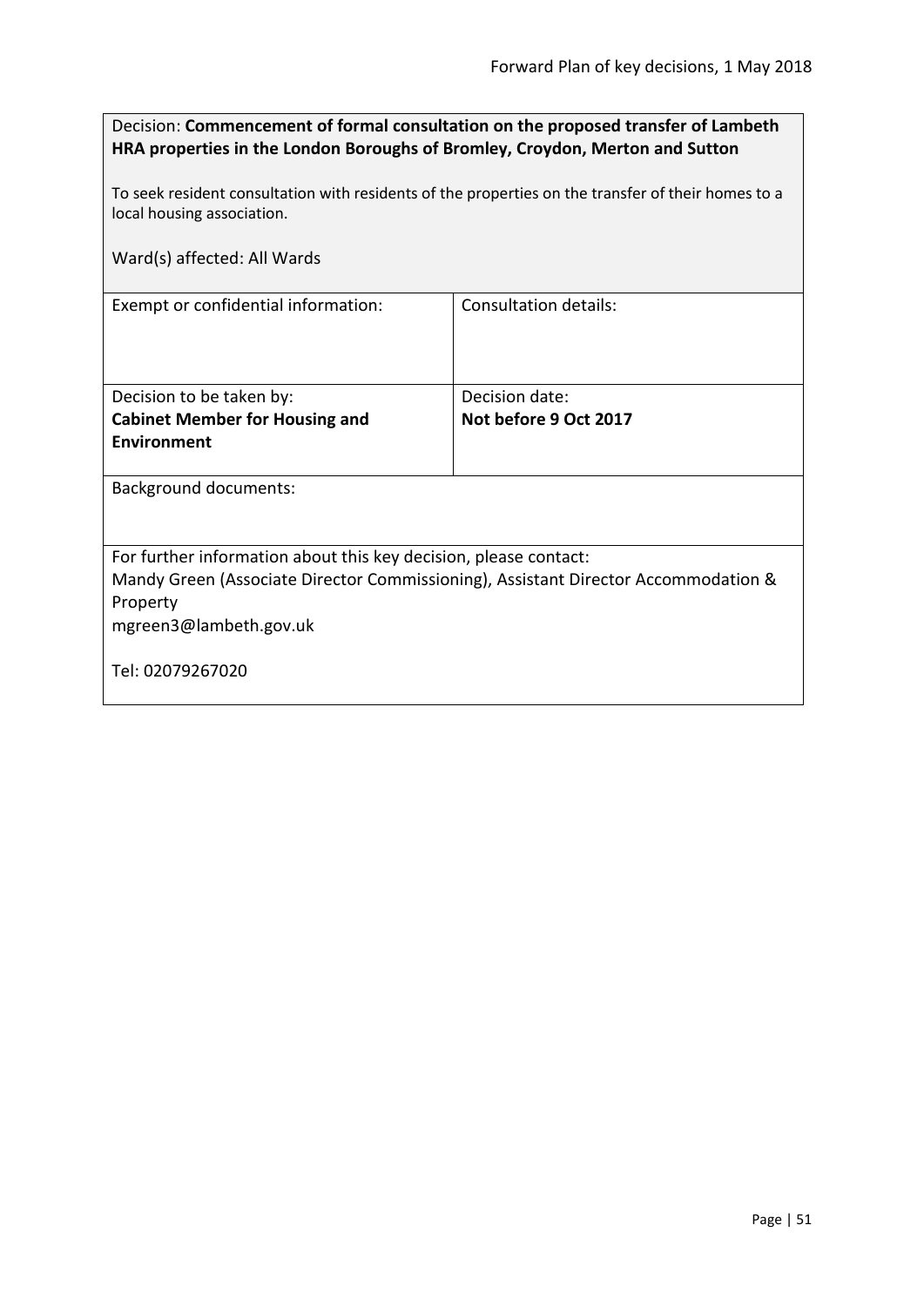Decision: **Commencement of formal consultation on the proposed transfer of Lambeth HRA properties in the London Boroughs of Bromley, Croydon, Merton and Sutton**

To seek resident consultation with residents of the properties on the transfer of their homes to a local housing association.

Ward(s) affected: All Wards

| Exempt or confidential information: | Consultation details: |
|---|---|
| Decision to be taken by:<br>**Cabinet Member for Housing and Environment** | Decision date:<br>**Not before 9 Oct 2017** |

Background documents:

For further information about this key decision, please contact:
Mandy Green (Associate Director Commissioning), Assistant Director Accommodation & Property
mgreen3@lambeth.gov.uk

Tel: 02079267020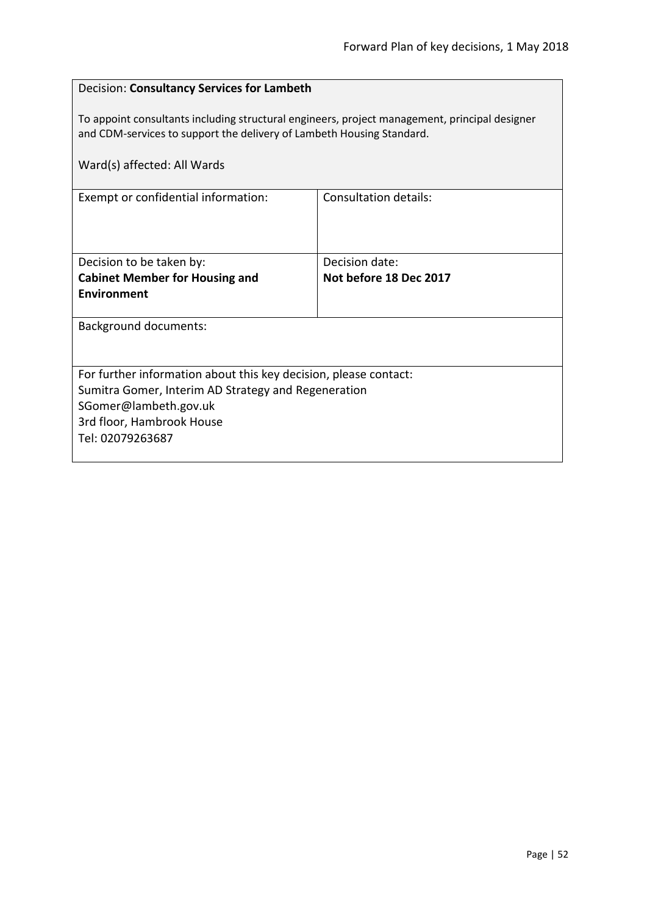Decision: **Consultancy Services for Lambeth**

To appoint consultants including structural engineers, project management, principal designer and CDM-services to support the delivery of Lambeth Housing Standard.

Ward(s) affected: All Wards

| Exempt or confidential information: | Consultation details: |
|---|---|
| Decision to be taken by: **Cabinet Member for Housing and Environment** | Decision date: **Not before 18 Dec 2017** |

Background documents:

For further information about this key decision, please contact:
Sumitra Gomer, Interim AD Strategy and Regeneration
SGomer@lambeth.gov.uk
3rd floor, Hambrook House
Tel: 02079263687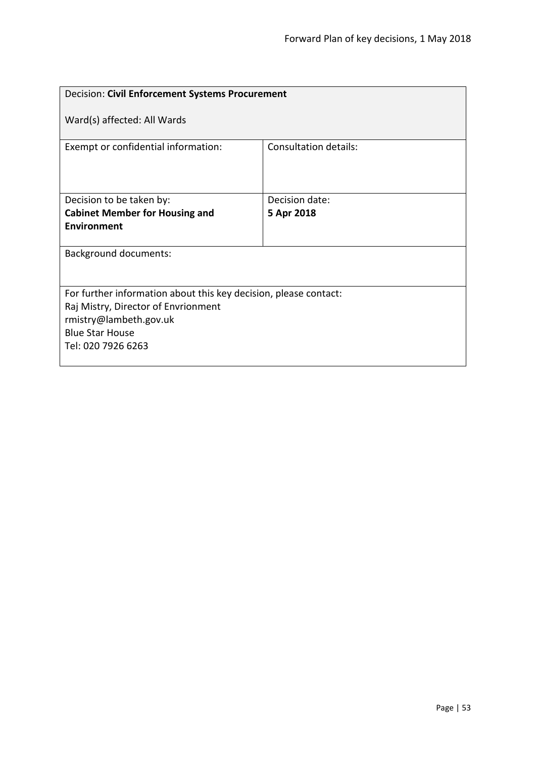| Decision: **Civil Enforcement Systems Procurement**<br><br>Ward(s) affected: All Wards | |
|---|---|
| Exempt or confidential information: | Consultation details: |
| Decision to be taken by:<br>**Cabinet Member for Housing and Environment** | Decision date:<br>**5 Apr 2018** |
| Background documents: | |
| For further information about this key decision, please contact:<br>Raj Mistry, Director of Envrionment<br>rmistry@lambeth.gov.uk<br>Blue Star House<br>Tel: 020 7926 6263 | |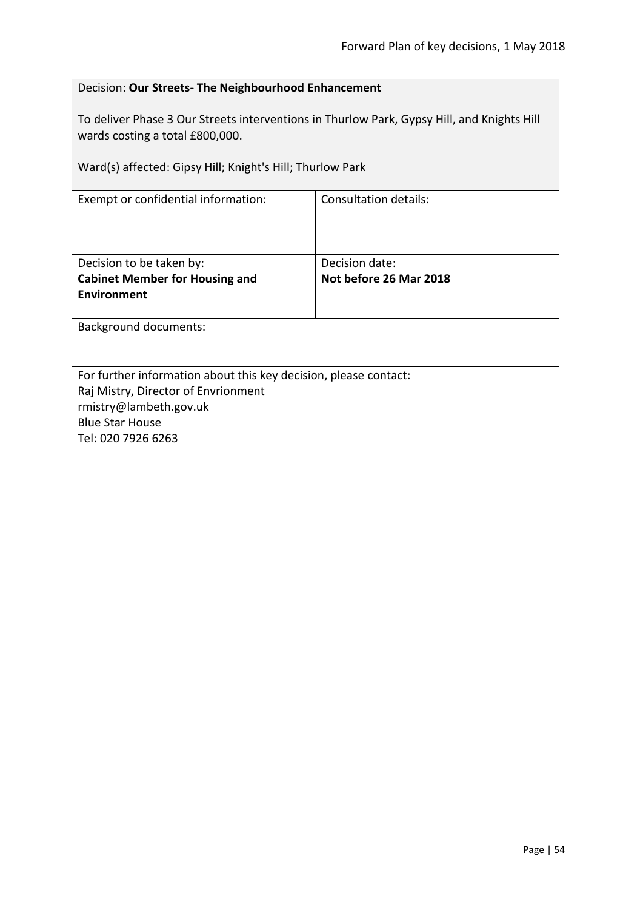Decision: **Our Streets- The Neighbourhood Enhancement**

To deliver Phase 3 Our Streets interventions in Thurlow Park, Gypsy Hill, and Knights Hill wards costing a total £800,000.

Ward(s) affected: Gipsy Hill; Knight's Hill; Thurlow Park

| Exempt or confidential information: | Consultation details: |
|---|---|
| Decision to be taken by:<br>**Cabinet Member for Housing and Environment** | Decision date:<br>**Not before 26 Mar 2018** |

Background documents:

For further information about this key decision, please contact:
Raj Mistry, Director of Envrionment
rmistry@lambeth.gov.uk
Blue Star House
Tel: 020 7926 6263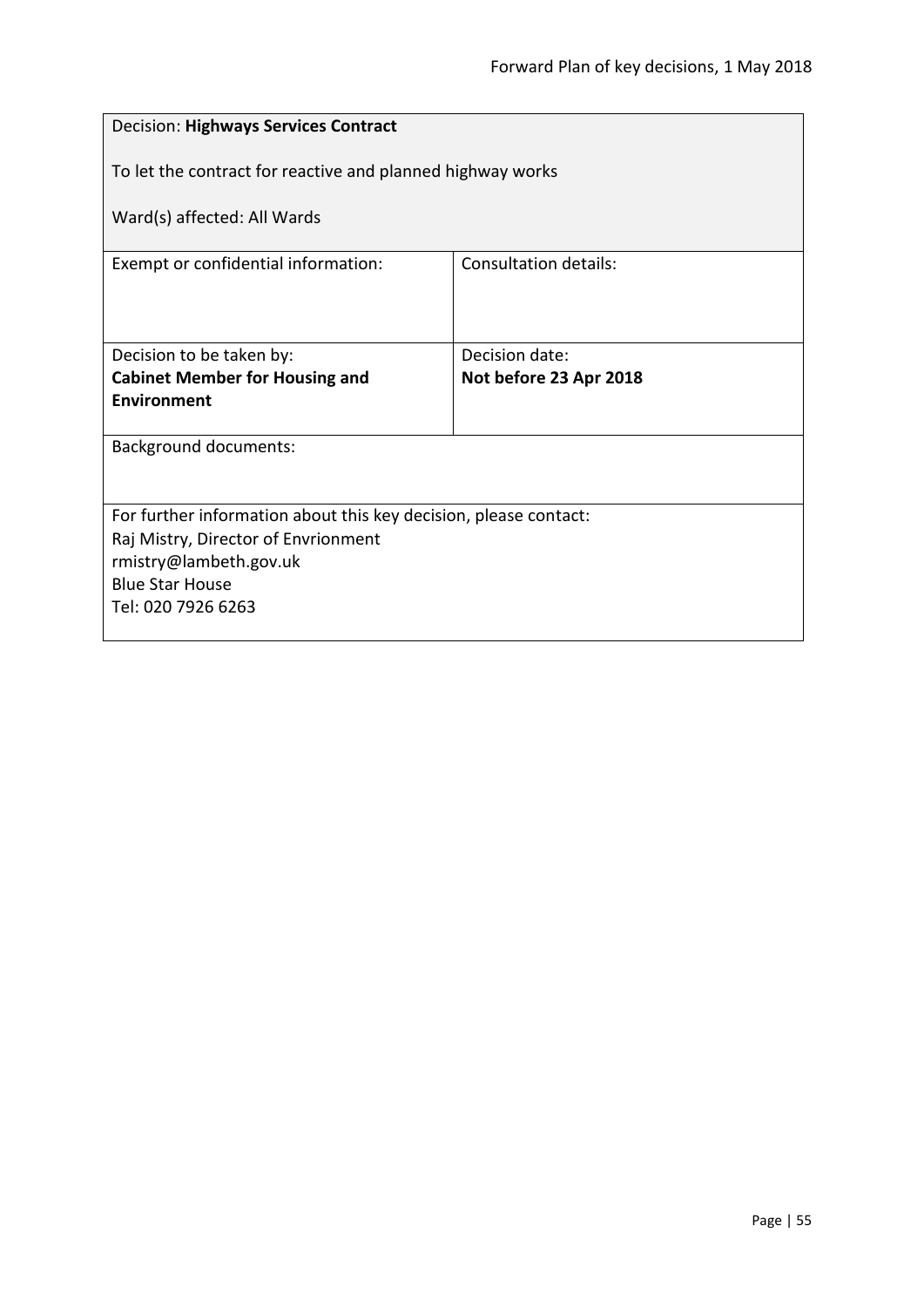Decision: **Highways Services Contract**

To let the contract for reactive and planned highway works

Ward(s) affected: All Wards

| Exempt or confidential information: | Consultation details: |
|---|---|
| Decision to be taken by:<br>**Cabinet Member for Housing and Environment** | Decision date:<br>**Not before 23 Apr 2018** |

Background documents:

For further information about this key decision, please contact:
Raj Mistry, Director of Envrionment
rmistry@lambeth.gov.uk
Blue Star House
Tel: 020 7926 6263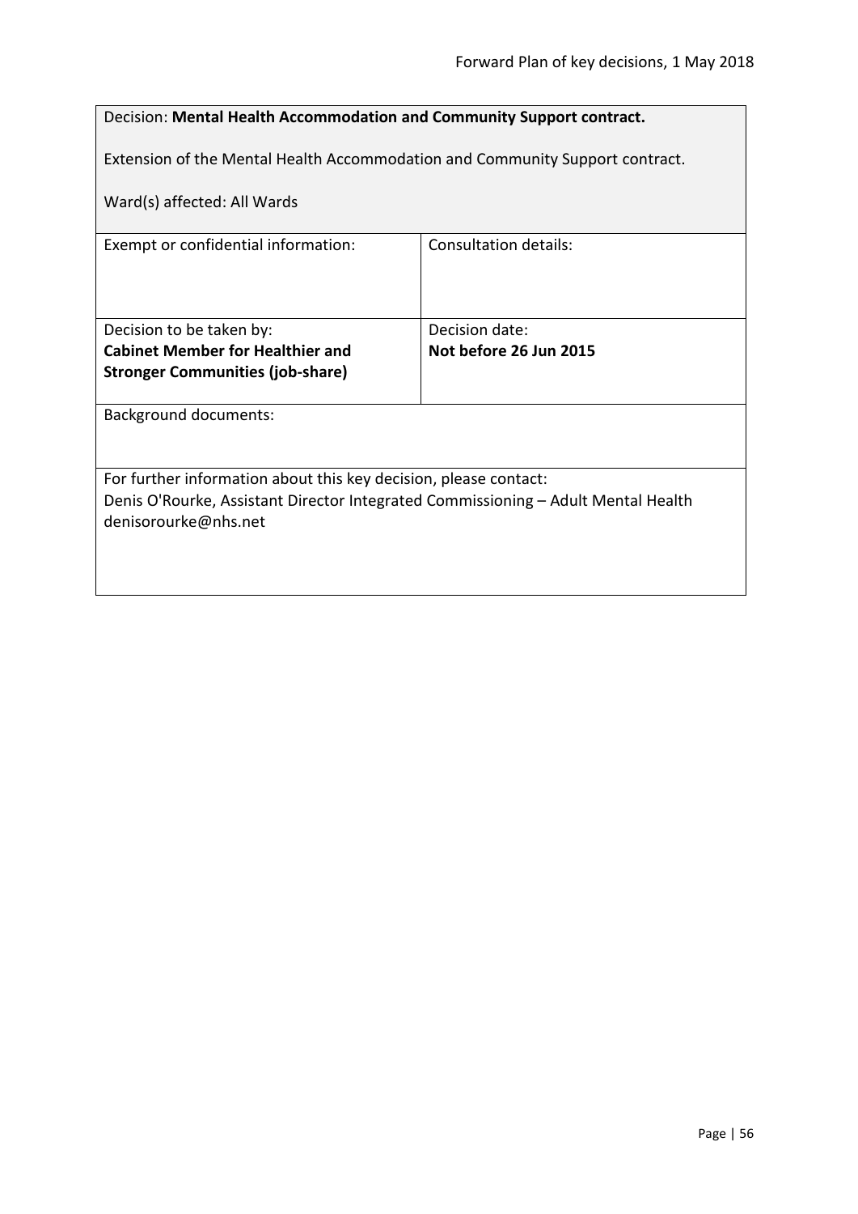Decision: **Mental Health Accommodation and Community Support contract.**

Extension of the Mental Health Accommodation and Community Support contract.

Ward(s) affected: All Wards

| Exempt or confidential information: | Consultation details: |
| --- | --- |
| Decision to be taken by:<br>**Cabinet Member for Healthier and Stronger Communities (job-share)** | Decision date:<br>**Not before 26 Jun 2015** |

Background documents:

For further information about this key decision, please contact:
Denis O'Rourke, Assistant Director Integrated Commissioning – Adult Mental Health
denisorourke@nhs.net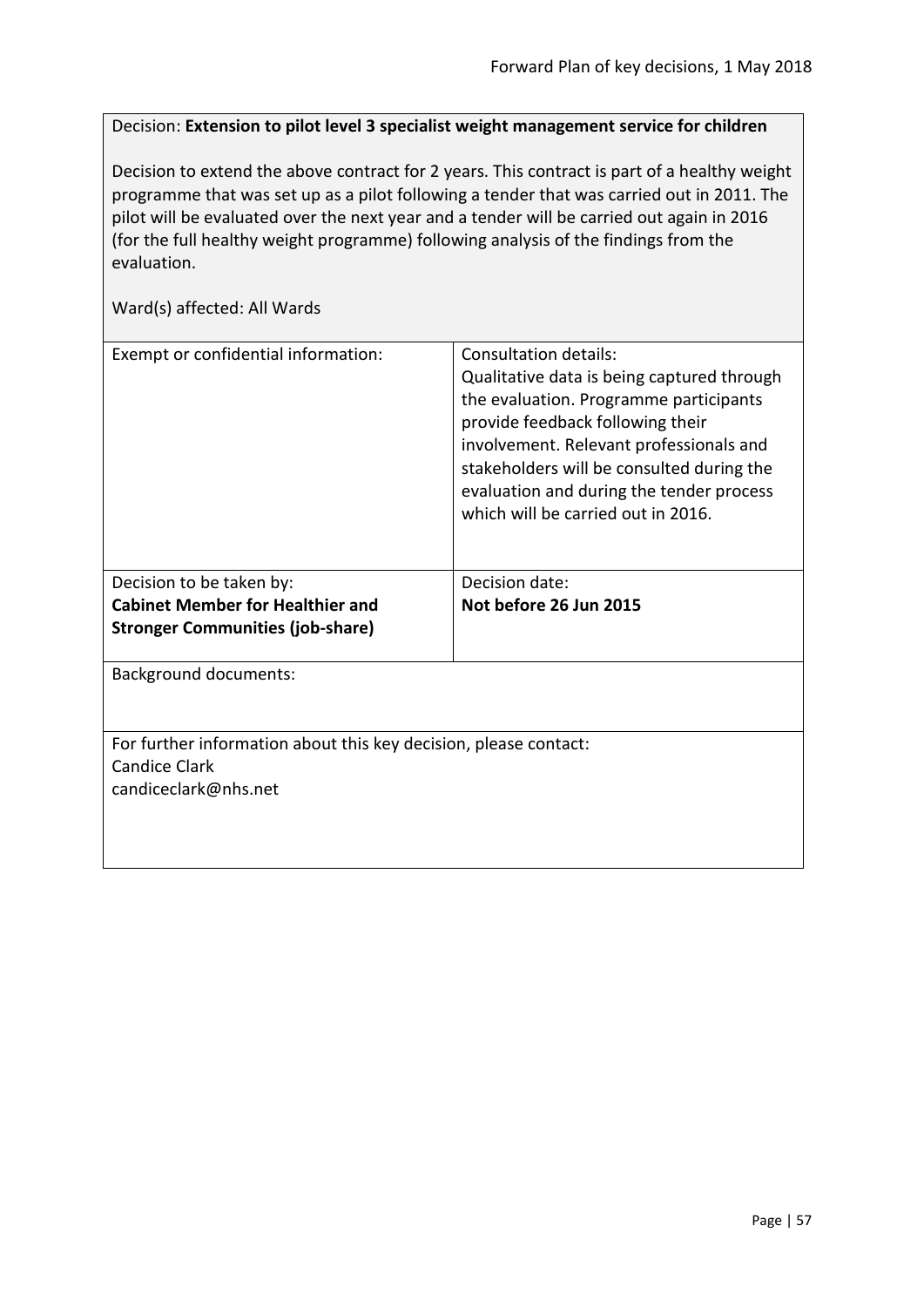Decision: **Extension to pilot level 3 specialist weight management service for children**

Decision to extend the above contract for 2 years. This contract is part of a healthy weight programme that was set up as a pilot following a tender that was carried out in 2011. The pilot will be evaluated over the next year and a tender will be carried out again in 2016 (for the full healthy weight programme) following analysis of the findings from the evaluation.

Ward(s) affected: All Wards

| Exempt or confidential information: | Consultation details: Qualitative data is being captured through the evaluation. Programme participants provide feedback following their involvement. Relevant professionals and stakeholders will be consulted during the evaluation and during the tender process which will be carried out in 2016. |
|---|---|
| Decision to be taken by: **Cabinet Member for Healthier and Stronger Communities (job-share)** | Decision date: **Not before 26 Jun 2015** |

Background documents:

For further information about this key decision, please contact:
Candice Clark
candiceclark@nhs.net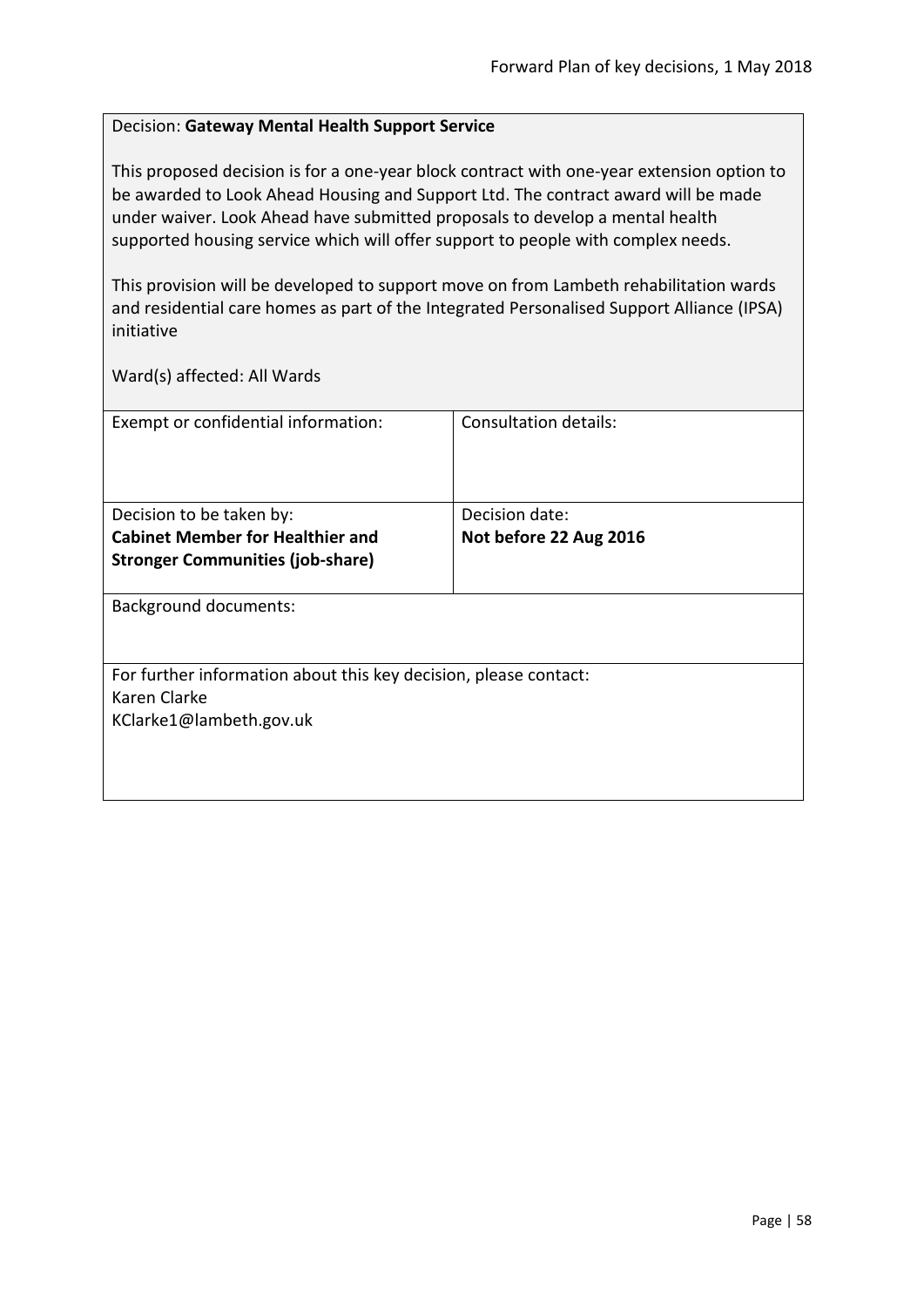Decision: **Gateway Mental Health Support Service**

This proposed decision is for a one-year block contract with one-year extension option to be awarded to Look Ahead Housing and Support Ltd. The contract award will be made under waiver. Look Ahead have submitted proposals to develop a mental health supported housing service which will offer support to people with complex needs.

This provision will be developed to support move on from Lambeth rehabilitation wards and residential care homes as part of the Integrated Personalised Support Alliance (IPSA) initiative

Ward(s) affected: All Wards

| Exempt or confidential information: | Consultation details: |
|---|---|
| Decision to be taken by:<br>**Cabinet Member for Healthier and Stronger Communities (job-share)** | Decision date:<br>**Not before 22 Aug 2016** |

Background documents:

For further information about this key decision, please contact:
Karen Clarke
KClarke1@lambeth.gov.uk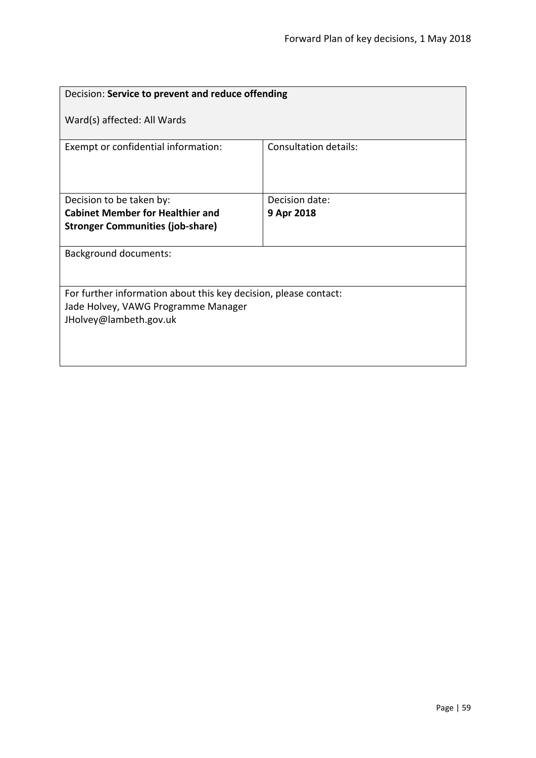| Decision: **Service to prevent and reduce offending**<br><br>Ward(s) affected: All Wards | |
|---|---|
| Exempt or confidential information: | Consultation details: |
| Decision to be taken by:<br>**Cabinet Member for Healthier and Stronger Communities (job-share)** | Decision date:<br>**9 Apr 2018** |
| Background documents: | |
| For further information about this key decision, please contact:<br>Jade Holvey, VAWG Programme Manager<br>JHolvey@lambeth.gov.uk | |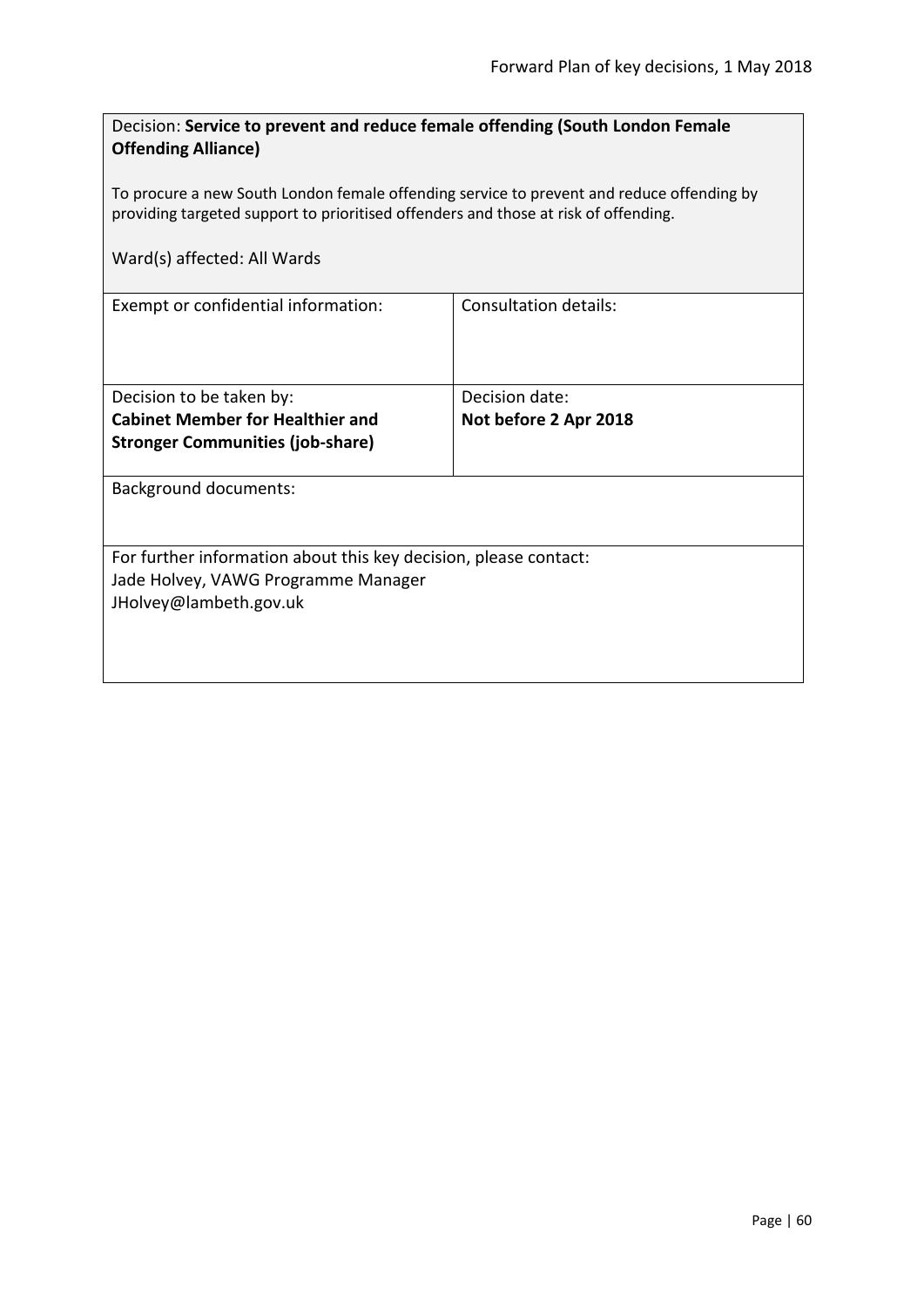Decision: **Service to prevent and reduce female offending (South London Female Offending Alliance)**

To procure a new South London female offending service to prevent and reduce offending by providing targeted support to prioritised offenders and those at risk of offending.

Ward(s) affected: All Wards

| Exempt or confidential information: | Consultation details: |
|---|---|
| Decision to be taken by: **Cabinet Member for Healthier and Stronger Communities (job-share)** | Decision date: **Not before 2 Apr 2018** |

Background documents:

For further information about this key decision, please contact:
Jade Holvey, VAWG Programme Manager
JHolvey@lambeth.gov.uk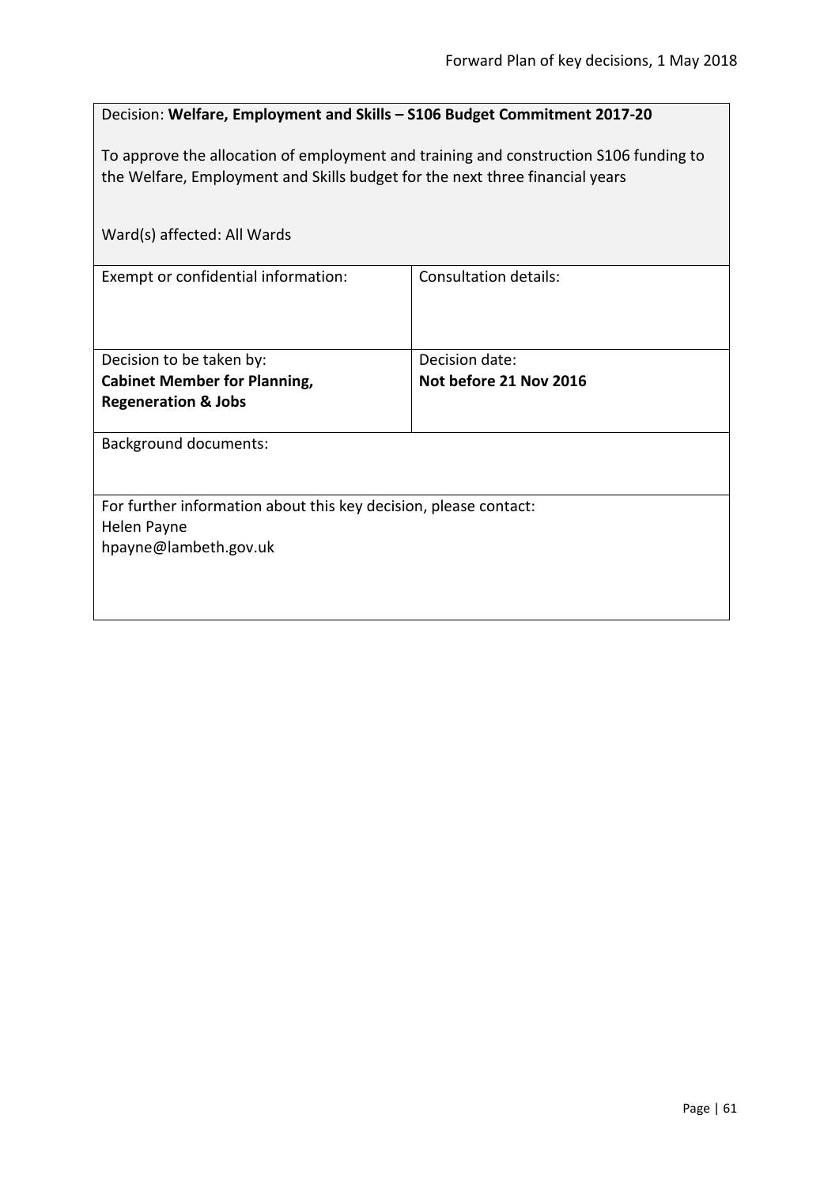Decision: **Welfare, Employment and Skills – S106 Budget Commitment 2017-20**

To approve the allocation of employment and training and construction S106 funding to the Welfare, Employment and Skills budget for the next three financial years

Ward(s) affected: All Wards

| Exempt or confidential information: | Consultation details: |
|---|---|
| Decision to be taken by:<br>**Cabinet Member for Planning, Regeneration & Jobs** | Decision date:<br>**Not before 21 Nov 2016** |

Background documents:

For further information about this key decision, please contact:
Helen Payne
hpayne@lambeth.gov.uk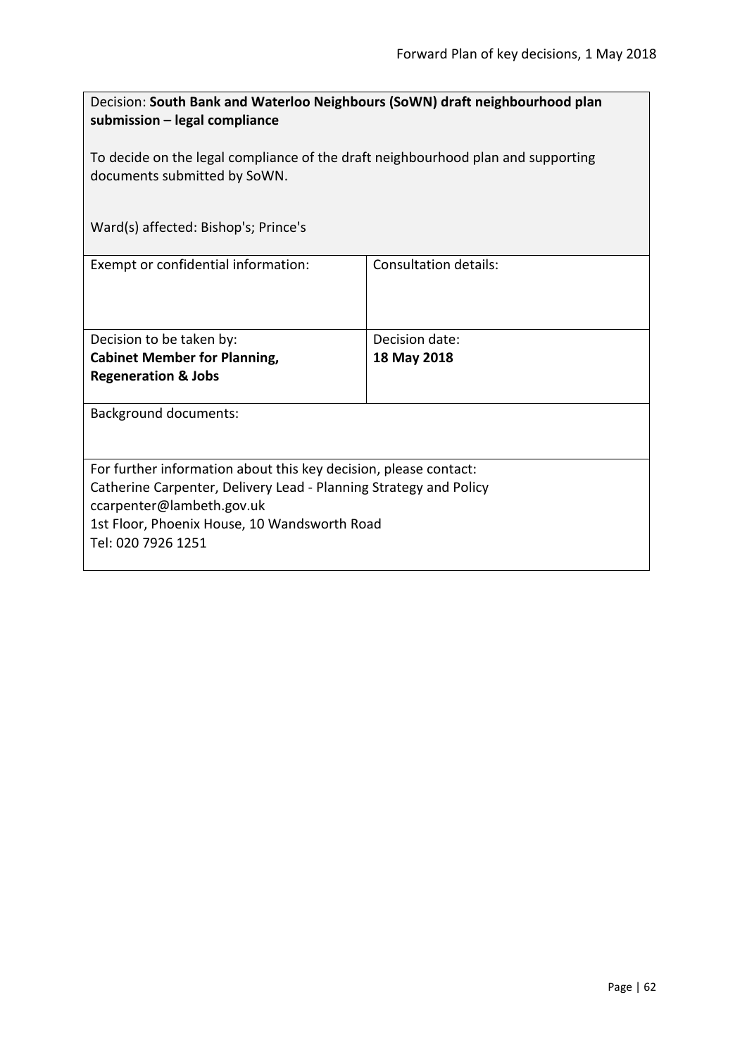Decision: **South Bank and Waterloo Neighbours (SoWN) draft neighbourhood plan submission – legal compliance**

To decide on the legal compliance of the draft neighbourhood plan and supporting documents submitted by SoWN.

Ward(s) affected: Bishop's; Prince's

| Exempt or confidential information: | Consultation details: |
|---|---|
| Decision to be taken by:<br>**Cabinet Member for Planning, Regeneration & Jobs** | Decision date:<br>**18 May 2018** |

Background documents:

For further information about this key decision, please contact:
Catherine Carpenter, Delivery Lead - Planning Strategy and Policy
ccarpenter@lambeth.gov.uk
1st Floor, Phoenix House, 10 Wandsworth Road
Tel: 020 7926 1251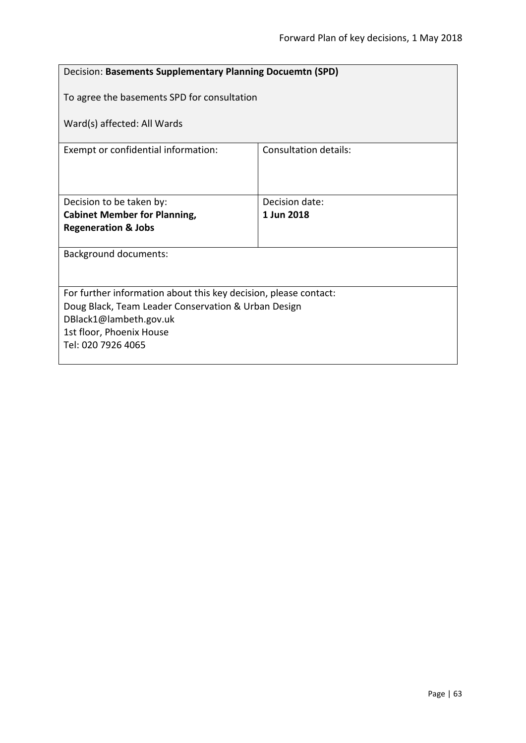Decision: **Basements Supplementary Planning Docuemtn (SPD)**

To agree the basements SPD for consultation

Ward(s) affected: All Wards

| Exempt or confidential information: | Consultation details: |
|---|---|
| Decision to be taken by:<br>**Cabinet Member for Planning, Regeneration & Jobs** | Decision date:<br>**1 Jun 2018** |

Background documents:

For further information about this key decision, please contact:
Doug Black, Team Leader Conservation & Urban Design
DBlack1@lambeth.gov.uk
1st floor, Phoenix House
Tel: 020 7926 4065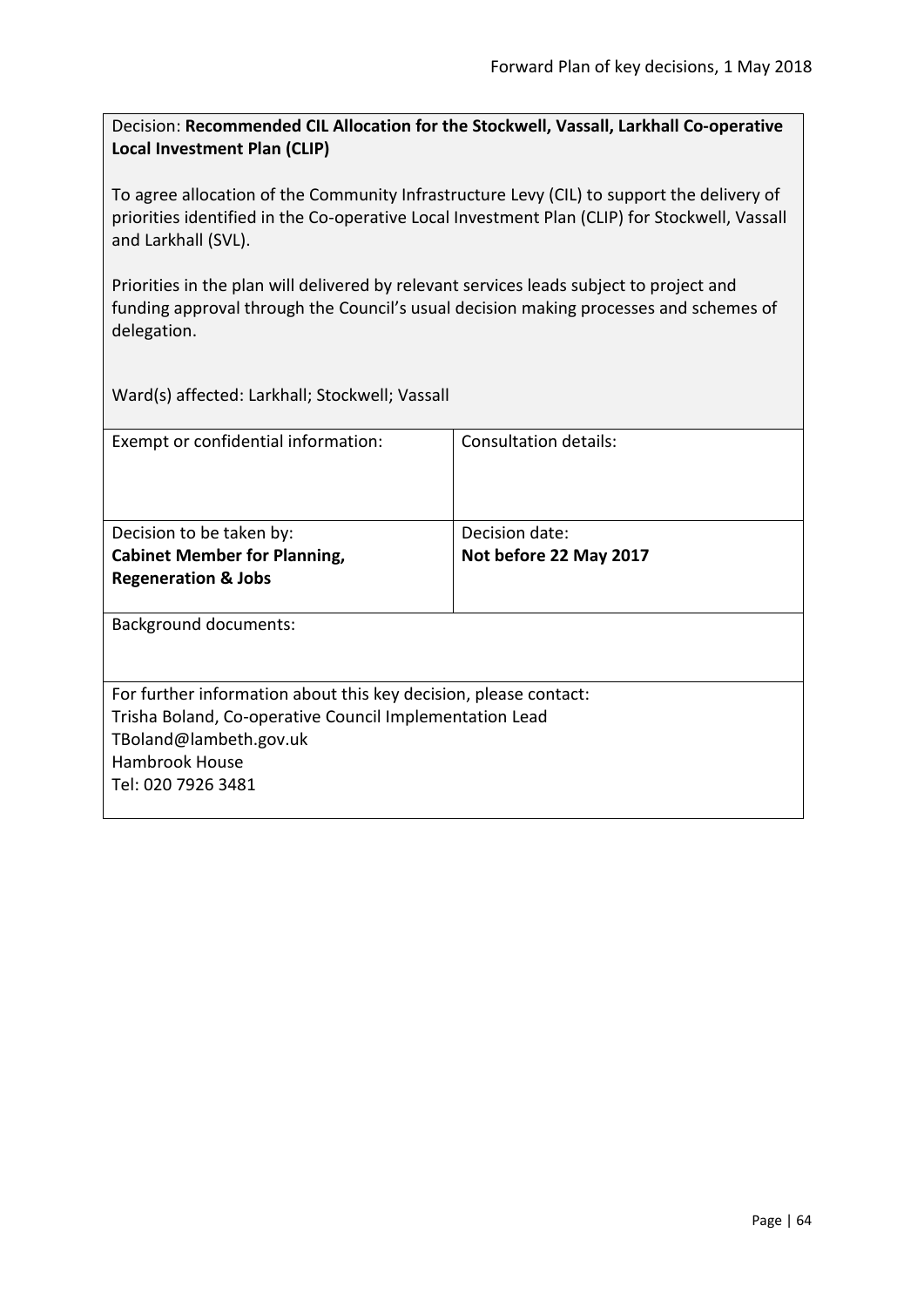Decision: **Recommended CIL Allocation for the Stockwell, Vassall, Larkhall Co-operative Local Investment Plan (CLIP)**

To agree allocation of the Community Infrastructure Levy (CIL) to support the delivery of priorities identified in the Co-operative Local Investment Plan (CLIP) for Stockwell, Vassall and Larkhall (SVL).

Priorities in the plan will delivered by relevant services leads subject to project and funding approval through the Council's usual decision making processes and schemes of delegation.

Ward(s) affected: Larkhall; Stockwell; Vassall

| Exempt or confidential information: | Consultation details: |
|---|---|
| Decision to be taken by: **Cabinet Member for Planning, Regeneration & Jobs** | Decision date: **Not before 22 May 2017** |

Background documents:

For further information about this key decision, please contact:
Trisha Boland, Co-operative Council Implementation Lead
TBoland@lambeth.gov.uk
Hambrook House
Tel: 020 7926 3481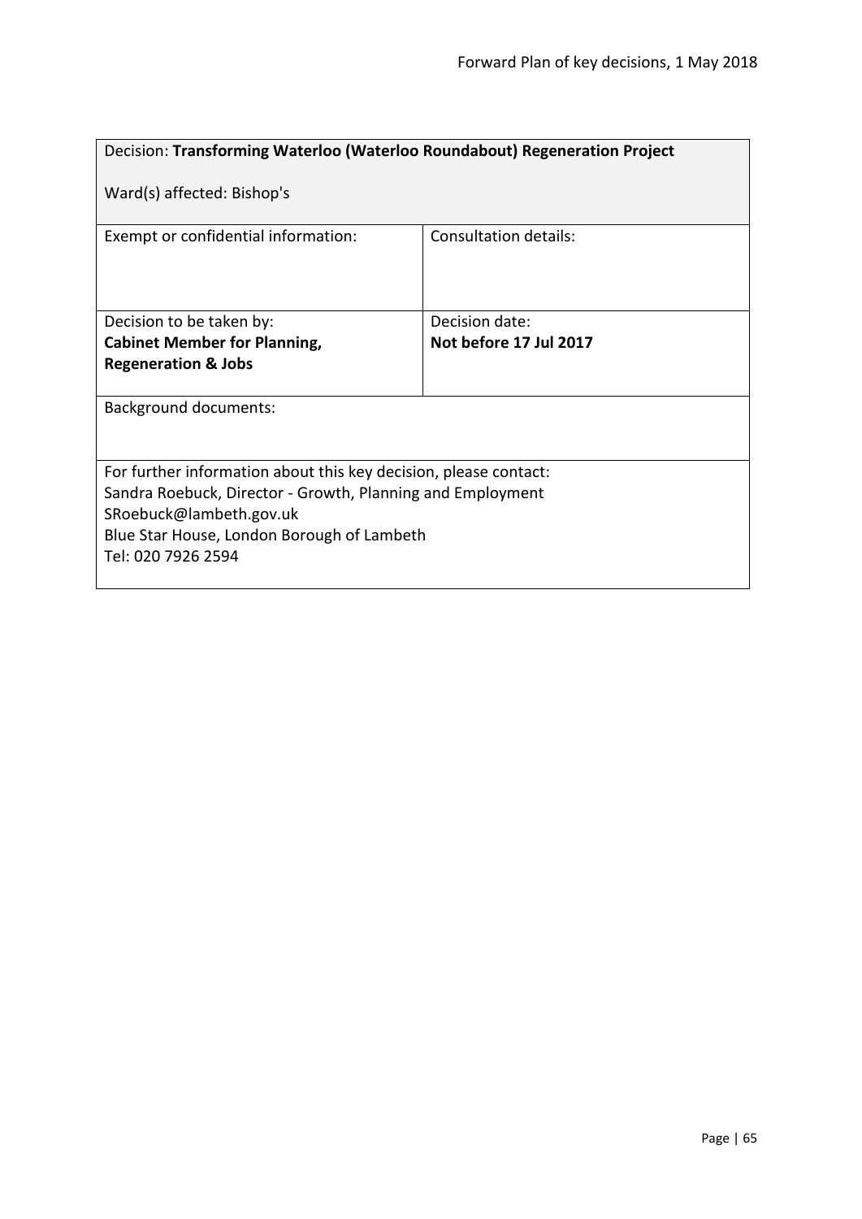Decision: **Transforming Waterloo (Waterloo Roundabout) Regeneration Project**

Ward(s) affected: Bishop's

| Exempt or confidential information: | Consultation details: |
| --- | --- |
| Decision to be taken by:<br>**Cabinet Member for Planning, Regeneration & Jobs** | Decision date:<br>**Not before 17 Jul 2017** |

Background documents:

For further information about this key decision, please contact:
Sandra Roebuck, Director - Growth, Planning and Employment
SRoebuck@lambeth.gov.uk
Blue Star House, London Borough of Lambeth
Tel: 020 7926 2594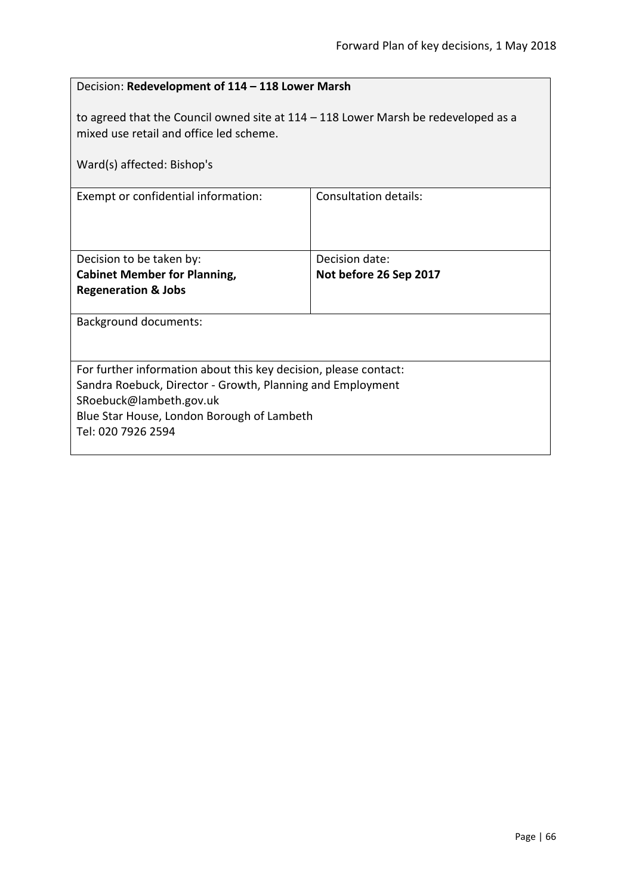Decision: **Redevelopment of 114 – 118 Lower Marsh**

to agreed that the Council owned site at 114 – 118 Lower Marsh be redeveloped as a mixed use retail and office led scheme.

Ward(s) affected: Bishop's

| Exempt or confidential information: | Consultation details: |
|---|---|
| Decision to be taken by:<br>**Cabinet Member for Planning, Regeneration & Jobs** | Decision date:<br>**Not before 26 Sep 2017** |

Background documents:

For further information about this key decision, please contact:
Sandra Roebuck, Director - Growth, Planning and Employment
SRoebuck@lambeth.gov.uk
Blue Star House, London Borough of Lambeth
Tel: 020 7926 2594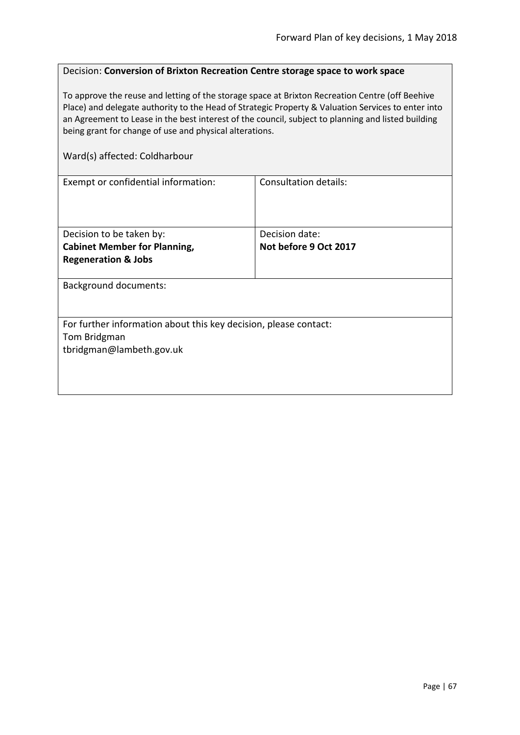Decision: **Conversion of Brixton Recreation Centre storage space to work space**

To approve the reuse and letting of the storage space at Brixton Recreation Centre (off Beehive Place) and delegate authority to the Head of Strategic Property & Valuation Services to enter into an Agreement to Lease in the best interest of the council, subject to planning and listed building being grant for change of use and physical alterations.

Ward(s) affected: Coldharbour

| Exempt or confidential information: | Consultation details: |
|---|---|
| Decision to be taken by:<br>**Cabinet Member for Planning, Regeneration & Jobs** | Decision date:<br>**Not before 9 Oct 2017** |

Background documents:

For further information about this key decision, please contact:
Tom Bridgman
tbridgman@lambeth.gov.uk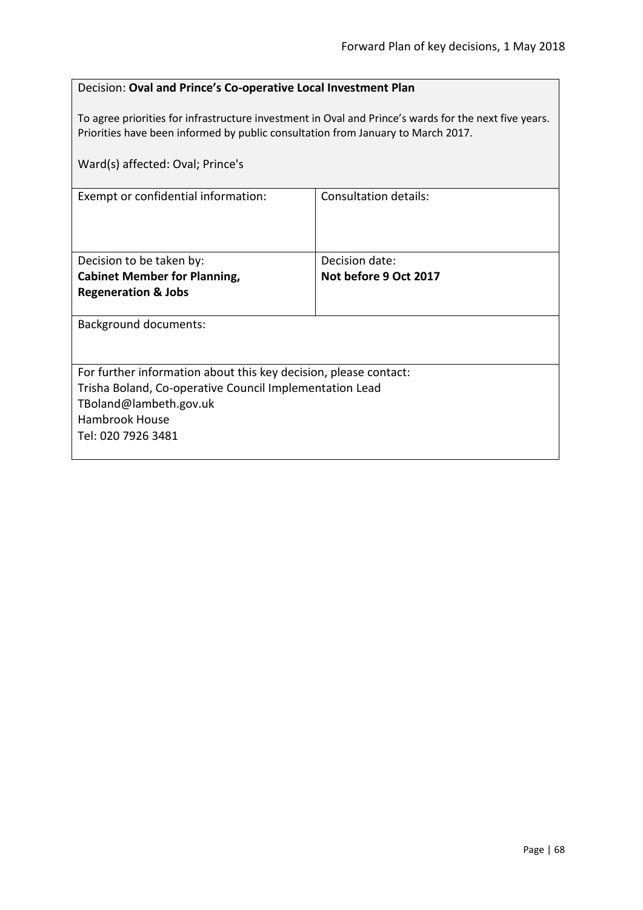Decision: **Oval and Prince's Co-operative Local Investment Plan**

To agree priorities for infrastructure investment in Oval and Prince's wards for the next five years. Priorities have been informed by public consultation from January to March 2017.

Ward(s) affected: Oval; Prince's

| Exempt or confidential information: | Consultation details: |
|---|---|
| Decision to be taken by:<br>**Cabinet Member for Planning, Regeneration & Jobs** | Decision date:<br>**Not before 9 Oct 2017** |

Background documents:

For further information about this key decision, please contact:
Trisha Boland, Co-operative Council Implementation Lead
TBoland@lambeth.gov.uk
Hambrook House
Tel: 020 7926 3481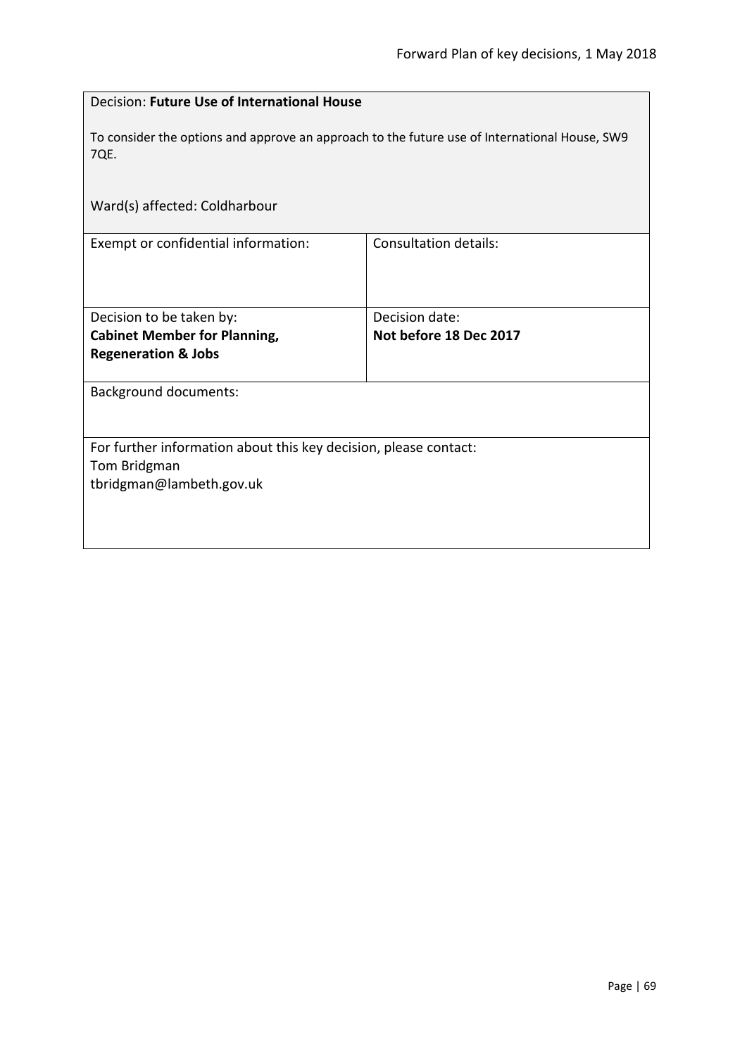Decision: **Future Use of International House**

To consider the options and approve an approach to the future use of International House, SW9 7QE.

Ward(s) affected: Coldharbour

| Exempt or confidential information: | Consultation details: |
| --- | --- |
| Decision to be taken by: **Cabinet Member for Planning, Regeneration & Jobs** | Decision date: **Not before 18 Dec 2017** |

Background documents:

For further information about this key decision, please contact:
Tom Bridgman
tbridgman@lambeth.gov.uk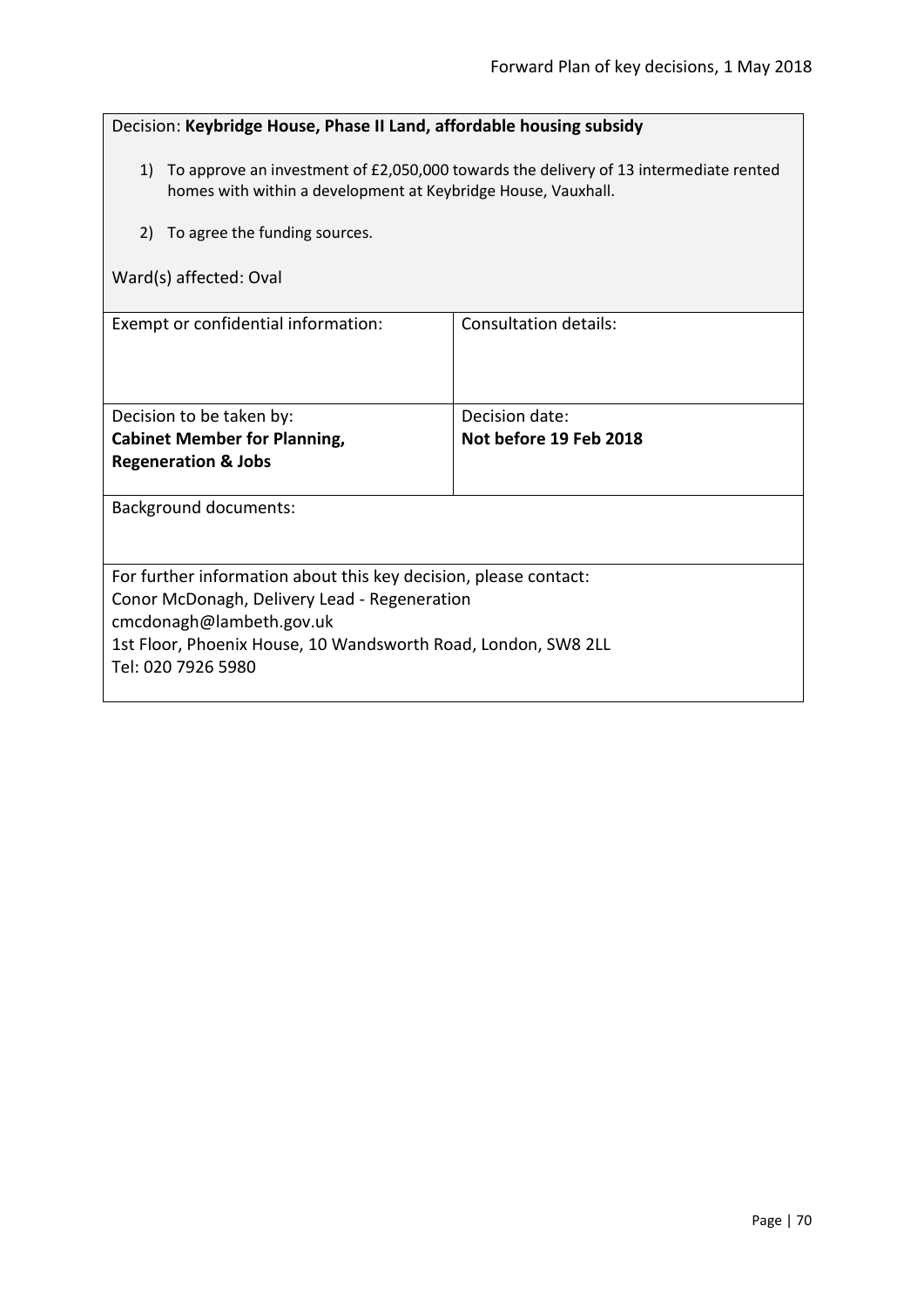Decision: **Keybridge House, Phase II Land, affordable housing subsidy**

1) To approve an investment of £2,050,000 towards the delivery of 13 intermediate rented homes with within a development at Keybridge House, Vauxhall.

2) To agree the funding sources.

Ward(s) affected: Oval

| Exempt or confidential information: | Consultation details: |
|---|---|
| Decision to be taken by: **Cabinet Member for Planning, Regeneration & Jobs** | Decision date: **Not before 19 Feb 2018** |

Background documents:

For further information about this key decision, please contact:
Conor McDonagh, Delivery Lead - Regeneration
cmcdonagh@lambeth.gov.uk
1st Floor, Phoenix House, 10 Wandsworth Road, London, SW8 2LL
Tel: 020 7926 5980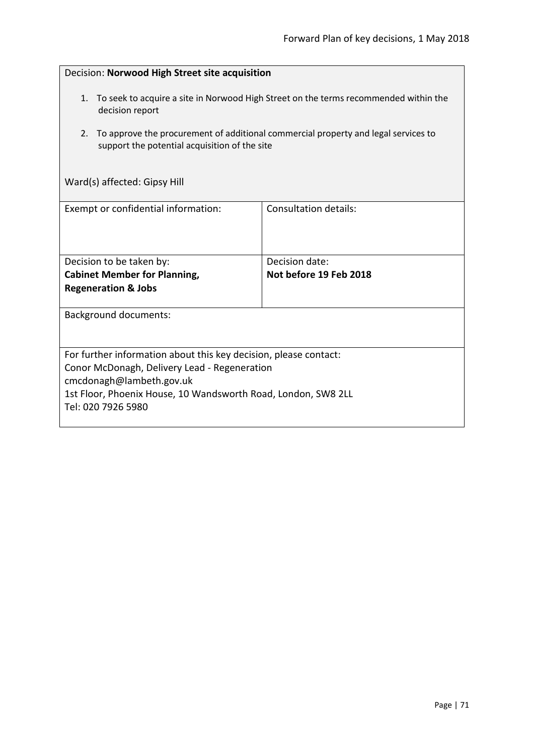Decision: **Norwood High Street site acquisition**

1. To seek to acquire a site in Norwood High Street on the terms recommended within the decision report

2. To approve the procurement of additional commercial property and legal services to support the potential acquisition of the site

Ward(s) affected: Gipsy Hill

| Exempt or confidential information: | Consultation details: |
| --- | --- |
| Decision to be taken by: **Cabinet Member for Planning, Regeneration & Jobs** | Decision date: **Not before 19 Feb 2018** |

Background documents:

For further information about this key decision, please contact:
Conor McDonagh, Delivery Lead - Regeneration
cmcdonagh@lambeth.gov.uk
1st Floor, Phoenix House, 10 Wandsworth Road, London, SW8 2LL
Tel: 020 7926 5980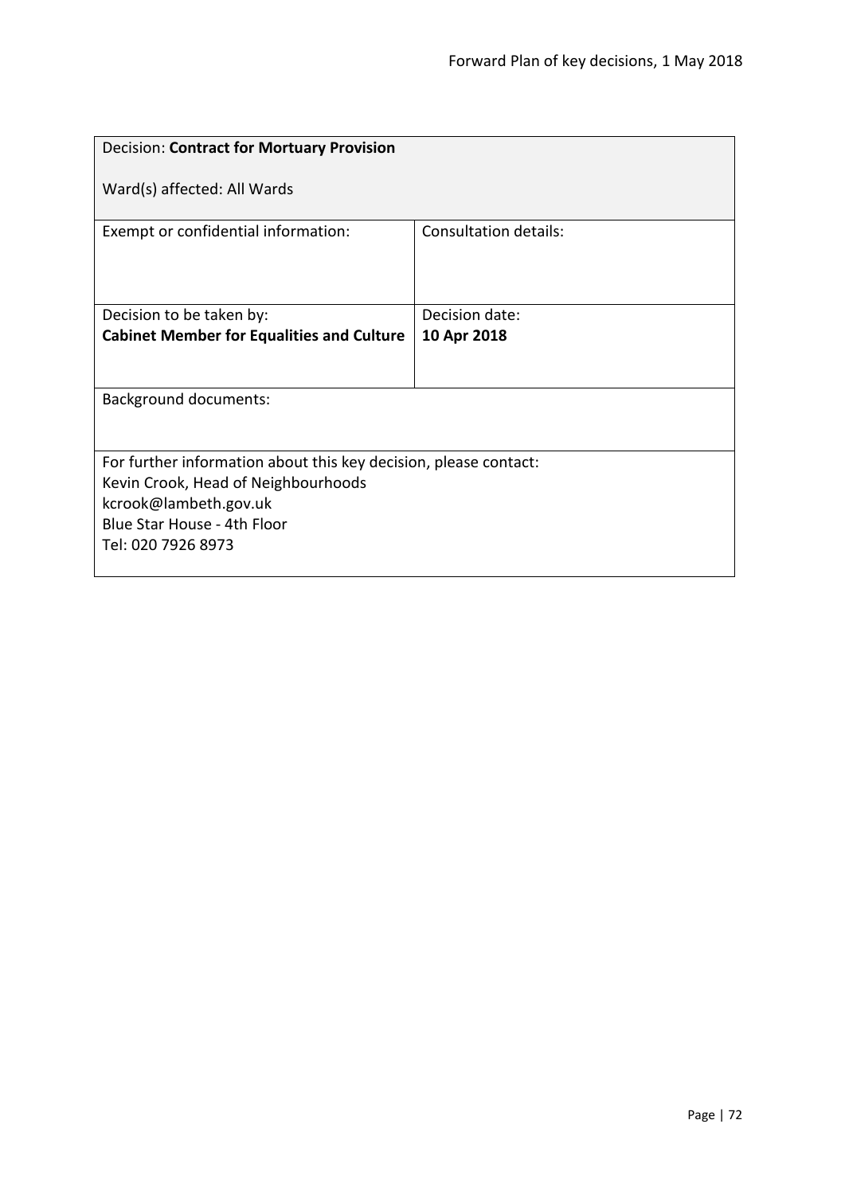| Decision: **Contract for Mortuary Provision**<br><br>Ward(s) affected: All Wards | |
|---|---|
| Exempt or confidential information: | Consultation details: |
| Decision to be taken by:<br>**Cabinet Member for Equalities and Culture** | Decision date:<br>**10 Apr 2018** |
| Background documents: | |
| For further information about this key decision, please contact:<br>Kevin Crook, Head of Neighbourhoods<br>kcrook@lambeth.gov.uk<br>Blue Star House - 4th Floor<br>Tel: 020 7926 8973 | |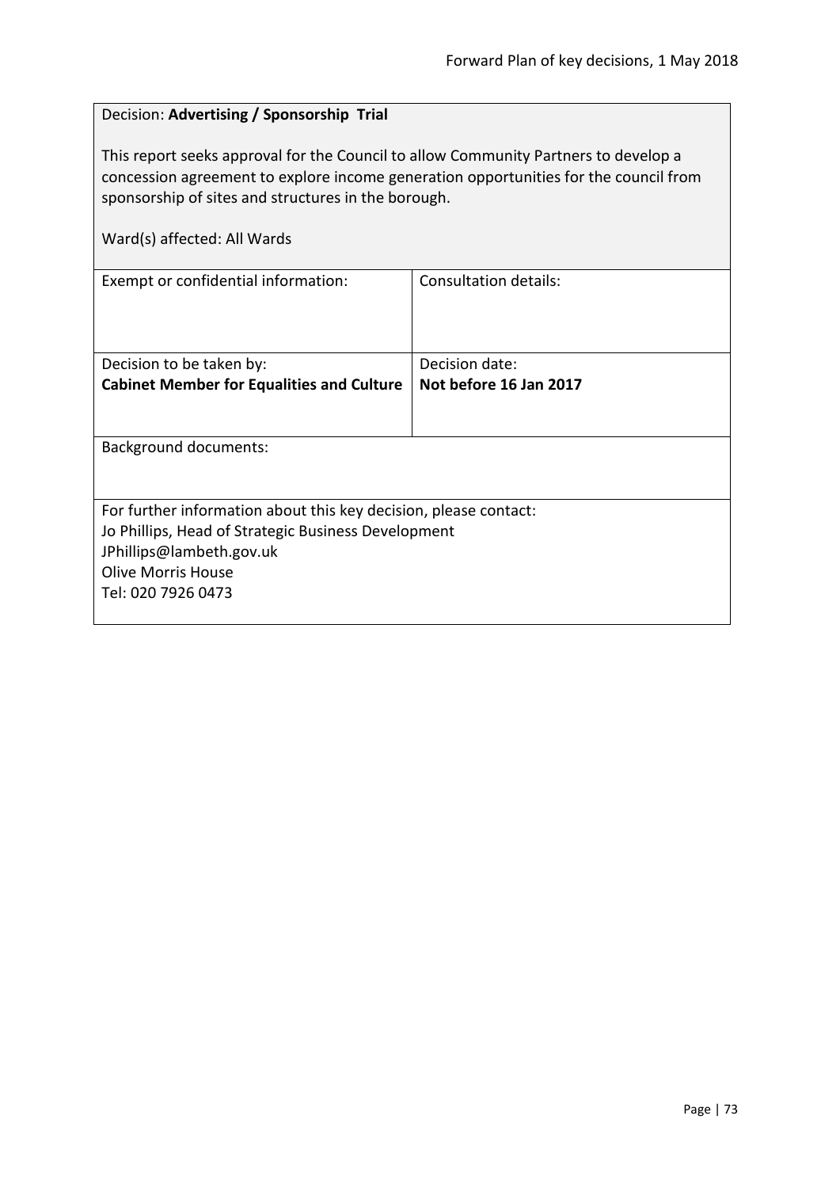Decision: **Advertising / Sponsorship Trial**

This report seeks approval for the Council to allow Community Partners to develop a concession agreement to explore income generation opportunities for the council from sponsorship of sites and structures in the borough.

Ward(s) affected: All Wards

| Exempt or confidential information: | Consultation details: |
|---|---|
| Decision to be taken by:<br>**Cabinet Member for Equalities and Culture** | Decision date:<br>**Not before 16 Jan 2017** |

Background documents:

For further information about this key decision, please contact:
Jo Phillips, Head of Strategic Business Development
JPhillips@lambeth.gov.uk
Olive Morris House
Tel: 020 7926 0473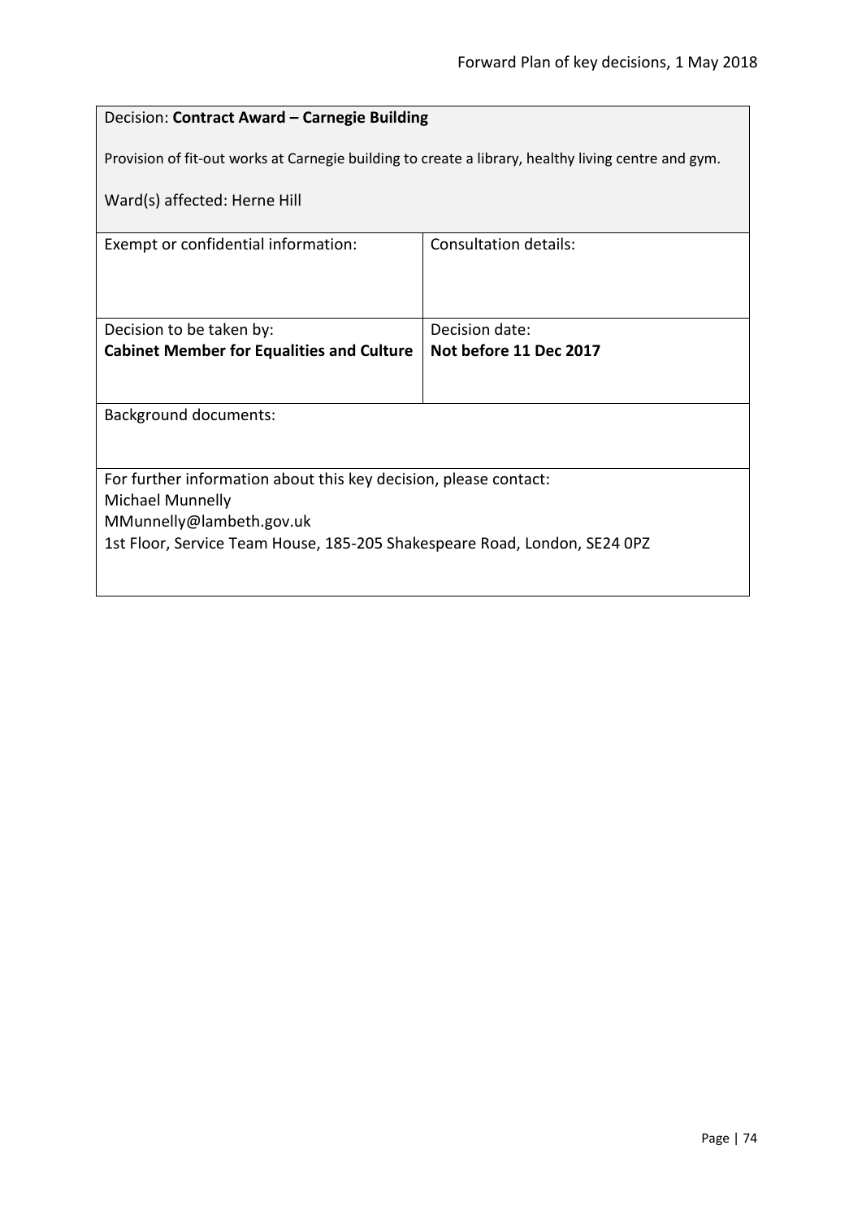Decision: **Contract Award – Carnegie Building**

Provision of fit-out works at Carnegie building to create a library, healthy living centre and gym.

Ward(s) affected: Herne Hill

| Exempt or confidential information: | Consultation details: |
| --- | --- |
| Decision to be taken by:<br>**Cabinet Member for Equalities and Culture** | Decision date:<br>**Not before 11 Dec 2017** |

Background documents:

For further information about this key decision, please contact:
Michael Munnelly
MMunnelly@lambeth.gov.uk
1st Floor, Service Team House, 185-205 Shakespeare Road, London, SE24 0PZ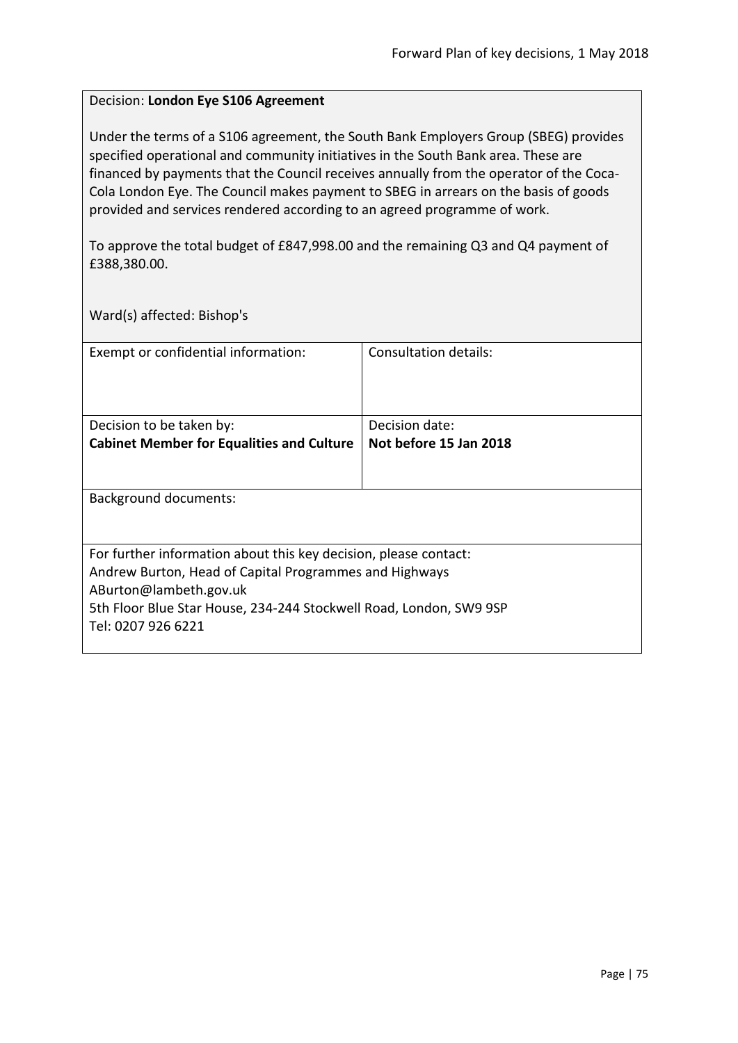Decision: **London Eye S106 Agreement**

Under the terms of a S106 agreement, the South Bank Employers Group (SBEG) provides specified operational and community initiatives in the South Bank area. These are financed by payments that the Council receives annually from the operator of the Coca-Cola London Eye. The Council makes payment to SBEG in arrears on the basis of goods provided and services rendered according to an agreed programme of work.

To approve the total budget of £847,998.00 and the remaining Q3 and Q4 payment of £388,380.00.

Ward(s) affected: Bishop's

| Exempt or confidential information: | Consultation details: |
|---|---|
| Decision to be taken by:<br>**Cabinet Member for Equalities and Culture** | Decision date:<br>**Not before 15 Jan 2018** |

Background documents:

For further information about this key decision, please contact:
Andrew Burton, Head of Capital Programmes and Highways
ABurton@lambeth.gov.uk
5th Floor Blue Star House, 234-244 Stockwell Road, London, SW9 9SP
Tel: 0207 926 6221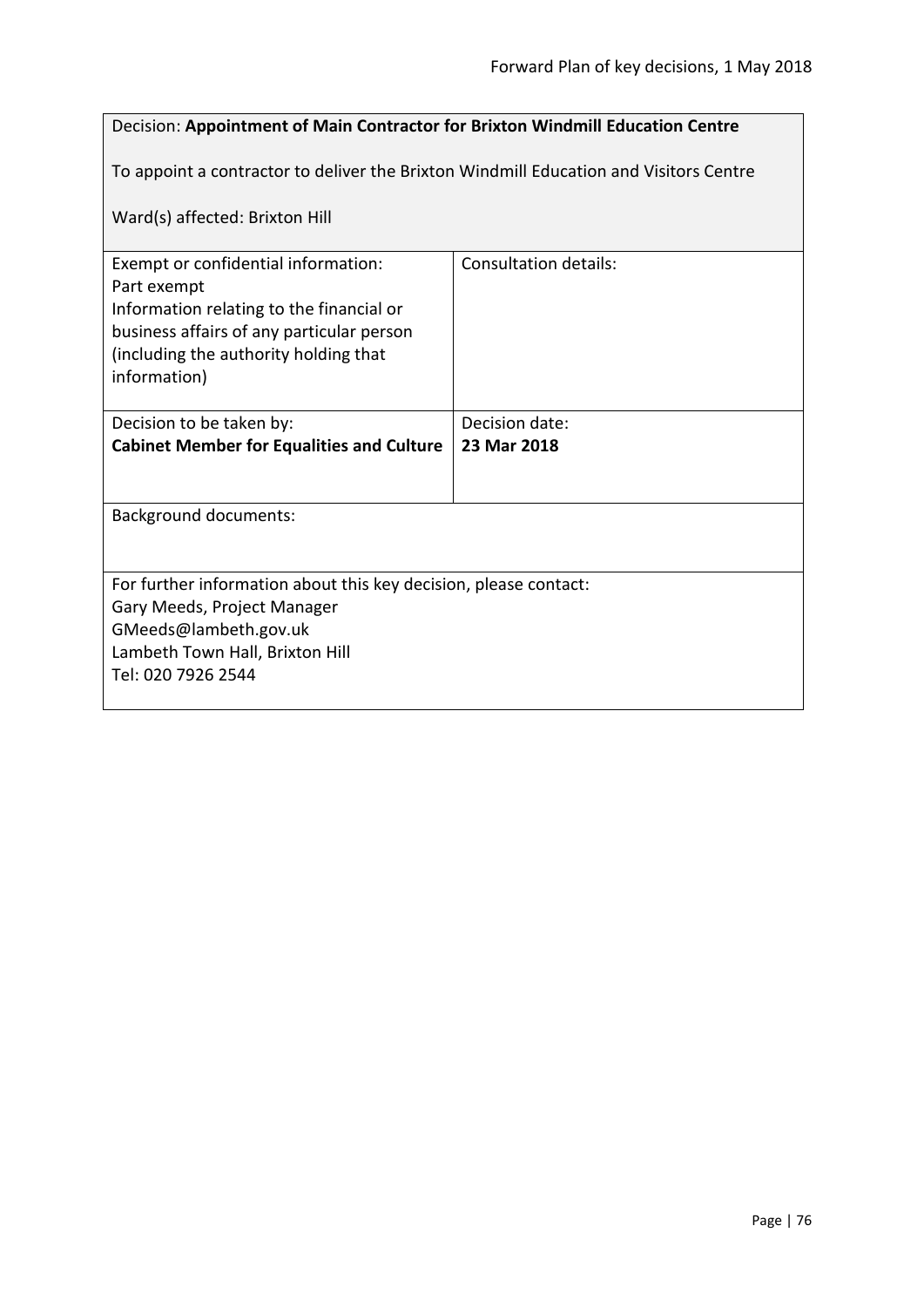Decision: **Appointment of Main Contractor for Brixton Windmill Education Centre**

To appoint a contractor to deliver the Brixton Windmill Education and Visitors Centre

Ward(s) affected: Brixton Hill

| Exempt or confidential information: Part exempt Information relating to the financial or business affairs of any particular person (including the authority holding that information) | Consultation details: |
|---|---|
| Decision to be taken by: **Cabinet Member for Equalities and Culture** | Decision date: **23 Mar 2018** |

Background documents:

For further information about this key decision, please contact:
Gary Meeds, Project Manager
GMeeds@lambeth.gov.uk
Lambeth Town Hall, Brixton Hill
Tel: 020 7926 2544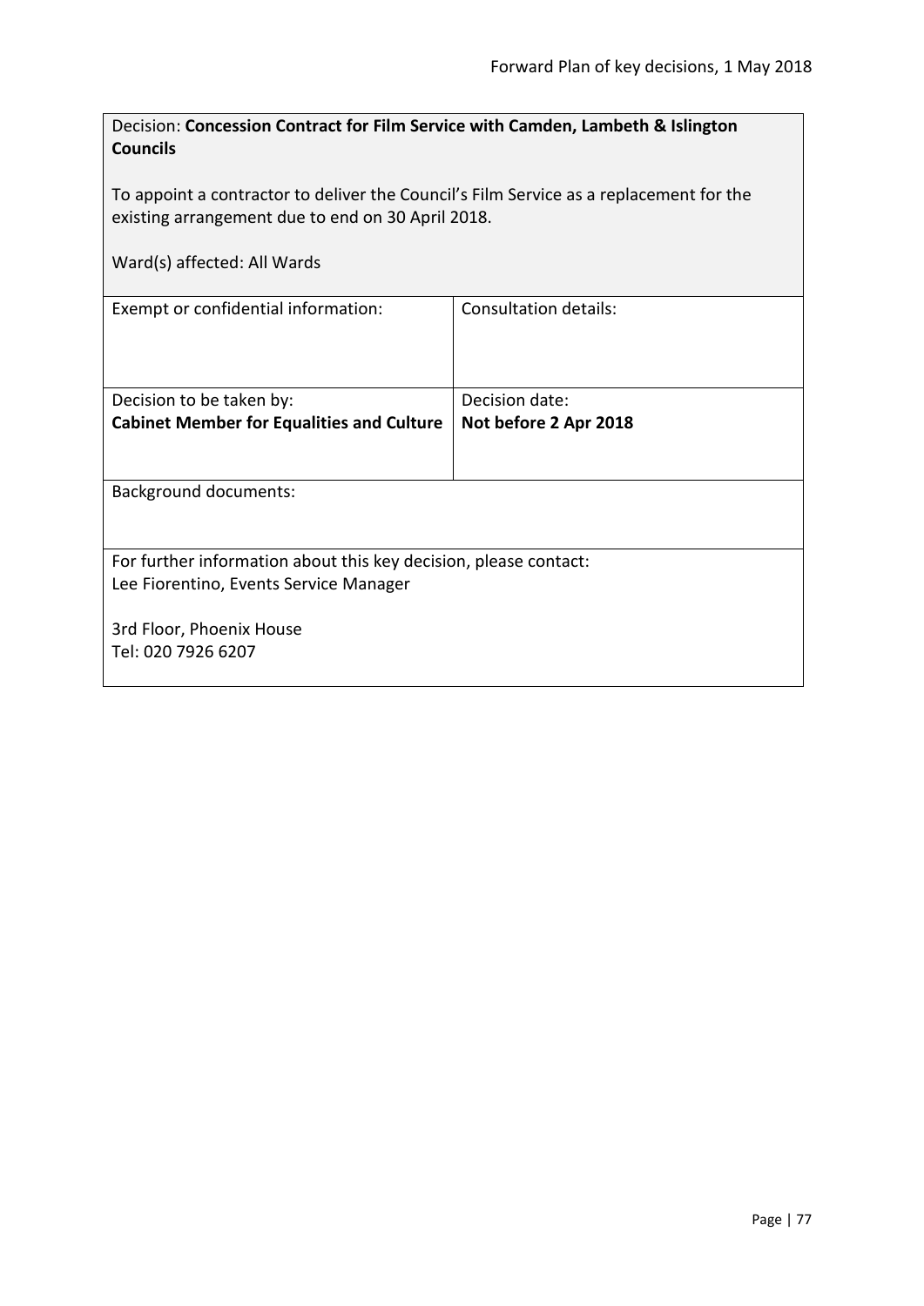Decision: **Concession Contract for Film Service with Camden, Lambeth & Islington Councils**

To appoint a contractor to deliver the Council's Film Service as a replacement for the existing arrangement due to end on 30 April 2018.

Ward(s) affected: All Wards

| Exempt or confidential information: | Consultation details: |
| --- | --- |
| Decision to be taken by:<br>**Cabinet Member for Equalities and Culture** | Decision date:<br>**Not before 2 Apr 2018** |

Background documents:

For further information about this key decision, please contact:
Lee Fiorentino, Events Service Manager

3rd Floor, Phoenix House
Tel: 020 7926 6207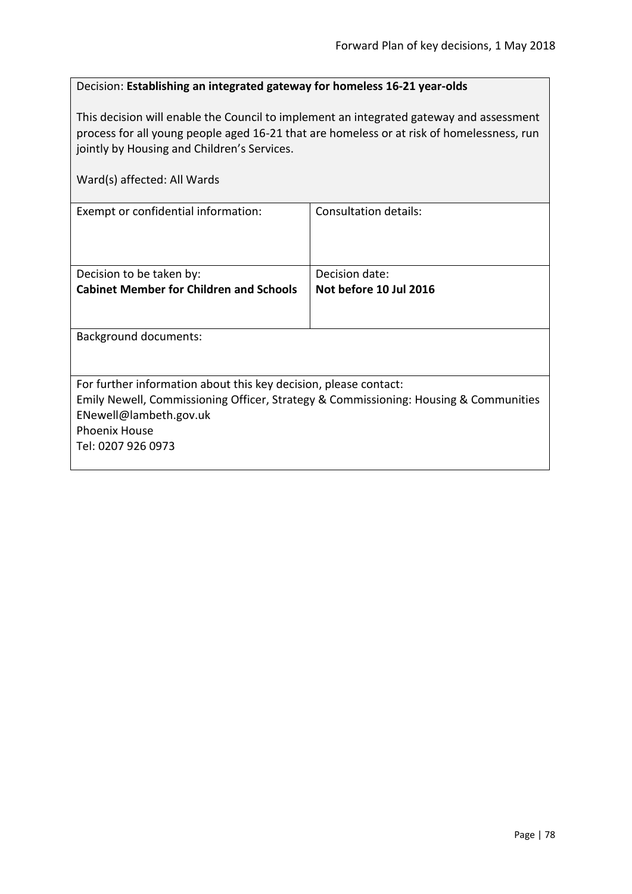Decision: **Establishing an integrated gateway for homeless 16-21 year-olds**

This decision will enable the Council to implement an integrated gateway and assessment process for all young people aged 16-21 that are homeless or at risk of homelessness, run jointly by Housing and Children's Services.

Ward(s) affected: All Wards

| Exempt or confidential information: | Consultation details: |
|---|---|
| Decision to be taken by:<br>**Cabinet Member for Children and Schools** | Decision date:<br>**Not before 10 Jul 2016** |

Background documents:

For further information about this key decision, please contact:
Emily Newell, Commissioning Officer, Strategy & Commissioning: Housing & Communities
ENewell@lambeth.gov.uk
Phoenix House
Tel: 0207 926 0973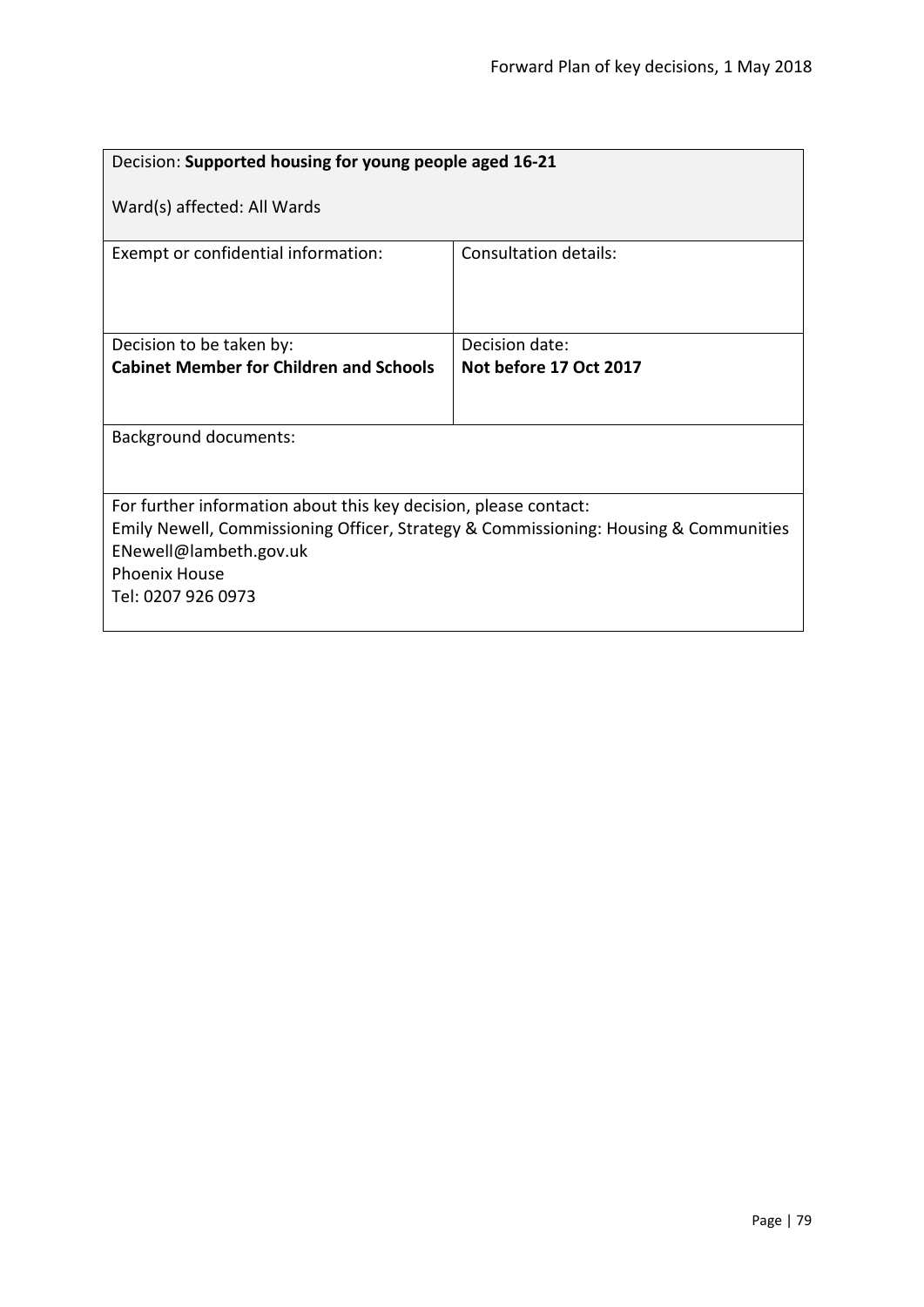| Decision: **Supported housing for young people aged 16-21**<br><br>Ward(s) affected: All Wards | |
|---|---|
| Exempt or confidential information: | Consultation details: |
| Decision to be taken by:<br>**Cabinet Member for Children and Schools** | Decision date:<br>**Not before 17 Oct 2017** |
| Background documents: | |
| For further information about this key decision, please contact:<br>Emily Newell, Commissioning Officer, Strategy & Commissioning: Housing & Communities<br>ENewell@lambeth.gov.uk<br>Phoenix House<br>Tel: 0207 926 0973 | |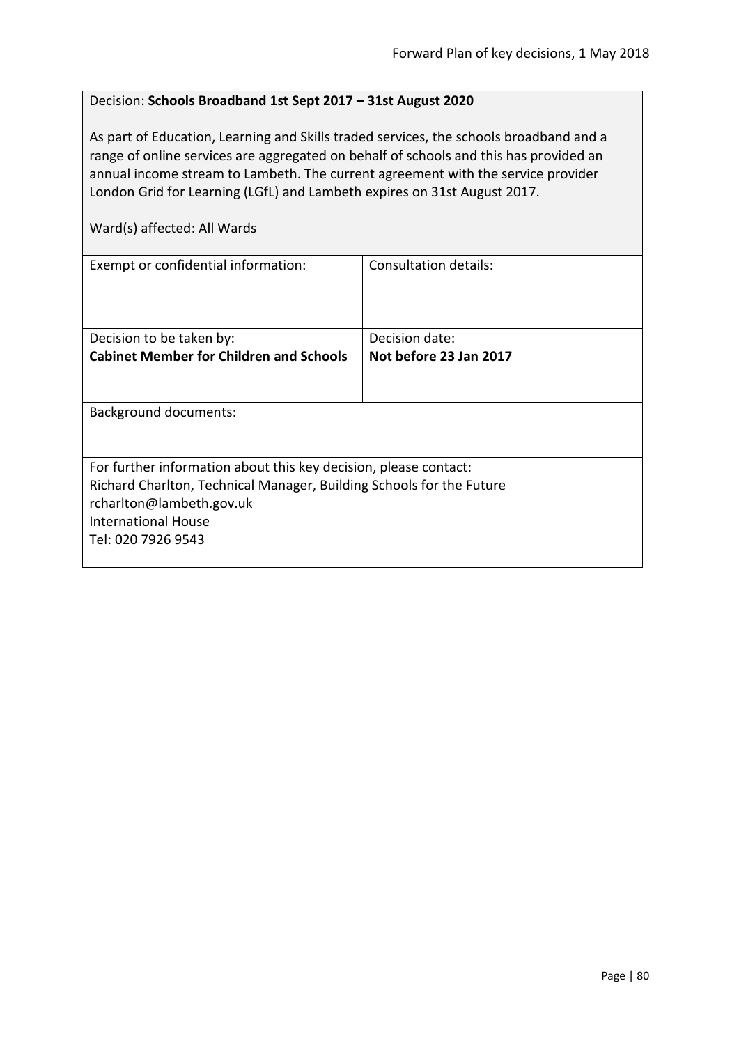Decision: **Schools Broadband 1st Sept 2017 – 31st August 2020**

As part of Education, Learning and Skills traded services, the schools broadband and a range of online services are aggregated on behalf of schools and this has provided an annual income stream to Lambeth. The current agreement with the service provider London Grid for Learning (LGfL) and Lambeth expires on 31st August 2017.

Ward(s) affected: All Wards

| Exempt or confidential information: | Consultation details: |
|---|---|
| Decision to be taken by:<br>**Cabinet Member for Children and Schools** | Decision date:<br>**Not before 23 Jan 2017** |

Background documents:

For further information about this key decision, please contact:
Richard Charlton, Technical Manager, Building Schools for the Future
rcharlton@lambeth.gov.uk
International House
Tel: 020 7926 9543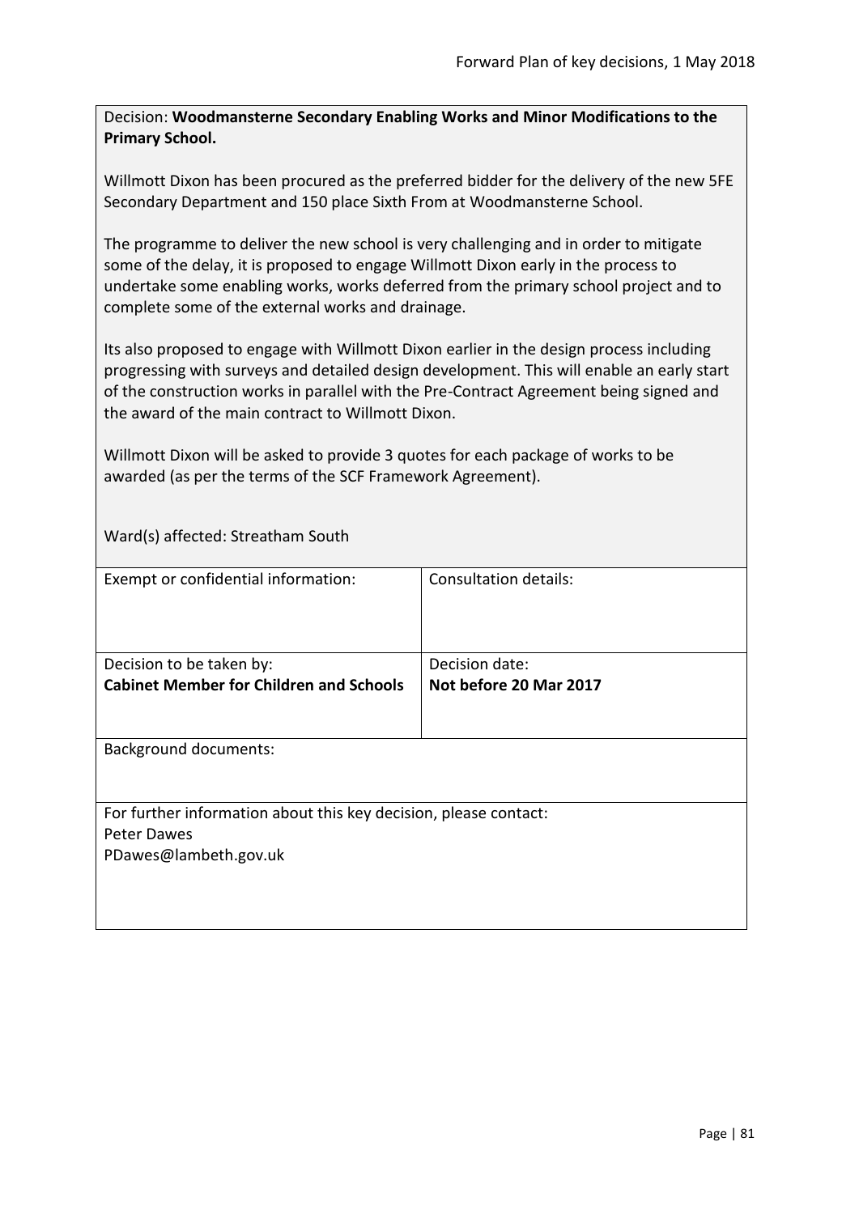Decision: **Woodmansterne Secondary Enabling Works and Minor Modifications to the Primary School.**

Willmott Dixon has been procured as the preferred bidder for the delivery of the new 5FE Secondary Department and 150 place Sixth From at Woodmansterne School.

The programme to deliver the new school is very challenging and in order to mitigate some of the delay, it is proposed to engage Willmott Dixon early in the process to undertake some enabling works, works deferred from the primary school project and to complete some of the external works and drainage.

Its also proposed to engage with Willmott Dixon earlier in the design process including progressing with surveys and detailed design development. This will enable an early start of the construction works in parallel with the Pre-Contract Agreement being signed and the award of the main contract to Willmott Dixon.

Willmott Dixon will be asked to provide 3 quotes for each package of works to be awarded (as per the terms of the SCF Framework Agreement).

Ward(s) affected: Streatham South

| Exempt or confidential information: | Consultation details: |
|---|---|
| Decision to be taken by:<br>**Cabinet Member for Children and Schools** | Decision date:<br>**Not before 20 Mar 2017** |

Background documents:

For further information about this key decision, please contact:
Peter Dawes
PDawes@lambeth.gov.uk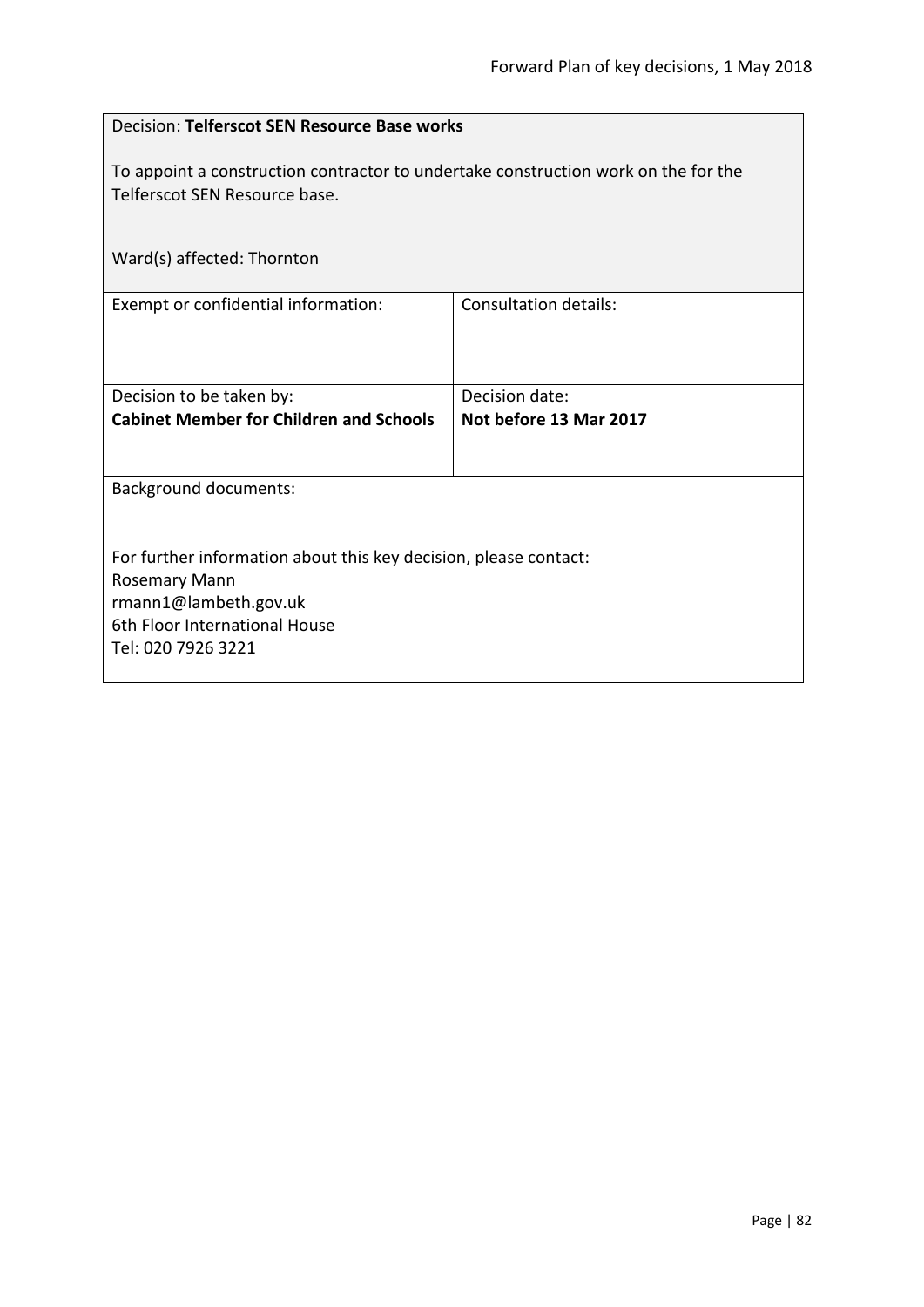Decision: **Telferscot SEN Resource Base works**

To appoint a construction contractor to undertake construction work on the for the Telferscot SEN Resource base.

Ward(s) affected: Thornton

| Exempt or confidential information: | Consultation details: |
|---|---|
| Decision to be taken by:<br>**Cabinet Member for Children and Schools** | Decision date:<br>**Not before 13 Mar 2017** |

Background documents:

For further information about this key decision, please contact:
Rosemary Mann
rmann1@lambeth.gov.uk
6th Floor International House
Tel: 020 7926 3221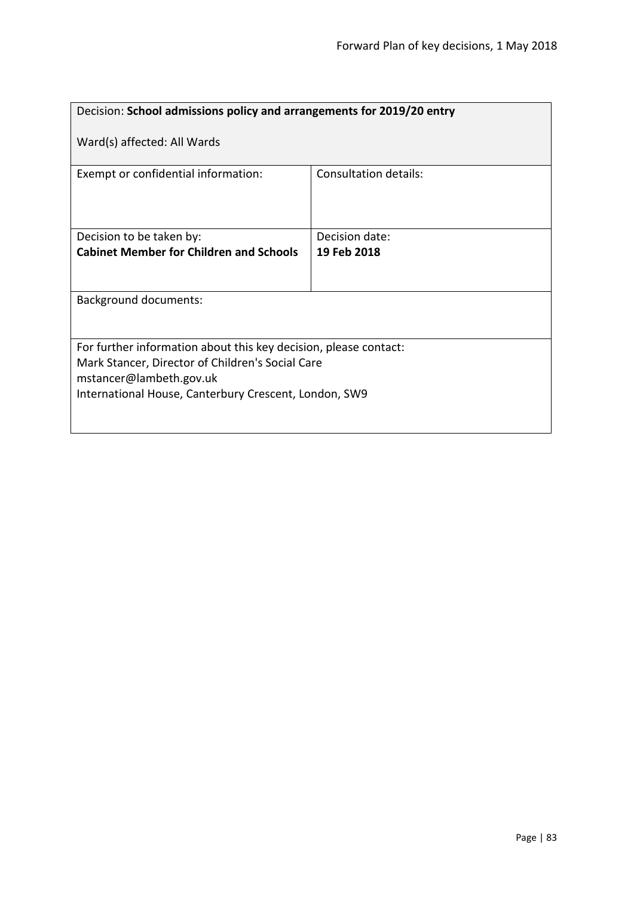| Decision: **School admissions policy and arrangements for 2019/20 entry**<br><br>Ward(s) affected: All Wards | |
|---|---|
| Exempt or confidential information: | Consultation details: |
| Decision to be taken by:<br>**Cabinet Member for Children and Schools** | Decision date:<br>**19 Feb 2018** |
| Background documents: | |
| For further information about this key decision, please contact:<br>Mark Stancer, Director of Children's Social Care<br>mstancer@lambeth.gov.uk<br>International House, Canterbury Crescent, London, SW9 | |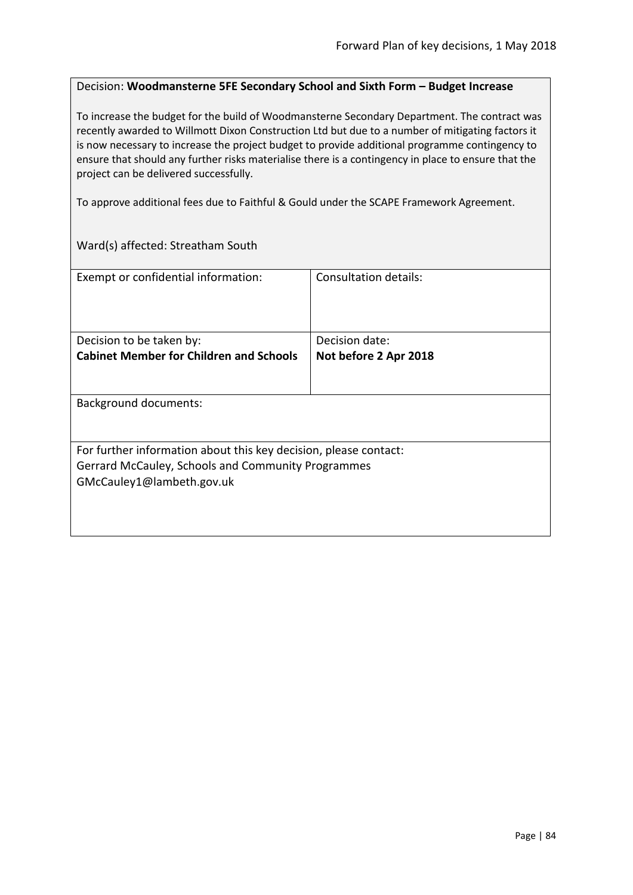Decision: **Woodmansterne 5FE Secondary School and Sixth Form – Budget Increase**

To increase the budget for the build of Woodmansterne Secondary Department. The contract was recently awarded to Willmott Dixon Construction Ltd but due to a number of mitigating factors it is now necessary to increase the project budget to provide additional programme contingency to ensure that should any further risks materialise there is a contingency in place to ensure that the project can be delivered successfully.

To approve additional fees due to Faithful & Gould under the SCAPE Framework Agreement.

Ward(s) affected: Streatham South

| | |
|---|---|
| Exempt or confidential information: | Consultation details: |
| Decision to be taken by:<br>**Cabinet Member for Children and Schools** | Decision date:<br>**Not before 2 Apr 2018** |

Background documents:

For further information about this key decision, please contact:
Gerrard McCauley, Schools and Community Programmes
GMcCauley1@lambeth.gov.uk